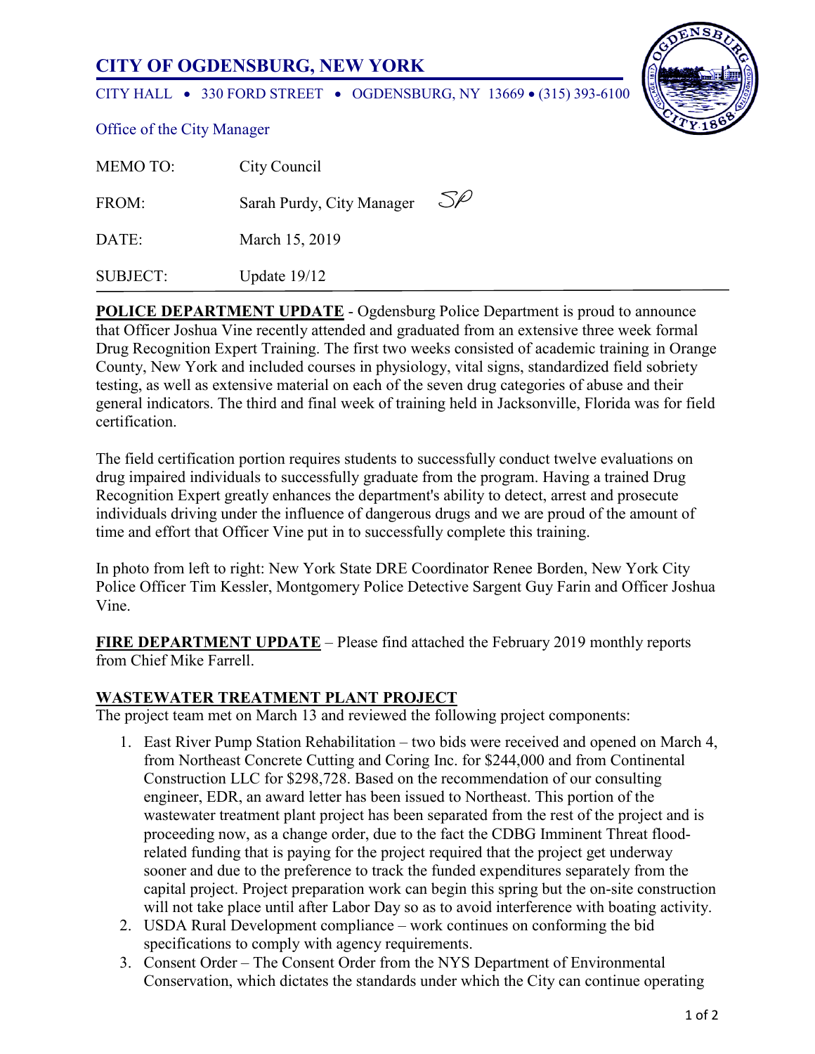# CITY OF OGDENSBURG, NEW YORK

CITY HALL • 330 FORD STREET • OGDENSBURG, NY 13669 • (315) 393-6100

Office of the City Manager

| | |
|---|---|
| MEMO TO: | City Council |
| FROM: | Sarah Purdy, City Manager SP |
| DATE: | March 15, 2019 |
| SUBJECT: | Update 19/12 |

**POLICE DEPARTMENT UPDATE** - Ogdensburg Police Department is proud to announce that Officer Joshua Vine recently attended and graduated from an extensive three week formal Drug Recognition Expert Training. The first two weeks consisted of academic training in Orange County, New York and included courses in physiology, vital signs, standardized field sobriety testing, as well as extensive material on each of the seven drug categories of abuse and their general indicators. The third and final week of training held in Jacksonville, Florida was for field certification.

The field certification portion requires students to successfully conduct twelve evaluations on drug impaired individuals to successfully graduate from the program. Having a trained Drug Recognition Expert greatly enhances the department's ability to detect, arrest and prosecute individuals driving under the influence of dangerous drugs and we are proud of the amount of time and effort that Officer Vine put in to successfully complete this training.

In photo from left to right: New York State DRE Coordinator Renee Borden, New York City Police Officer Tim Kessler, Montgomery Police Detective Sargent Guy Farin and Officer Joshua Vine.

**FIRE DEPARTMENT UPDATE** – Please find attached the February 2019 monthly reports from Chief Mike Farrell.

**WASTEWATER TREATMENT PLANT PROJECT**

The project team met on March 13 and reviewed the following project components:

1. East River Pump Station Rehabilitation – two bids were received and opened on March 4, from Northeast Concrete Cutting and Coring Inc. for $244,000 and from Continental Construction LLC for $298,728. Based on the recommendation of our consulting engineer, EDR, an award letter has been issued to Northeast. This portion of the wastewater treatment plant project has been separated from the rest of the project and is proceeding now, as a change order, due to the fact the CDBG Imminent Threat flood-related funding that is paying for the project required that the project get underway sooner and due to the preference to track the funded expenditures separately from the capital project. Project preparation work can begin this spring but the on-site construction will not take place until after Labor Day so as to avoid interference with boating activity.
2. USDA Rural Development compliance – work continues on conforming the bid specifications to comply with agency requirements.
3. Consent Order – The Consent Order from the NYS Department of Environmental Conservation, which dictates the standards under which the City can continue operating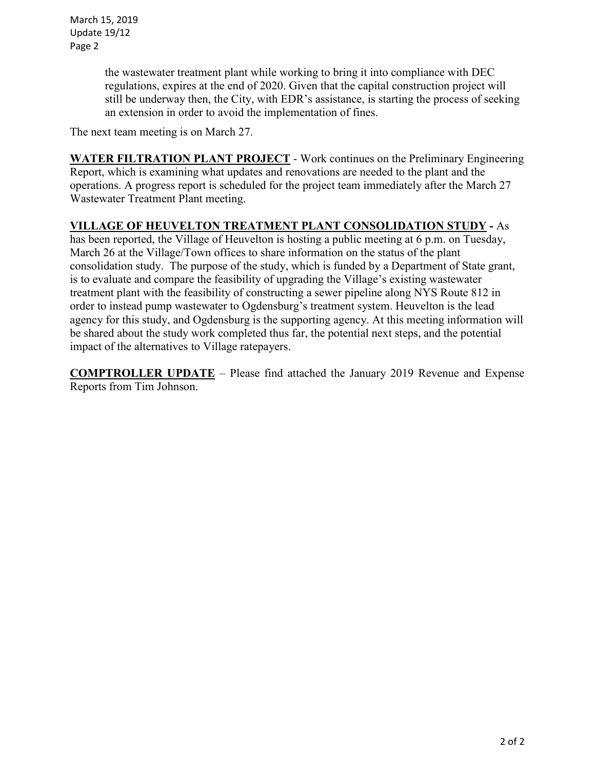the wastewater treatment plant while working to bring it into compliance with DEC regulations, expires at the end of 2020. Given that the capital construction project will still be underway then, the City, with EDR's assistance, is starting the process of seeking an extension in order to avoid the implementation of fines.

The next team meeting is on March 27.

**WATER FILTRATION PLANT PROJECT** - Work continues on the Preliminary Engineering Report, which is examining what updates and renovations are needed to the plant and the operations. A progress report is scheduled for the project team immediately after the March 27 Wastewater Treatment Plant meeting.

**VILLAGE OF HEUVELTON TREATMENT PLANT CONSOLIDATION STUDY -** As has been reported, the Village of Heuvelton is hosting a public meeting at 6 p.m. on Tuesday, March 26 at the Village/Town offices to share information on the status of the plant consolidation study. The purpose of the study, which is funded by a Department of State grant, is to evaluate and compare the feasibility of upgrading the Village's existing wastewater treatment plant with the feasibility of constructing a sewer pipeline along NYS Route 812 in order to instead pump wastewater to Ogdensburg's treatment system. Heuvelton is the lead agency for this study, and Ogdensburg is the supporting agency. At this meeting information will be shared about the study work completed thus far, the potential next steps, and the potential impact of the alternatives to Village ratepayers.

**COMPTROLLER UPDATE** – Please find attached the January 2019 Revenue and Expense Reports from Tim Johnson.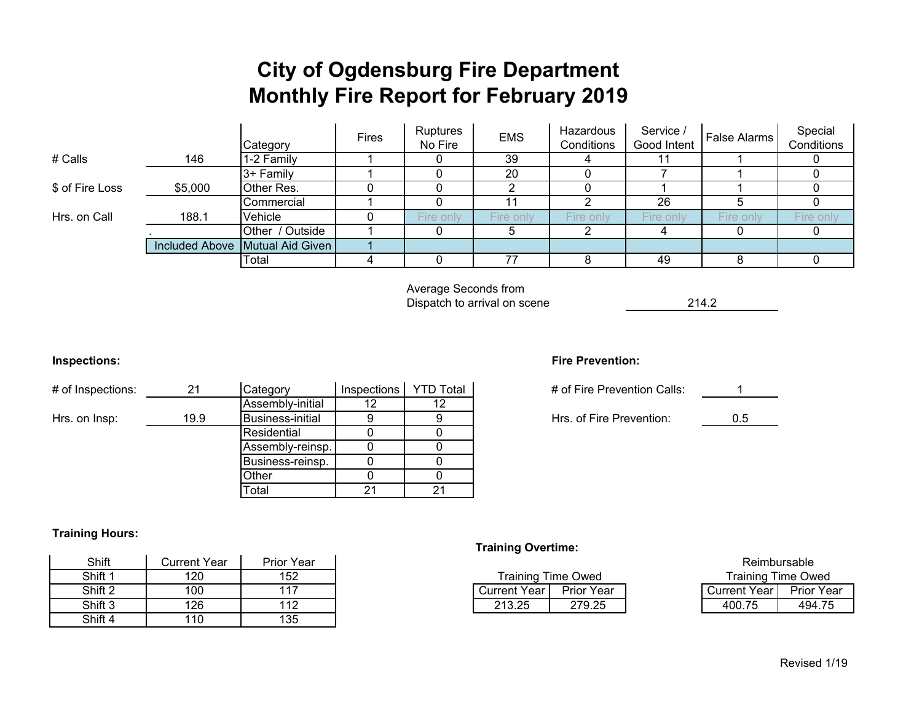# City of Ogdensburg Fire Department
# Monthly Fire Report for February 2019

| | | Category | Fires | Ruptures No Fire | EMS | Hazardous Conditions | Service / Good Intent | False Alarms | Special Conditions |
|---|---|---|---|---|---|---|---|---|---|
| # Calls | 146 | 1-2 Family | 1 | 0 | 39 | 4 | 11 | 1 | 0 |
| | | 3+ Family | 1 | 0 | 20 | 0 | 7 | 1 | 0 |
| $ of Fire Loss | $5,000 | Other Res. | 0 | 0 | 2 | 0 | 1 | 1 | 0 |
| | | Commercial | 1 | 0 | 11 | 2 | 26 | 5 | 0 |
| Hrs. on Call | 188.1 | Vehicle | 0 | Fire only | Fire only | Fire only | Fire only | Fire only | Fire only |
| | . | Other / Outside | 1 | 0 | 5 | 2 | 4 | 0 | 0 |
| | Included Above | Mutual Aid Given | 1 | | | | | | |
| | | Total | 4 | 0 | 77 | 8 | 49 | 8 | 0 |

Average Seconds from Dispatch to arrival on scene: 214.2

**Inspections:**

# of Inspections: 21

Hrs. on Insp: 19.9

| Category | Inspections | YTD Total |
|---|---|---|
| Assembly-initial | 12 | 12 |
| Business-initial | 9 | 9 |
| Residential | 0 | 0 |
| Assembly-reinsp. | 0 | 0 |
| Business-reinsp. | 0 | 0 |
| Other | 0 | 0 |
| Total | 21 | 21 |

**Fire Prevention:**

# of Fire Prevention Calls: 1

Hrs. of Fire Prevention: 0.5

**Training Hours:**

| Shift | Current Year | Prior Year |
|---|---|---|
| Shift 1 | 120 | 152 |
| Shift 2 | 100 | 117 |
| Shift 3 | 126 | 112 |
| Shift 4 | 110 | 135 |

**Training Overtime:**

Training Time Owed

| Current Year | Prior Year |
|---|---|
| 213.25 | 279.25 |

Reimbursable Training Time Owed

| Current Year | Prior Year |
|---|---|
| 400.75 | 494.75 |

Revised 1/19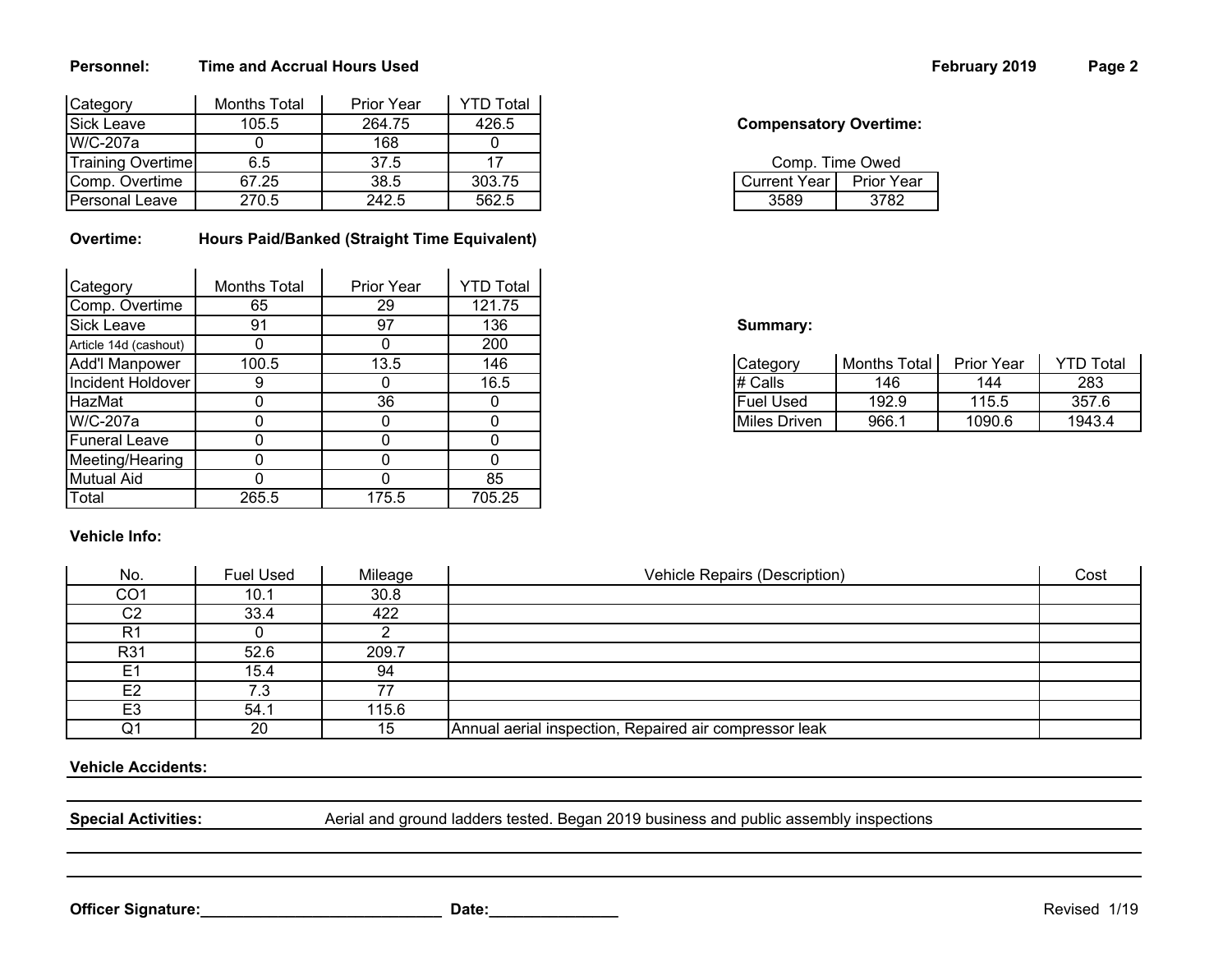**Personnel:** **Time and Accrual Hours Used** **February 2019**

| Category | Months Total | Prior Year | YTD Total |
|---|---|---|---|
| Sick Leave | 105.5 | 264.75 | 426.5 |
| W/C-207a | 0 | 168 | 0 |
| Training Overtime | 6.5 | 37.5 | 17 |
| Comp. Overtime | 67.25 | 38.5 | 303.75 |
| Personal Leave | 270.5 | 242.5 | 562.5 |

**Compensatory Overtime:**

| Comp. Time Owed | |
|---|---|
| Current Year | Prior Year |
| 3589 | 3782 |

**Overtime:** **Hours Paid/Banked (Straight Time Equivalent)**

| Category | Months Total | Prior Year | YTD Total |
|---|---|---|---|
| Comp. Overtime | 65 | 29 | 121.75 |
| Sick Leave | 91 | 97 | 136 |
| Article 14d (cashout) | 0 | 0 | 200 |
| Add'l Manpower | 100.5 | 13.5 | 146 |
| Incident Holdover | 9 | 0 | 16.5 |
| HazMat | 0 | 36 | 0 |
| W/C-207a | 0 | 0 | 0 |
| Funeral Leave | 0 | 0 | 0 |
| Meeting/Hearing | 0 | 0 | 0 |
| Mutual Aid | 0 | 0 | 85 |
| Total | 265.5 | 175.5 | 705.25 |

**Summary:**

| Category | Months Total | Prior Year | YTD Total |
|---|---|---|---|
| # Calls | 146 | 144 | 283 |
| Fuel Used | 192.9 | 115.5 | 357.6 |
| Miles Driven | 966.1 | 1090.6 | 1943.4 |

**Vehicle Info:**

| No. | Fuel Used | Mileage | Vehicle Repairs (Description) | Cost |
|---|---|---|---|---|
| CO1 | 10.1 | 30.8 | | |
| C2 | 33.4 | 422 | | |
| R1 | 0 | 2 | | |
| R31 | 52.6 | 209.7 | | |
| E1 | 15.4 | 94 | | |
| E2 | 7.3 | 77 | | |
| E3 | 54.1 | 115.6 | | |
| Q1 | 20 | 15 | Annual aerial inspection, Repaired air compressor leak | |

**Vehicle Accidents:**

**Special Activities:** Aerial and ground ladders tested. Began 2019 business and public assembly inspections

**Officer Signature:**_____________________________ **Date:**_______________

Revised 1/19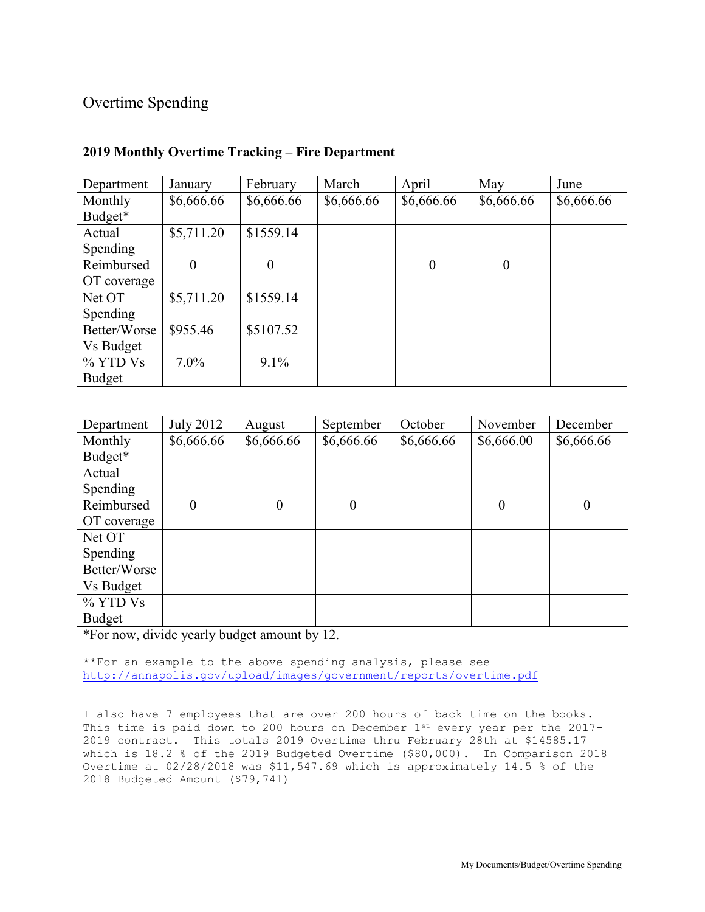# Overtime Spending

**2019 Monthly Overtime Tracking – Fire Department**

| Department | January | February | March | April | May | June |
|---|---|---|---|---|---|---|
| Monthly Budget* | $6,666.66 | $6,666.66 | $6,666.66 | $6,666.66 | $6,666.66 | $6,666.66 |
| Actual Spending | $5,711.20 | $1559.14 | | | | |
| Reimbursed OT coverage | 0 | 0 | | 0 | 0 | |
| Net OT Spending | $5,711.20 | $1559.14 | | | | |
| Better/Worse Vs Budget | $955.46 | $5107.52 | | | | |
| % YTD Vs Budget | 7.0% | 9.1% | | | | |

| Department | July 2012 | August | September | October | November | December |
|---|---|---|---|---|---|---|
| Monthly Budget* | $6,666.66 | $6,666.66 | $6,666.66 | $6,666.66 | $6,666.00 | $6,666.66 |
| Actual Spending | | | | | | |
| Reimbursed OT coverage | 0 | 0 | 0 | | 0 | 0 |
| Net OT Spending | | | | | | |
| Better/Worse Vs Budget | | | | | | |
| % YTD Vs Budget | | | | | | |

*For now, divide yearly budget amount by 12.

**For an example to the above spending analysis, please see http://annapolis.gov/upload/images/government/reports/overtime.pdf

I also have 7 employees that are over 200 hours of back time on the books. This time is paid down to 200 hours on December 1st every year per the 2017-2019 contract. This totals 2019 Overtime thru February 28th at $14585.17 which is 18.2 % of the 2019 Budgeted Overtime ($80,000). In Comparison 2018 Overtime at 02/28/2018 was $11,547.69 which is approximately 14.5 % of the 2018 Budgeted Amount ($79,741)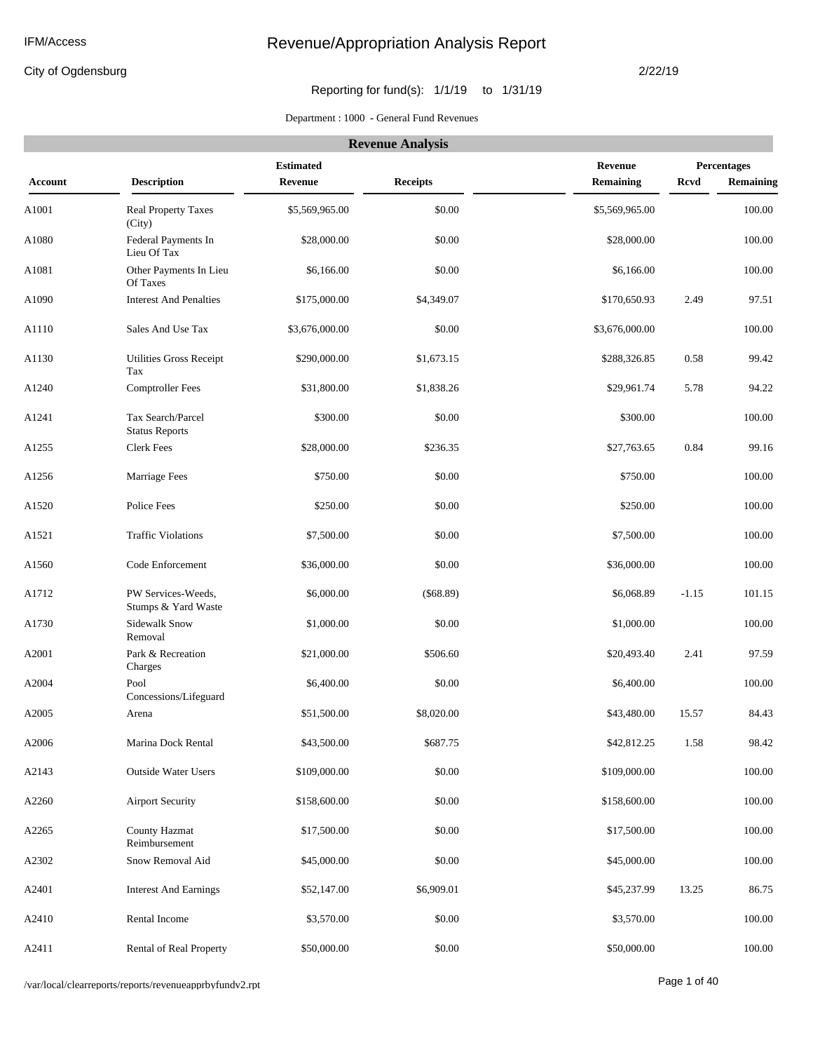IFM/Access

# Revenue/Appropriation Analysis Report

City of Ogdensburg

2/22/19

Reporting for fund(s): 1/1/19 to 1/31/19

Department : 1000 - General Fund Revenues

**Revenue Analysis**

| Account | Description | Estimated Revenue | Receipts | | Revenue Remaining | Percentages Rcvd | Percentages Remaining |
|---|---|---|---|---|---|---|---|
| A1001 | Real Property Taxes (City) | $5,569,965.00 | $0.00 | | $5,569,965.00 | | 100.00 |
| A1080 | Federal Payments In Lieu Of Tax | $28,000.00 | $0.00 | | $28,000.00 | | 100.00 |
| A1081 | Other Payments In Lieu Of Taxes | $6,166.00 | $0.00 | | $6,166.00 | | 100.00 |
| A1090 | Interest And Penalties | $175,000.00 | $4,349.07 | | $170,650.93 | 2.49 | 97.51 |
| A1110 | Sales And Use Tax | $3,676,000.00 | $0.00 | | $3,676,000.00 | | 100.00 |
| A1130 | Utilities Gross Receipt Tax | $290,000.00 | $1,673.15 | | $288,326.85 | 0.58 | 99.42 |
| A1240 | Comptroller Fees | $31,800.00 | $1,838.26 | | $29,961.74 | 5.78 | 94.22 |
| A1241 | Tax Search/Parcel Status Reports | $300.00 | $0.00 | | $300.00 | | 100.00 |
| A1255 | Clerk Fees | $28,000.00 | $236.35 | | $27,763.65 | 0.84 | 99.16 |
| A1256 | Marriage Fees | $750.00 | $0.00 | | $750.00 | | 100.00 |
| A1520 | Police Fees | $250.00 | $0.00 | | $250.00 | | 100.00 |
| A1521 | Traffic Violations | $7,500.00 | $0.00 | | $7,500.00 | | 100.00 |
| A1560 | Code Enforcement | $36,000.00 | $0.00 | | $36,000.00 | | 100.00 |
| A1712 | PW Services-Weeds, Stumps & Yard Waste | $6,000.00 | ($68.89) | | $6,068.89 | -1.15 | 101.15 |
| A1730 | Sidewalk Snow Removal | $1,000.00 | $0.00 | | $1,000.00 | | 100.00 |
| A2001 | Park & Recreation Charges | $21,000.00 | $506.60 | | $20,493.40 | 2.41 | 97.59 |
| A2004 | Pool Concessions/Lifeguard | $6,400.00 | $0.00 | | $6,400.00 | | 100.00 |
| A2005 | Arena | $51,500.00 | $8,020.00 | | $43,480.00 | 15.57 | 84.43 |
| A2006 | Marina Dock Rental | $43,500.00 | $687.75 | | $42,812.25 | 1.58 | 98.42 |
| A2143 | Outside Water Users | $109,000.00 | $0.00 | | $109,000.00 | | 100.00 |
| A2260 | Airport Security | $158,600.00 | $0.00 | | $158,600.00 | | 100.00 |
| A2265 | County Hazmat Reimbursement | $17,500.00 | $0.00 | | $17,500.00 | | 100.00 |
| A2302 | Snow Removal Aid | $45,000.00 | $0.00 | | $45,000.00 | | 100.00 |
| A2401 | Interest And Earnings | $52,147.00 | $6,909.01 | | $45,237.99 | 13.25 | 86.75 |
| A2410 | Rental Income | $3,570.00 | $0.00 | | $3,570.00 | | 100.00 |
| A2411 | Rental of Real Property | $50,000.00 | $0.00 | | $50,000.00 | | 100.00 |

/var/local/clearreports/reports/revenueapprbyfundv2.rpt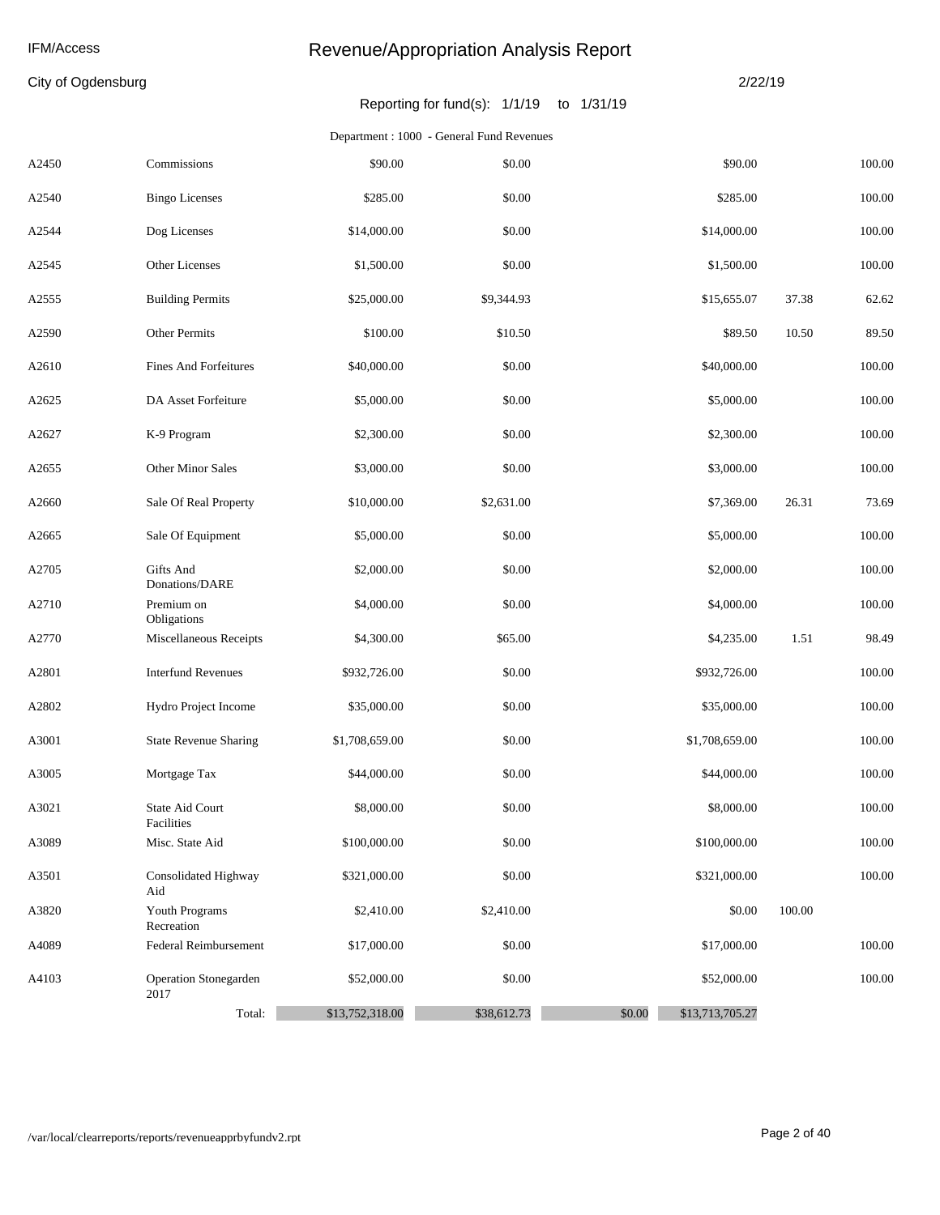# Revenue/Appropriation Analysis Report

City of Ogdensburg

2/22/19

Reporting for fund(s): 1/1/19 to 1/31/19

Department : 1000 - General Fund Revenues

| | | | | | | | |
|---|---|---|---|---|---|---|---|
| A2450 | Commissions | $90.00 | $0.00 | | $90.00 | | 100.00 |
| A2540 | Bingo Licenses | $285.00 | $0.00 | | $285.00 | | 100.00 |
| A2544 | Dog Licenses | $14,000.00 | $0.00 | | $14,000.00 | | 100.00 |
| A2545 | Other Licenses | $1,500.00 | $0.00 | | $1,500.00 | | 100.00 |
| A2555 | Building Permits | $25,000.00 | $9,344.93 | | $15,655.07 | 37.38 | 62.62 |
| A2590 | Other Permits | $100.00 | $10.50 | | $89.50 | 10.50 | 89.50 |
| A2610 | Fines And Forfeitures | $40,000.00 | $0.00 | | $40,000.00 | | 100.00 |
| A2625 | DA Asset Forfeiture | $5,000.00 | $0.00 | | $5,000.00 | | 100.00 |
| A2627 | K-9 Program | $2,300.00 | $0.00 | | $2,300.00 | | 100.00 |
| A2655 | Other Minor Sales | $3,000.00 | $0.00 | | $3,000.00 | | 100.00 |
| A2660 | Sale Of Real Property | $10,000.00 | $2,631.00 | | $7,369.00 | 26.31 | 73.69 |
| A2665 | Sale Of Equipment | $5,000.00 | $0.00 | | $5,000.00 | | 100.00 |
| A2705 | Gifts And Donations/DARE | $2,000.00 | $0.00 | | $2,000.00 | | 100.00 |
| A2710 | Premium on Obligations | $4,000.00 | $0.00 | | $4,000.00 | | 100.00 |
| A2770 | Miscellaneous Receipts | $4,300.00 | $65.00 | | $4,235.00 | 1.51 | 98.49 |
| A2801 | Interfund Revenues | $932,726.00 | $0.00 | | $932,726.00 | | 100.00 |
| A2802 | Hydro Project Income | $35,000.00 | $0.00 | | $35,000.00 | | 100.00 |
| A3001 | State Revenue Sharing | $1,708,659.00 | $0.00 | | $1,708,659.00 | | 100.00 |
| A3005 | Mortgage Tax | $44,000.00 | $0.00 | | $44,000.00 | | 100.00 |
| A3021 | State Aid Court Facilities | $8,000.00 | $0.00 | | $8,000.00 | | 100.00 |
| A3089 | Misc. State Aid | $100,000.00 | $0.00 | | $100,000.00 | | 100.00 |
| A3501 | Consolidated Highway Aid | $321,000.00 | $0.00 | | $321,000.00 | | 100.00 |
| A3820 | Youth Programs Recreation | $2,410.00 | $2,410.00 | | $0.00 | 100.00 | |
| A4089 | Federal Reimbursement | $17,000.00 | $0.00 | | $17,000.00 | | 100.00 |
| A4103 | Operation Stonegarden 2017 | $52,000.00 | $0.00 | | $52,000.00 | | 100.00 |
| | Total: | $13,752,318.00 | $38,612.73 | $0.00 | $13,713,705.27 | | |

/var/local/clearreports/reports/revenueapprbyfundv2.rpt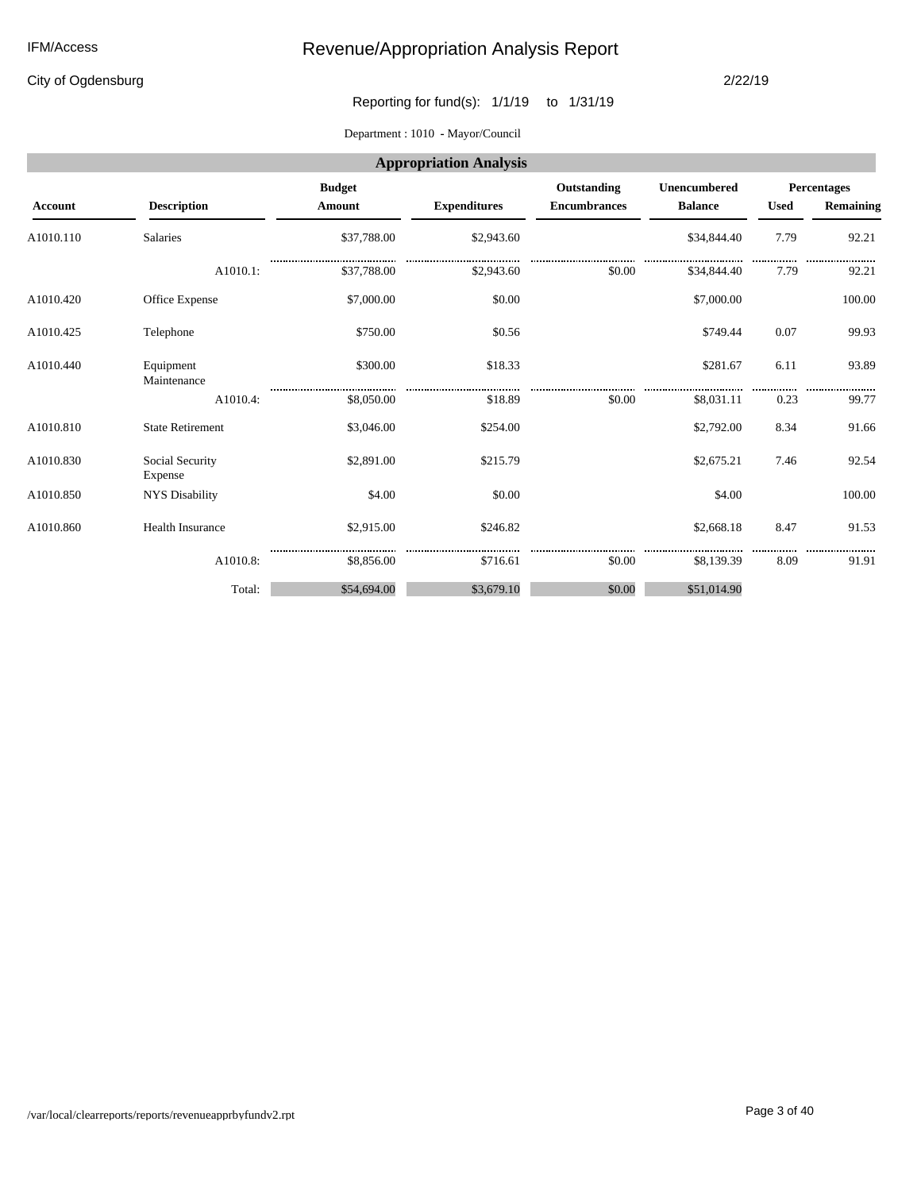# Revenue/Appropriation Analysis Report

City of Ogdensburg

2/22/19

Reporting for fund(s): 1/1/19 to 1/31/19

Department : 1010 - Mayor/Council

## Appropriation Analysis

| Account | Description | Budget Amount | Expenditures | Outstanding Encumbrances | Unencumbered Balance | Percentages Used | Percentages Remaining |
|---|---|---|---|---|---|---|---|
| A1010.110 | Salaries | $37,788.00 | $2,943.60 | | $34,844.40 | 7.79 | 92.21 |
| | A1010.1: | $37,788.00 | $2,943.60 | $0.00 | $34,844.40 | 7.79 | 92.21 |
| A1010.420 | Office Expense | $7,000.00 | $0.00 | | $7,000.00 | | 100.00 |
| A1010.425 | Telephone | $750.00 | $0.56 | | $749.44 | 0.07 | 99.93 |
| A1010.440 | Equipment Maintenance | $300.00 | $18.33 | | $281.67 | 6.11 | 93.89 |
| | A1010.4: | $8,050.00 | $18.89 | $0.00 | $8,031.11 | 0.23 | 99.77 |
| A1010.810 | State Retirement | $3,046.00 | $254.00 | | $2,792.00 | 8.34 | 91.66 |
| A1010.830 | Social Security Expense | $2,891.00 | $215.79 | | $2,675.21 | 7.46 | 92.54 |
| A1010.850 | NYS Disability | $4.00 | $0.00 | | $4.00 | | 100.00 |
| A1010.860 | Health Insurance | $2,915.00 | $246.82 | | $2,668.18 | 8.47 | 91.53 |
| | A1010.8: | $8,856.00 | $716.61 | $0.00 | $8,139.39 | 8.09 | 91.91 |
| | Total: | $54,694.00 | $3,679.10 | $0.00 | $51,014.90 | | |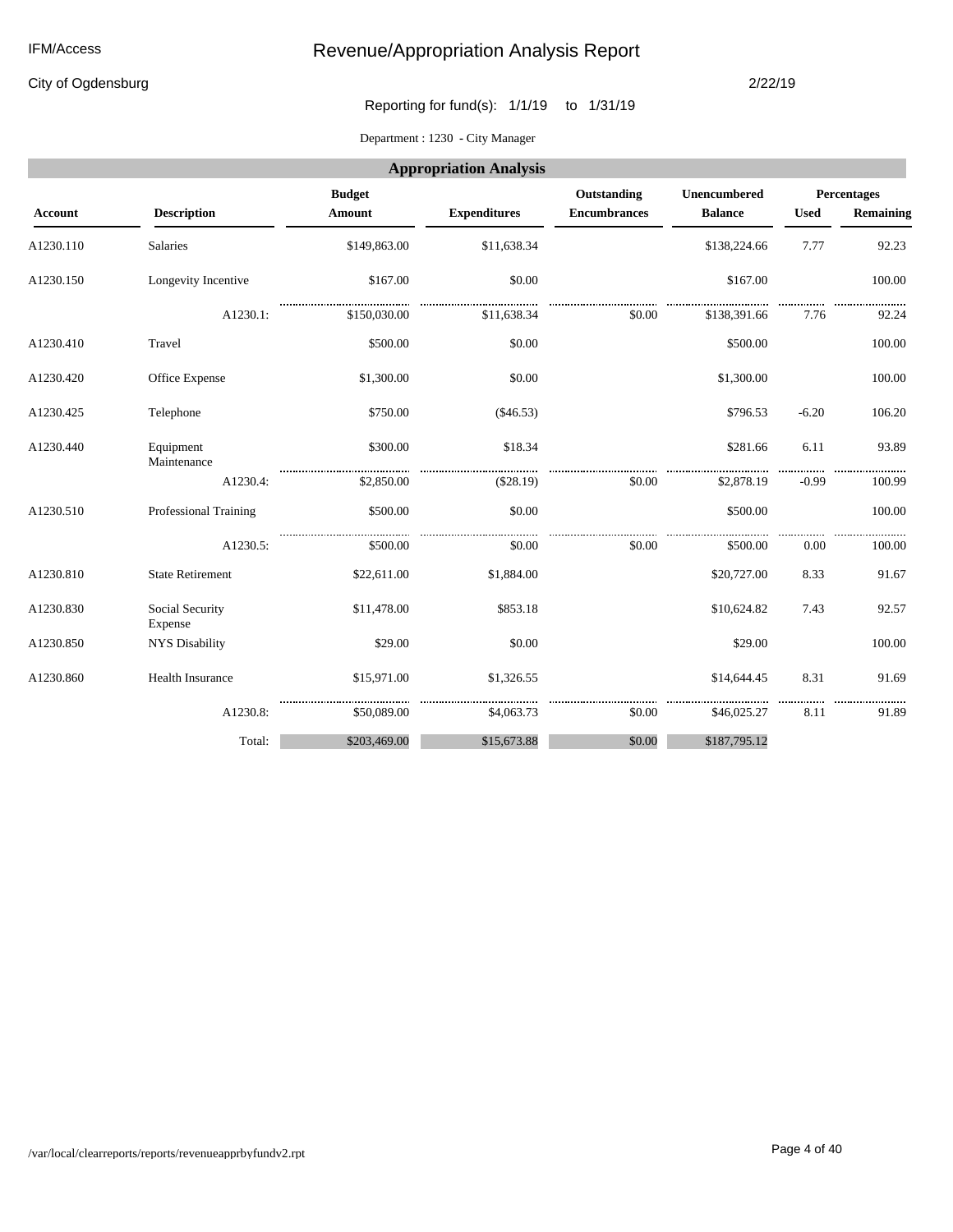IFM/Access

# Revenue/Appropriation Analysis Report

City of Ogdensburg

2/22/19

Reporting for fund(s): 1/1/19 to 1/31/19

Department : 1230 - City Manager

## Appropriation Analysis

| Account | Description | Budget Amount | Expenditures | Outstanding Encumbrances | Unencumbered Balance | Percentages Used | Percentages Remaining |
|---|---|---|---|---|---|---|---|
| A1230.110 | Salaries | $149,863.00 | $11,638.34 | | $138,224.66 | 7.77 | 92.23 |
| A1230.150 | Longevity Incentive | $167.00 | $0.00 | | $167.00 | | 100.00 |
| | A1230.1: | $150,030.00 | $11,638.34 | $0.00 | $138,391.66 | 7.76 | 92.24 |
| A1230.410 | Travel | $500.00 | $0.00 | | $500.00 | | 100.00 |
| A1230.420 | Office Expense | $1,300.00 | $0.00 | | $1,300.00 | | 100.00 |
| A1230.425 | Telephone | $750.00 | ($46.53) | | $796.53 | -6.20 | 106.20 |
| A1230.440 | Equipment Maintenance | $300.00 | $18.34 | | $281.66 | 6.11 | 93.89 |
| | A1230.4: | $2,850.00 | ($28.19) | $0.00 | $2,878.19 | -0.99 | 100.99 |
| A1230.510 | Professional Training | $500.00 | $0.00 | | $500.00 | | 100.00 |
| | A1230.5: | $500.00 | $0.00 | $0.00 | $500.00 | 0.00 | 100.00 |
| A1230.810 | State Retirement | $22,611.00 | $1,884.00 | | $20,727.00 | 8.33 | 91.67 |
| A1230.830 | Social Security Expense | $11,478.00 | $853.18 | | $10,624.82 | 7.43 | 92.57 |
| A1230.850 | NYS Disability | $29.00 | $0.00 | | $29.00 | | 100.00 |
| A1230.860 | Health Insurance | $15,971.00 | $1,326.55 | | $14,644.45 | 8.31 | 91.69 |
| | A1230.8: | $50,089.00 | $4,063.73 | $0.00 | $46,025.27 | 8.11 | 91.89 |
| | Total: | $203,469.00 | $15,673.88 | $0.00 | $187,795.12 | | |

/var/local/clearreports/reports/revenueapprbyfundv2.rpt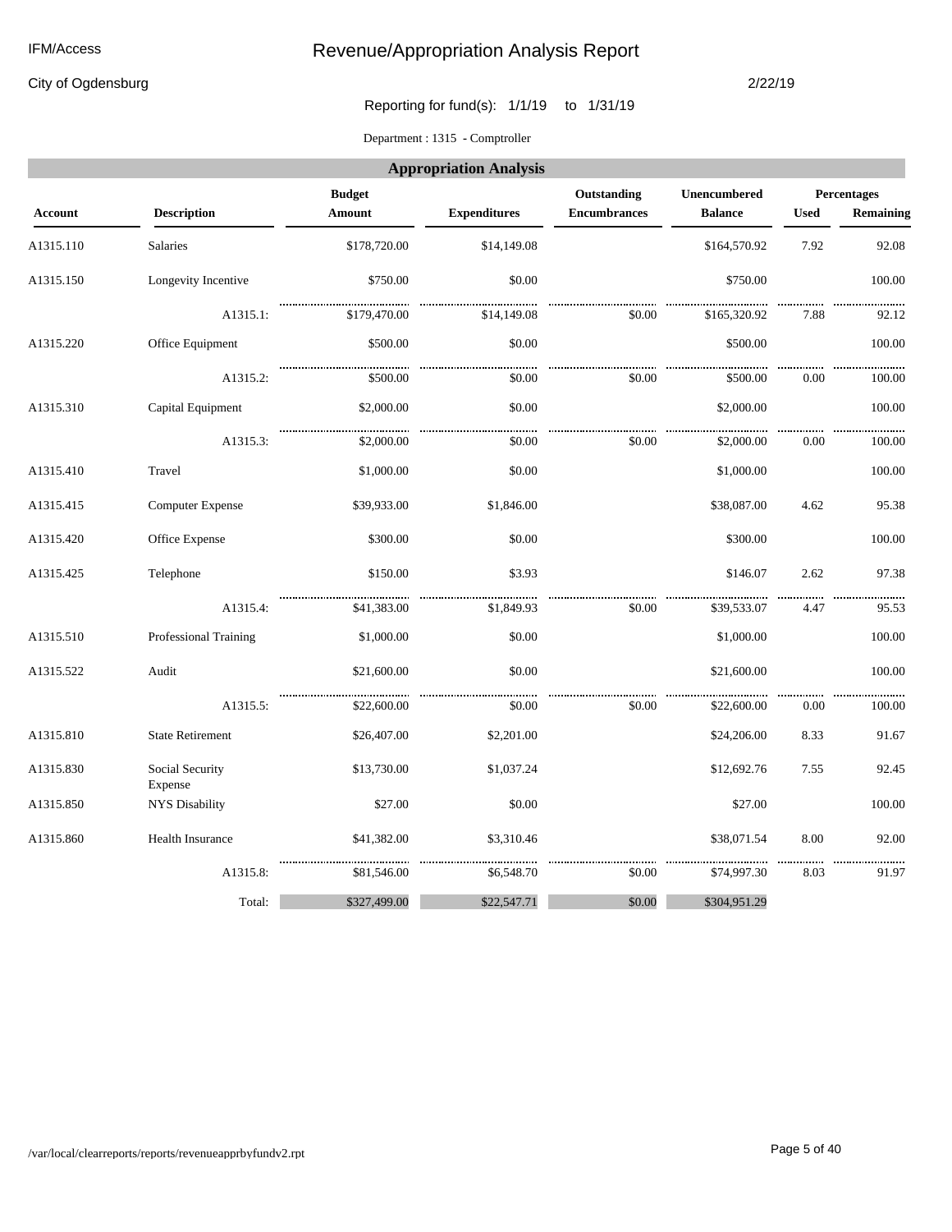IFM/Access

# Revenue/Appropriation Analysis Report

City of Ogdensburg

2/22/19

Reporting for fund(s): 1/1/19 to 1/31/19

Department : 1315 - Comptroller

## Appropriation Analysis

| Account | Description | Budget Amount | Expenditures | Outstanding Encumbrances | Unencumbered Balance | Percentages Used | Percentages Remaining |
|---|---|---|---|---|---|---|---|
| A1315.110 | Salaries | $178,720.00 | $14,149.08 | | $164,570.92 | 7.92 | 92.08 |
| A1315.150 | Longevity Incentive | $750.00 | $0.00 | | $750.00 | | 100.00 |
| | A1315.1: | $179,470.00 | $14,149.08 | $0.00 | $165,320.92 | 7.88 | 92.12 |
| A1315.220 | Office Equipment | $500.00 | $0.00 | | $500.00 | | 100.00 |
| | A1315.2: | $500.00 | $0.00 | $0.00 | $500.00 | 0.00 | 100.00 |
| A1315.310 | Capital Equipment | $2,000.00 | $0.00 | | $2,000.00 | | 100.00 |
| | A1315.3: | $2,000.00 | $0.00 | $0.00 | $2,000.00 | 0.00 | 100.00 |
| A1315.410 | Travel | $1,000.00 | $0.00 | | $1,000.00 | | 100.00 |
| A1315.415 | Computer Expense | $39,933.00 | $1,846.00 | | $38,087.00 | 4.62 | 95.38 |
| A1315.420 | Office Expense | $300.00 | $0.00 | | $300.00 | | 100.00 |
| A1315.425 | Telephone | $150.00 | $3.93 | | $146.07 | 2.62 | 97.38 |
| | A1315.4: | $41,383.00 | $1,849.93 | $0.00 | $39,533.07 | 4.47 | 95.53 |
| A1315.510 | Professional Training | $1,000.00 | $0.00 | | $1,000.00 | | 100.00 |
| A1315.522 | Audit | $21,600.00 | $0.00 | | $21,600.00 | | 100.00 |
| | A1315.5: | $22,600.00 | $0.00 | $0.00 | $22,600.00 | 0.00 | 100.00 |
| A1315.810 | State Retirement | $26,407.00 | $2,201.00 | | $24,206.00 | 8.33 | 91.67 |
| A1315.830 | Social Security Expense | $13,730.00 | $1,037.24 | | $12,692.76 | 7.55 | 92.45 |
| A1315.850 | NYS Disability | $27.00 | $0.00 | | $27.00 | | 100.00 |
| A1315.860 | Health Insurance | $41,382.00 | $3,310.46 | | $38,071.54 | 8.00 | 92.00 |
| | A1315.8: | $81,546.00 | $6,548.70 | $0.00 | $74,997.30 | 8.03 | 91.97 |
| | Total: | $327,499.00 | $22,547.71 | $0.00 | $304,951.29 | | |

/var/local/clearreports/reports/revenueapprbyfundv2.rpt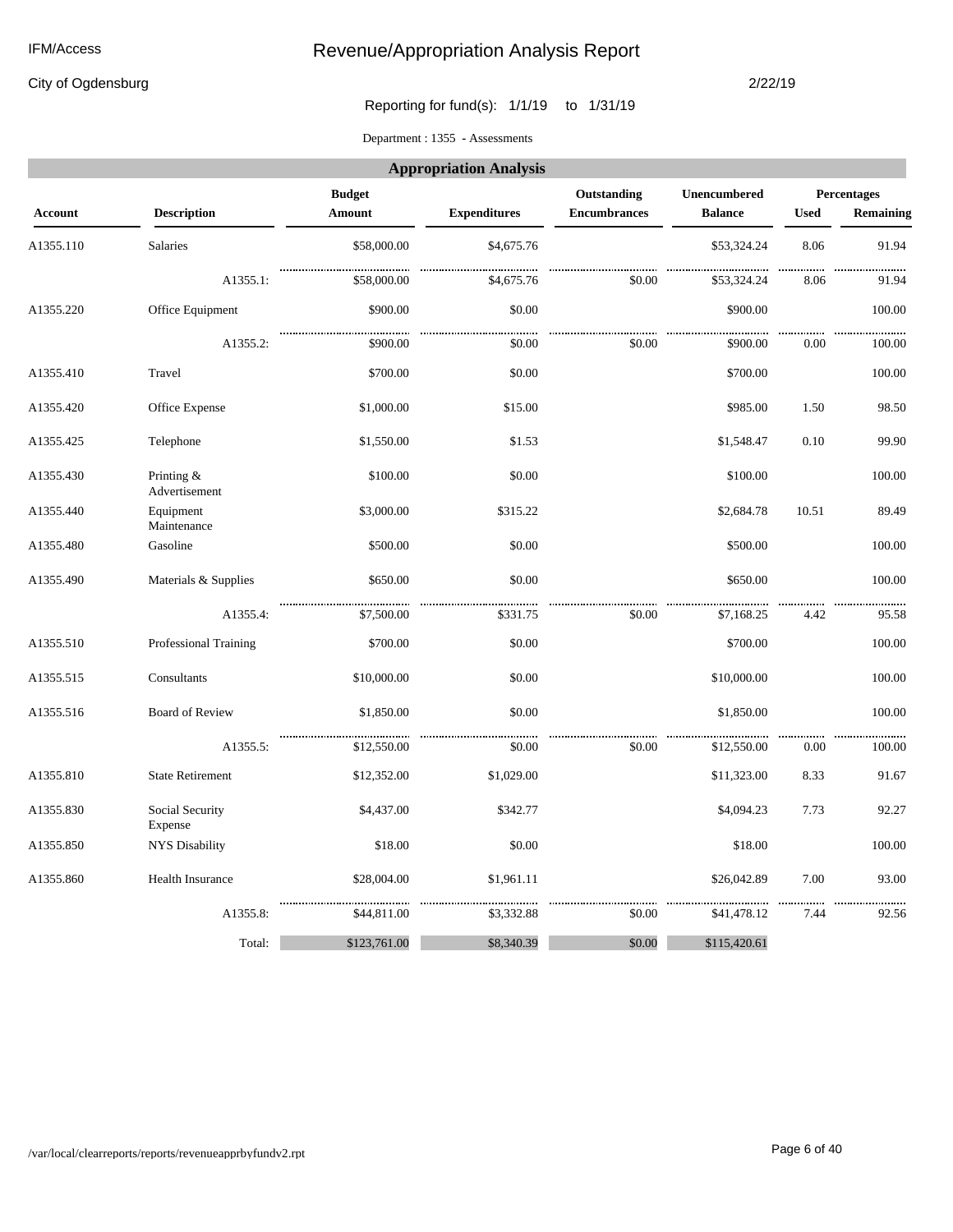IFM/Access

# Revenue/Appropriation Analysis Report

City of Ogdensburg

2/22/19

Reporting for fund(s): 1/1/19 to 1/31/19

Department : 1355 - Assessments

## Appropriation Analysis

| Account | Description | Budget Amount | Expenditures | Outstanding Encumbrances | Unencumbered Balance | Percentages Used | Percentages Remaining |
|---|---|---|---|---|---|---|---|
| A1355.110 | Salaries | $58,000.00 | $4,675.76 | | $53,324.24 | 8.06 | 91.94 |
| | A1355.1: | $58,000.00 | $4,675.76 | $0.00 | $53,324.24 | 8.06 | 91.94 |
| A1355.220 | Office Equipment | $900.00 | $0.00 | | $900.00 | | 100.00 |
| | A1355.2: | $900.00 | $0.00 | $0.00 | $900.00 | 0.00 | 100.00 |
| A1355.410 | Travel | $700.00 | $0.00 | | $700.00 | | 100.00 |
| A1355.420 | Office Expense | $1,000.00 | $15.00 | | $985.00 | 1.50 | 98.50 |
| A1355.425 | Telephone | $1,550.00 | $1.53 | | $1,548.47 | 0.10 | 99.90 |
| A1355.430 | Printing & Advertisement | $100.00 | $0.00 | | $100.00 | | 100.00 |
| A1355.440 | Equipment Maintenance | $3,000.00 | $315.22 | | $2,684.78 | 10.51 | 89.49 |
| A1355.480 | Gasoline | $500.00 | $0.00 | | $500.00 | | 100.00 |
| A1355.490 | Materials & Supplies | $650.00 | $0.00 | | $650.00 | | 100.00 |
| | A1355.4: | $7,500.00 | $331.75 | $0.00 | $7,168.25 | 4.42 | 95.58 |
| A1355.510 | Professional Training | $700.00 | $0.00 | | $700.00 | | 100.00 |
| A1355.515 | Consultants | $10,000.00 | $0.00 | | $10,000.00 | | 100.00 |
| A1355.516 | Board of Review | $1,850.00 | $0.00 | | $1,850.00 | | 100.00 |
| | A1355.5: | $12,550.00 | $0.00 | $0.00 | $12,550.00 | 0.00 | 100.00 |
| A1355.810 | State Retirement | $12,352.00 | $1,029.00 | | $11,323.00 | 8.33 | 91.67 |
| A1355.830 | Social Security Expense | $4,437.00 | $342.77 | | $4,094.23 | 7.73 | 92.27 |
| A1355.850 | NYS Disability | $18.00 | $0.00 | | $18.00 | | 100.00 |
| A1355.860 | Health Insurance | $28,004.00 | $1,961.11 | | $26,042.89 | 7.00 | 93.00 |
| | A1355.8: | $44,811.00 | $3,332.88 | $0.00 | $41,478.12 | 7.44 | 92.56 |
| | Total: | $123,761.00 | $8,340.39 | $0.00 | $115,420.61 | | |

/var/local/clearreports/reports/revenueapprbyfundv2.rpt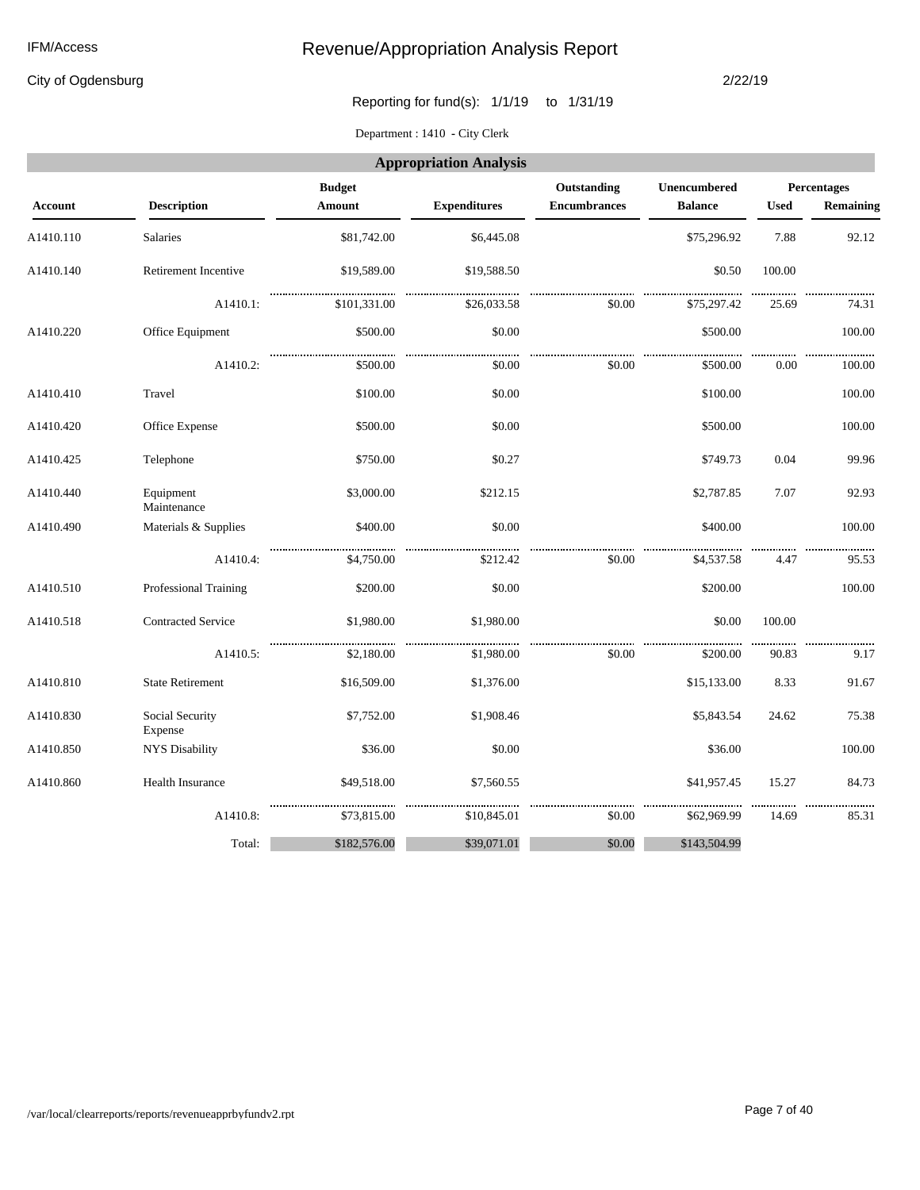IFM/Access

# Revenue/Appropriation Analysis Report

City of Ogdensburg

2/22/19

Reporting for fund(s): 1/1/19 to 1/31/19

Department : 1410 - City Clerk

## Appropriation Analysis

| Account | Description | Budget Amount | Expenditures | Outstanding Encumbrances | Unencumbered Balance | Percentages Used | Percentages Remaining |
|---|---|---|---|---|---|---|---|
| A1410.110 | Salaries | $81,742.00 | $6,445.08 | | $75,296.92 | 7.88 | 92.12 |
| A1410.140 | Retirement Incentive | $19,589.00 | $19,588.50 | | $0.50 | 100.00 | |
| | A1410.1: | $101,331.00 | $26,033.58 | $0.00 | $75,297.42 | 25.69 | 74.31 |
| A1410.220 | Office Equipment | $500.00 | $0.00 | | $500.00 | | 100.00 |
| | A1410.2: | $500.00 | $0.00 | $0.00 | $500.00 | 0.00 | 100.00 |
| A1410.410 | Travel | $100.00 | $0.00 | | $100.00 | | 100.00 |
| A1410.420 | Office Expense | $500.00 | $0.00 | | $500.00 | | 100.00 |
| A1410.425 | Telephone | $750.00 | $0.27 | | $749.73 | 0.04 | 99.96 |
| A1410.440 | Equipment Maintenance | $3,000.00 | $212.15 | | $2,787.85 | 7.07 | 92.93 |
| A1410.490 | Materials & Supplies | $400.00 | $0.00 | | $400.00 | | 100.00 |
| | A1410.4: | $4,750.00 | $212.42 | $0.00 | $4,537.58 | 4.47 | 95.53 |
| A1410.510 | Professional Training | $200.00 | $0.00 | | $200.00 | | 100.00 |
| A1410.518 | Contracted Service | $1,980.00 | $1,980.00 | | $0.00 | 100.00 | |
| | A1410.5: | $2,180.00 | $1,980.00 | $0.00 | $200.00 | 90.83 | 9.17 |
| A1410.810 | State Retirement | $16,509.00 | $1,376.00 | | $15,133.00 | 8.33 | 91.67 |
| A1410.830 | Social Security Expense | $7,752.00 | $1,908.46 | | $5,843.54 | 24.62 | 75.38 |
| A1410.850 | NYS Disability | $36.00 | $0.00 | | $36.00 | | 100.00 |
| A1410.860 | Health Insurance | $49,518.00 | $7,560.55 | | $41,957.45 | 15.27 | 84.73 |
| | A1410.8: | $73,815.00 | $10,845.01 | $0.00 | $62,969.99 | 14.69 | 85.31 |
| | Total: | $182,576.00 | $39,071.01 | $0.00 | $143,504.99 | | |

/var/local/clearreports/reports/revenueapprbyfundv2.rpt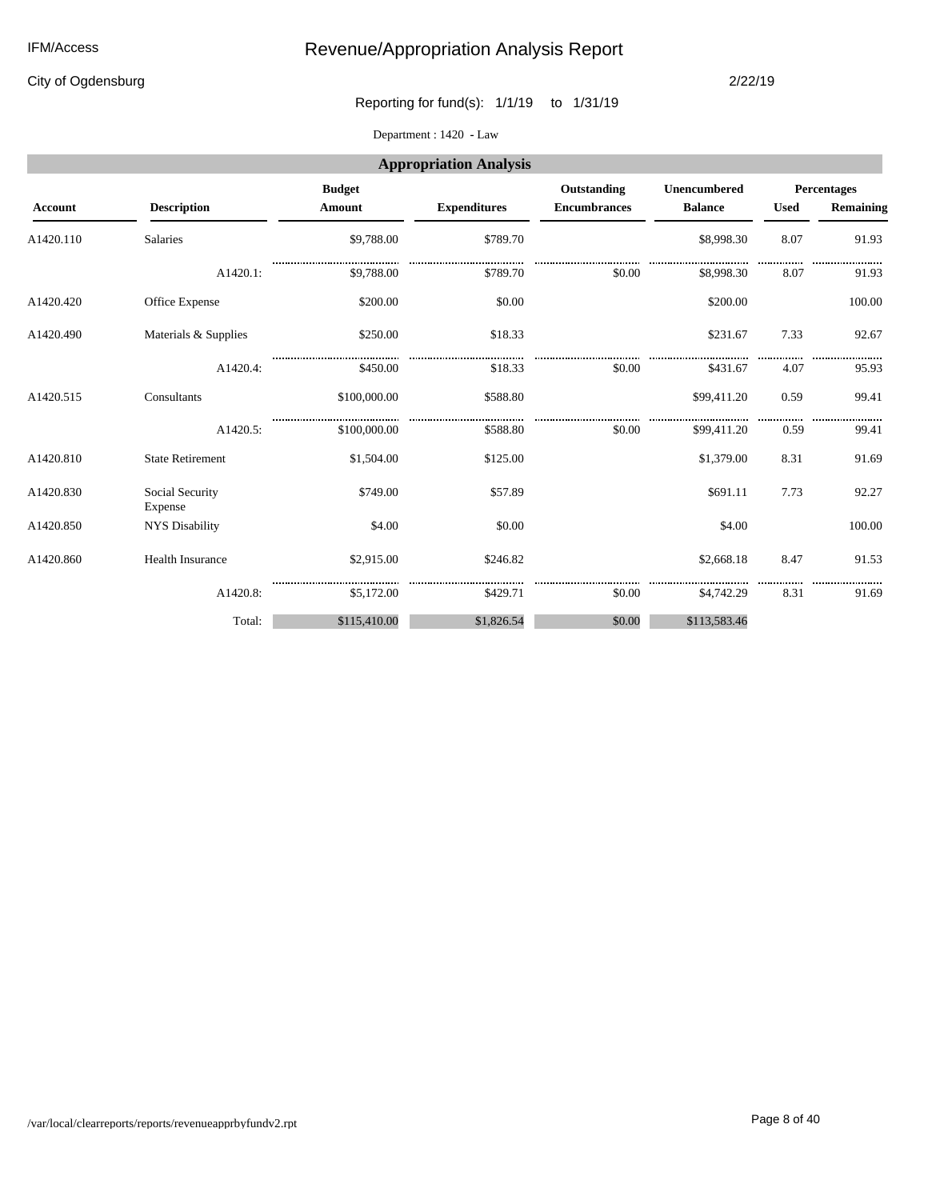# Revenue/Appropriation Analysis Report

IFM/Access

City of Ogdensburg

2/22/19

Reporting for fund(s): 1/1/19 to 1/31/19

Department : 1420 - Law

## Appropriation Analysis

| Account | Description | Budget Amount | Expenditures | Outstanding Encumbrances | Unencumbered Balance | Percentages Used | Percentages Remaining |
|---|---|---|---|---|---|---|---|
| A1420.110 | Salaries | $9,788.00 | $789.70 | | $8,998.30 | 8.07 | 91.93 |
| | A1420.1: | $9,788.00 | $789.70 | $0.00 | $8,998.30 | 8.07 | 91.93 |
| A1420.420 | Office Expense | $200.00 | $0.00 | | $200.00 | | 100.00 |
| A1420.490 | Materials & Supplies | $250.00 | $18.33 | | $231.67 | 7.33 | 92.67 |
| | A1420.4: | $450.00 | $18.33 | $0.00 | $431.67 | 4.07 | 95.93 |
| A1420.515 | Consultants | $100,000.00 | $588.80 | | $99,411.20 | 0.59 | 99.41 |
| | A1420.5: | $100,000.00 | $588.80 | $0.00 | $99,411.20 | 0.59 | 99.41 |
| A1420.810 | State Retirement | $1,504.00 | $125.00 | | $1,379.00 | 8.31 | 91.69 |
| A1420.830 | Social Security Expense | $749.00 | $57.89 | | $691.11 | 7.73 | 92.27 |
| A1420.850 | NYS Disability | $4.00 | $0.00 | | $4.00 | | 100.00 |
| A1420.860 | Health Insurance | $2,915.00 | $246.82 | | $2,668.18 | 8.47 | 91.53 |
| | A1420.8: | $5,172.00 | $429.71 | $0.00 | $4,742.29 | 8.31 | 91.69 |
| | Total: | $115,410.00 | $1,826.54 | $0.00 | $113,583.46 | | |

/var/local/clearreports/reports/revenueapprbyfundv2.rpt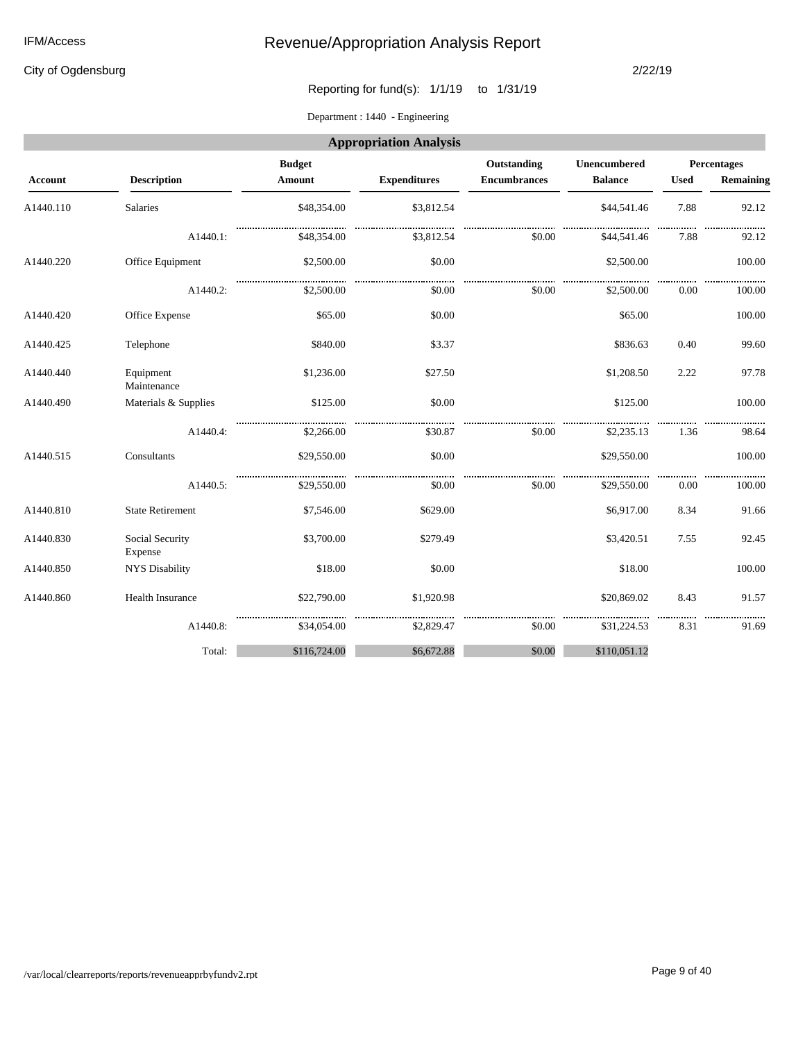IFM/Access

# Revenue/Appropriation Analysis Report

City of Ogdensburg

2/22/19

Reporting for fund(s): 1/1/19 to 1/31/19

Department : 1440 - Engineering

## Appropriation Analysis

| Account | Description | Budget Amount | Expenditures | Outstanding Encumbrances | Unencumbered Balance | Percentages Used | Percentages Remaining |
|---|---|---|---|---|---|---|---|
| A1440.110 | Salaries | $48,354.00 | $3,812.54 | | $44,541.46 | 7.88 | 92.12 |
| | A1440.1: | $48,354.00 | $3,812.54 | $0.00 | $44,541.46 | 7.88 | 92.12 |
| A1440.220 | Office Equipment | $2,500.00 | $0.00 | | $2,500.00 | | 100.00 |
| | A1440.2: | $2,500.00 | $0.00 | $0.00 | $2,500.00 | 0.00 | 100.00 |
| A1440.420 | Office Expense | $65.00 | $0.00 | | $65.00 | | 100.00 |
| A1440.425 | Telephone | $840.00 | $3.37 | | $836.63 | 0.40 | 99.60 |
| A1440.440 | Equipment Maintenance | $1,236.00 | $27.50 | | $1,208.50 | 2.22 | 97.78 |
| A1440.490 | Materials & Supplies | $125.00 | $0.00 | | $125.00 | | 100.00 |
| | A1440.4: | $2,266.00 | $30.87 | $0.00 | $2,235.13 | 1.36 | 98.64 |
| A1440.515 | Consultants | $29,550.00 | $0.00 | | $29,550.00 | | 100.00 |
| | A1440.5: | $29,550.00 | $0.00 | $0.00 | $29,550.00 | 0.00 | 100.00 |
| A1440.810 | State Retirement | $7,546.00 | $629.00 | | $6,917.00 | 8.34 | 91.66 |
| A1440.830 | Social Security Expense | $3,700.00 | $279.49 | | $3,420.51 | 7.55 | 92.45 |
| A1440.850 | NYS Disability | $18.00 | $0.00 | | $18.00 | | 100.00 |
| A1440.860 | Health Insurance | $22,790.00 | $1,920.98 | | $20,869.02 | 8.43 | 91.57 |
| | A1440.8: | $34,054.00 | $2,829.47 | $0.00 | $31,224.53 | 8.31 | 91.69 |
| | Total: | $116,724.00 | $6,672.88 | $0.00 | $110,051.12 | | |

/var/local/clearreports/reports/revenueapprbyfundv2.rpt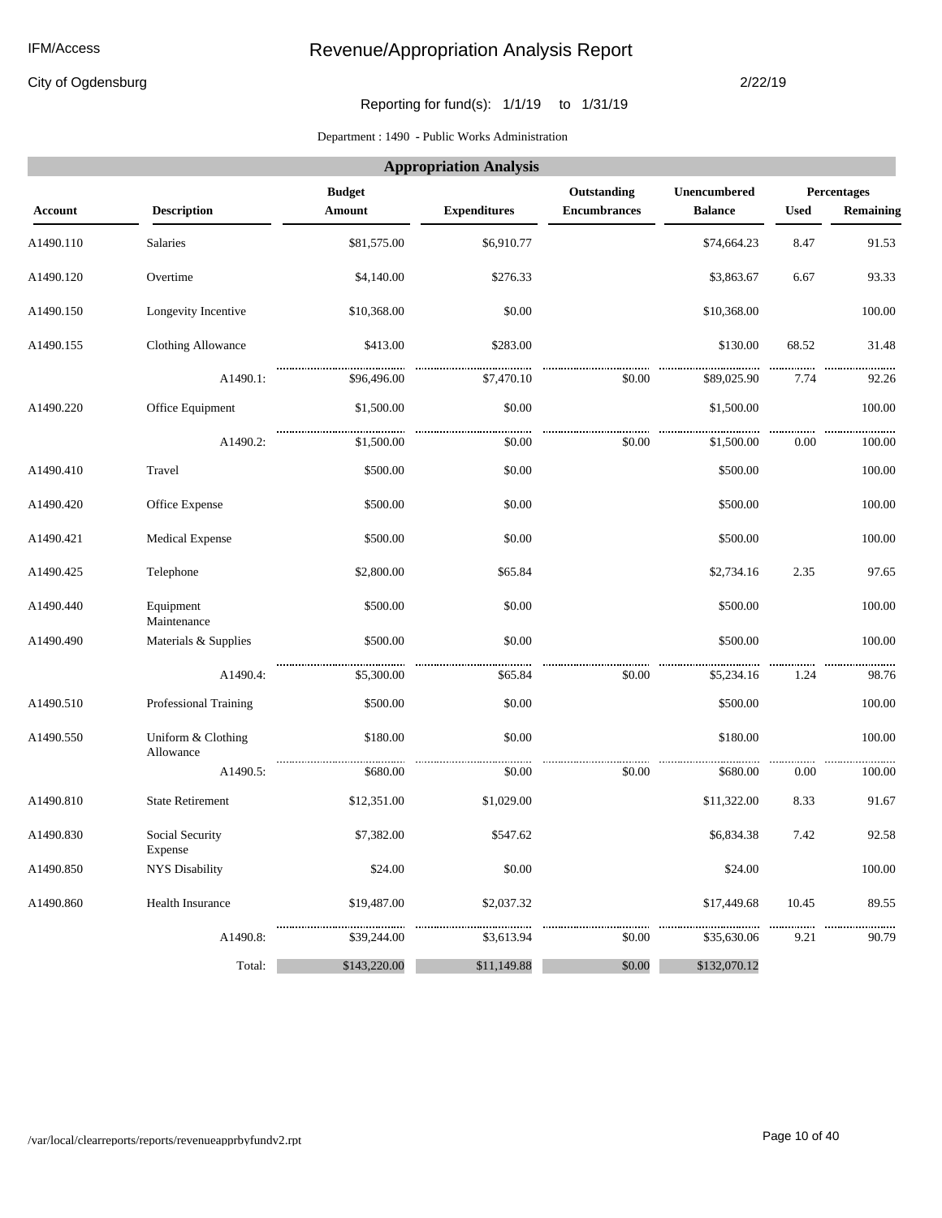IFM/Access

# Revenue/Appropriation Analysis Report

City of Ogdensburg

2/22/19

Reporting for fund(s): 1/1/19 to 1/31/19

Department : 1490 - Public Works Administration

## Appropriation Analysis

| Account | Description | Budget Amount | Expenditures | Outstanding Encumbrances | Unencumbered Balance | Percentages Used | Percentages Remaining |
|---|---|---|---|---|---|---|---|
| A1490.110 | Salaries | $81,575.00 | $6,910.77 | | $74,664.23 | 8.47 | 91.53 |
| A1490.120 | Overtime | $4,140.00 | $276.33 | | $3,863.67 | 6.67 | 93.33 |
| A1490.150 | Longevity Incentive | $10,368.00 | $0.00 | | $10,368.00 | | 100.00 |
| A1490.155 | Clothing Allowance | $413.00 | $283.00 | | $130.00 | 68.52 | 31.48 |
| | A1490.1: | $96,496.00 | $7,470.10 | $0.00 | $89,025.90 | 7.74 | 92.26 |
| A1490.220 | Office Equipment | $1,500.00 | $0.00 | | $1,500.00 | | 100.00 |
| | A1490.2: | $1,500.00 | $0.00 | $0.00 | $1,500.00 | 0.00 | 100.00 |
| A1490.410 | Travel | $500.00 | $0.00 | | $500.00 | | 100.00 |
| A1490.420 | Office Expense | $500.00 | $0.00 | | $500.00 | | 100.00 |
| A1490.421 | Medical Expense | $500.00 | $0.00 | | $500.00 | | 100.00 |
| A1490.425 | Telephone | $2,800.00 | $65.84 | | $2,734.16 | 2.35 | 97.65 |
| A1490.440 | Equipment Maintenance | $500.00 | $0.00 | | $500.00 | | 100.00 |
| A1490.490 | Materials & Supplies | $500.00 | $0.00 | | $500.00 | | 100.00 |
| | A1490.4: | $5,300.00 | $65.84 | $0.00 | $5,234.16 | 1.24 | 98.76 |
| A1490.510 | Professional Training | $500.00 | $0.00 | | $500.00 | | 100.00 |
| A1490.550 | Uniform & Clothing Allowance | $180.00 | $0.00 | | $180.00 | | 100.00 |
| | A1490.5: | $680.00 | $0.00 | $0.00 | $680.00 | 0.00 | 100.00 |
| A1490.810 | State Retirement | $12,351.00 | $1,029.00 | | $11,322.00 | 8.33 | 91.67 |
| A1490.830 | Social Security Expense | $7,382.00 | $547.62 | | $6,834.38 | 7.42 | 92.58 |
| A1490.850 | NYS Disability | $24.00 | $0.00 | | $24.00 | | 100.00 |
| A1490.860 | Health Insurance | $19,487.00 | $2,037.32 | | $17,449.68 | 10.45 | 89.55 |
| | A1490.8: | $39,244.00 | $3,613.94 | $0.00 | $35,630.06 | 9.21 | 90.79 |
| | Total: | $143,220.00 | $11,149.88 | $0.00 | $132,070.12 | | |

/var/local/clearreports/reports/revenueapprbyfundv2.rpt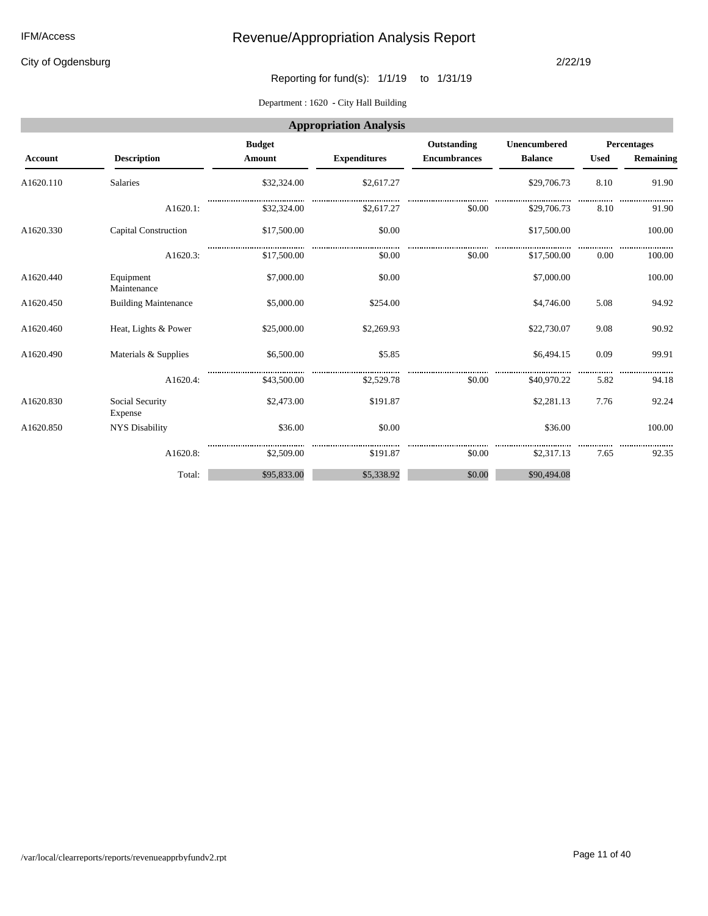IFM/Access

# Revenue/Appropriation Analysis Report

City of Ogdensburg

2/22/19

Reporting for fund(s): 1/1/19 to 1/31/19

Department : 1620 - City Hall Building

## Appropriation Analysis

| Account | Description | Budget Amount | Expenditures | Outstanding Encumbrances | Unencumbered Balance | Percentages Used | Percentages Remaining |
|---|---|---|---|---|---|---|---|
| A1620.110 | Salaries | $32,324.00 | $2,617.27 | | $29,706.73 | 8.10 | 91.90 |
| | A1620.1: | $32,324.00 | $2,617.27 | $0.00 | $29,706.73 | 8.10 | 91.90 |
| A1620.330 | Capital Construction | $17,500.00 | $0.00 | | $17,500.00 | | 100.00 |
| | A1620.3: | $17,500.00 | $0.00 | $0.00 | $17,500.00 | 0.00 | 100.00 |
| A1620.440 | Equipment Maintenance | $7,000.00 | $0.00 | | $7,000.00 | | 100.00 |
| A1620.450 | Building Maintenance | $5,000.00 | $254.00 | | $4,746.00 | 5.08 | 94.92 |
| A1620.460 | Heat, Lights & Power | $25,000.00 | $2,269.93 | | $22,730.07 | 9.08 | 90.92 |
| A1620.490 | Materials & Supplies | $6,500.00 | $5.85 | | $6,494.15 | 0.09 | 99.91 |
| | A1620.4: | $43,500.00 | $2,529.78 | $0.00 | $40,970.22 | 5.82 | 94.18 |
| A1620.830 | Social Security Expense | $2,473.00 | $191.87 | | $2,281.13 | 7.76 | 92.24 |
| A1620.850 | NYS Disability | $36.00 | $0.00 | | $36.00 | | 100.00 |
| | A1620.8: | $2,509.00 | $191.87 | $0.00 | $2,317.13 | 7.65 | 92.35 |
| | Total: | $95,833.00 | $5,338.92 | $0.00 | $90,494.08 | | |

/var/local/clearreports/reports/revenueapprbyfundv2.rpt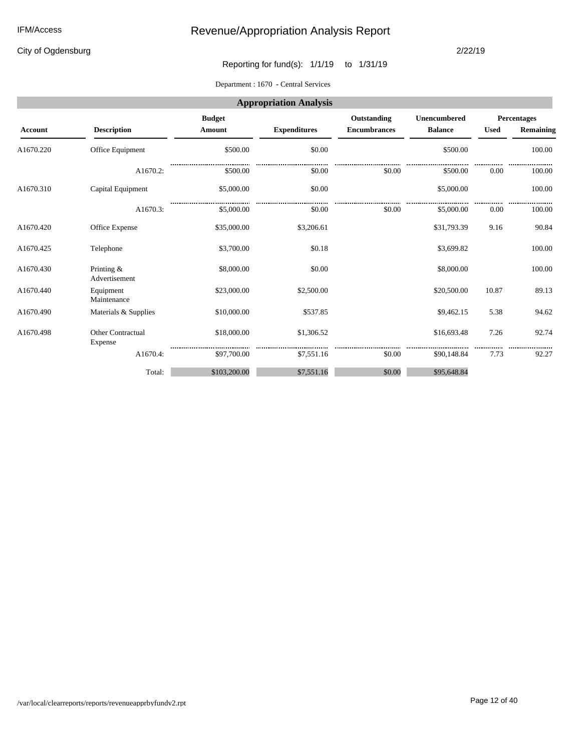IFM/Access

# Revenue/Appropriation Analysis Report

City of Ogdensburg

2/22/19

Reporting for fund(s): 1/1/19 to 1/31/19

Department : 1670 - Central Services

## Appropriation Analysis

| Account | Description | Budget Amount | Expenditures | Outstanding Encumbrances | Unencumbered Balance | Percentages Used | Percentages Remaining |
|---|---|---|---|---|---|---|---|
| A1670.220 | Office Equipment | $500.00 | $0.00 | | $500.00 | | 100.00 |
| | A1670.2: | $500.00 | $0.00 | $0.00 | $500.00 | 0.00 | 100.00 |
| A1670.310 | Capital Equipment | $5,000.00 | $0.00 | | $5,000.00 | | 100.00 |
| | A1670.3: | $5,000.00 | $0.00 | $0.00 | $5,000.00 | 0.00 | 100.00 |
| A1670.420 | Office Expense | $35,000.00 | $3,206.61 | | $31,793.39 | 9.16 | 90.84 |
| A1670.425 | Telephone | $3,700.00 | $0.18 | | $3,699.82 | | 100.00 |
| A1670.430 | Printing & Advertisement | $8,000.00 | $0.00 | | $8,000.00 | | 100.00 |
| A1670.440 | Equipment Maintenance | $23,000.00 | $2,500.00 | | $20,500.00 | 10.87 | 89.13 |
| A1670.490 | Materials & Supplies | $10,000.00 | $537.85 | | $9,462.15 | 5.38 | 94.62 |
| A1670.498 | Other Contractual Expense | $18,000.00 | $1,306.52 | | $16,693.48 | 7.26 | 92.74 |
| | A1670.4: | $97,700.00 | $7,551.16 | $0.00 | $90,148.84 | 7.73 | 92.27 |
| | Total: | $103,200.00 | $7,551.16 | $0.00 | $95,648.84 | | |

/var/local/clearreports/reports/revenueapprbyfundv2.rpt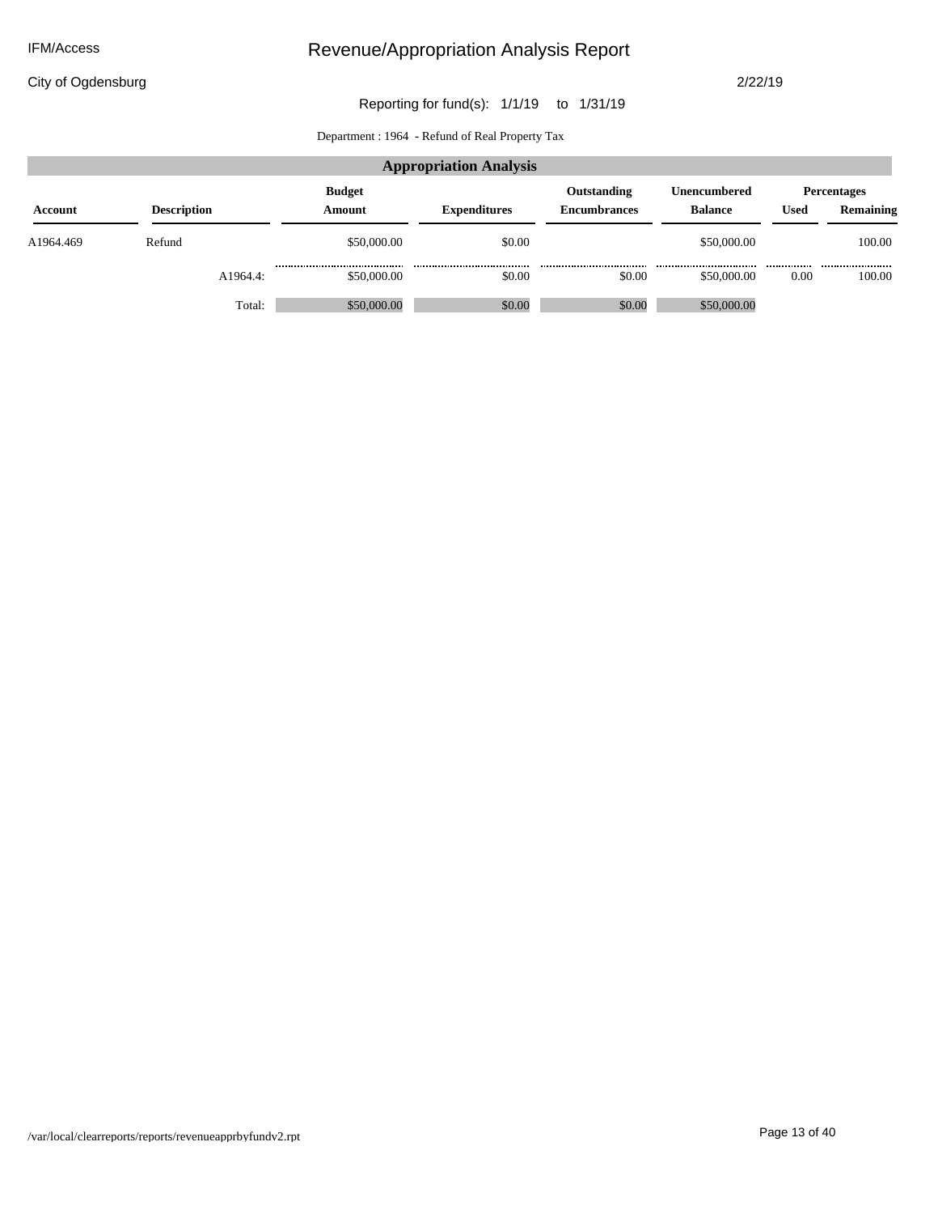IFM/Access

# Revenue/Appropriation Analysis Report

City of Ogdensburg

2/22/19

Reporting for fund(s): 1/1/19 to 1/31/19

Department : 1964 - Refund of Real Property Tax

## Appropriation Analysis

| Account | Description | Budget Amount | Expenditures | Outstanding Encumbrances | Unencumbered Balance | Percentages Used | Percentages Remaining |
|---|---|---|---|---|---|---|---|
| A1964.469 | Refund | $50,000.00 | $0.00 | | $50,000.00 | | 100.00 |
| | A1964.4: | $50,000.00 | $0.00 | $0.00 | $50,000.00 | 0.00 | 100.00 |
| | Total: | $50,000.00 | $0.00 | $0.00 | $50,000.00 | | |

/var/local/clearreports/reports/revenueapprbyfundv2.rpt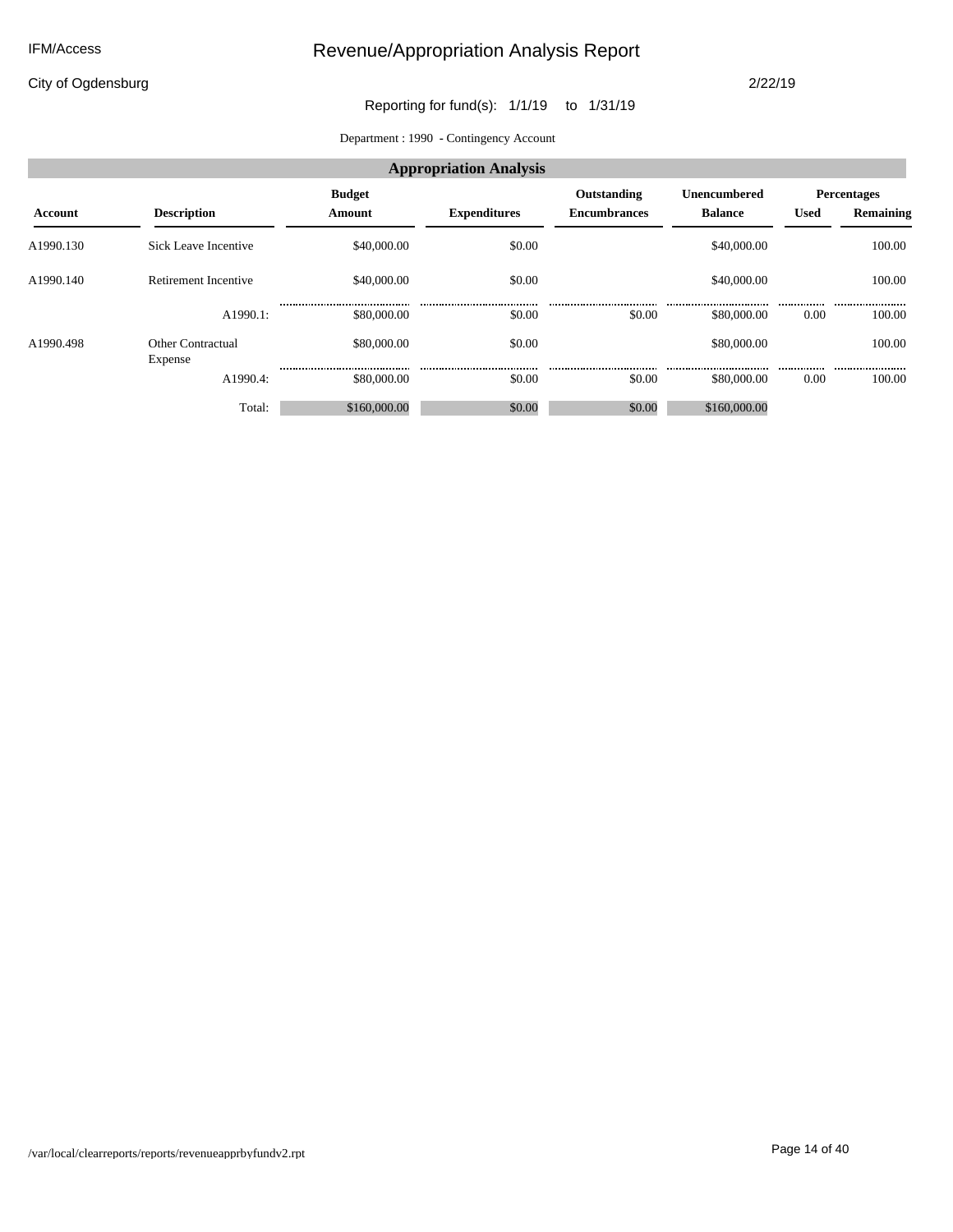IFM/Access

# Revenue/Appropriation Analysis Report

City of Ogdensburg 2/22/19

Reporting for fund(s): 1/1/19 to 1/31/19

Department : 1990 - Contingency Account

## Appropriation Analysis

| Account | Description | Budget Amount | Expenditures | Outstanding Encumbrances | Unencumbered Balance | Percentages Used | Percentages Remaining |
|---|---|---|---|---|---|---|---|
| A1990.130 | Sick Leave Incentive | $40,000.00 | $0.00 | | $40,000.00 | | 100.00 |
| A1990.140 | Retirement Incentive | $40,000.00 | $0.00 | | $40,000.00 | | 100.00 |
| | A1990.1: | $80,000.00 | $0.00 | $0.00 | $80,000.00 | 0.00 | 100.00 |
| A1990.498 | Other Contractual Expense | $80,000.00 | $0.00 | | $80,000.00 | | 100.00 |
| | A1990.4: | $80,000.00 | $0.00 | $0.00 | $80,000.00 | 0.00 | 100.00 |
| | Total: | $160,000.00 | $0.00 | $0.00 | $160,000.00 | | |

/var/local/clearreports/reports/revenueapprbyfundv2.rpt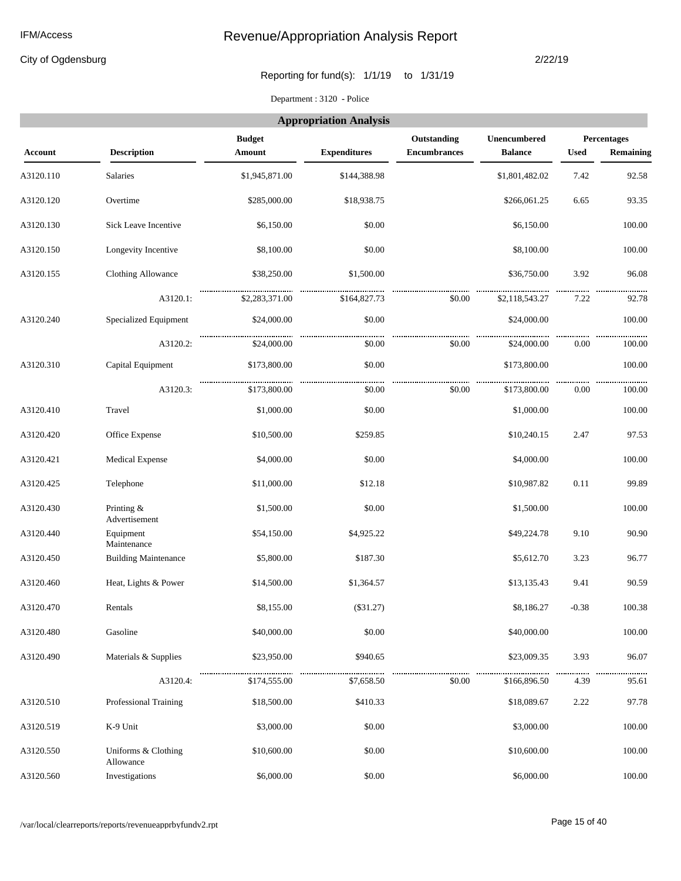IFM/Access

# Revenue/Appropriation Analysis Report

City of Ogdensburg

2/22/19

Reporting for fund(s): 1/1/19 to 1/31/19

Department : 3120 - Police

## Appropriation Analysis

| Account | Description | Budget Amount | Expenditures | Outstanding Encumbrances | Unencumbered Balance | Percentages Used | Percentages Remaining |
|---|---|---|---|---|---|---|---|
| A3120.110 | Salaries | $1,945,871.00 | $144,388.98 | | $1,801,482.02 | 7.42 | 92.58 |
| A3120.120 | Overtime | $285,000.00 | $18,938.75 | | $266,061.25 | 6.65 | 93.35 |
| A3120.130 | Sick Leave Incentive | $6,150.00 | $0.00 | | $6,150.00 | | 100.00 |
| A3120.150 | Longevity Incentive | $8,100.00 | $0.00 | | $8,100.00 | | 100.00 |
| A3120.155 | Clothing Allowance | $38,250.00 | $1,500.00 | | $36,750.00 | 3.92 | 96.08 |
| | A3120.1: | $2,283,371.00 | $164,827.73 | $0.00 | $2,118,543.27 | 7.22 | 92.78 |
| A3120.240 | Specialized Equipment | $24,000.00 | $0.00 | | $24,000.00 | | 100.00 |
| | A3120.2: | $24,000.00 | $0.00 | $0.00 | $24,000.00 | 0.00 | 100.00 |
| A3120.310 | Capital Equipment | $173,800.00 | $0.00 | | $173,800.00 | | 100.00 |
| | A3120.3: | $173,800.00 | $0.00 | $0.00 | $173,800.00 | 0.00 | 100.00 |
| A3120.410 | Travel | $1,000.00 | $0.00 | | $1,000.00 | | 100.00 |
| A3120.420 | Office Expense | $10,500.00 | $259.85 | | $10,240.15 | 2.47 | 97.53 |
| A3120.421 | Medical Expense | $4,000.00 | $0.00 | | $4,000.00 | | 100.00 |
| A3120.425 | Telephone | $11,000.00 | $12.18 | | $10,987.82 | 0.11 | 99.89 |
| A3120.430 | Printing & Advertisement | $1,500.00 | $0.00 | | $1,500.00 | | 100.00 |
| A3120.440 | Equipment Maintenance | $54,150.00 | $4,925.22 | | $49,224.78 | 9.10 | 90.90 |
| A3120.450 | Building Maintenance | $5,800.00 | $187.30 | | $5,612.70 | 3.23 | 96.77 |
| A3120.460 | Heat, Lights & Power | $14,500.00 | $1,364.57 | | $13,135.43 | 9.41 | 90.59 |
| A3120.470 | Rentals | $8,155.00 | ($31.27) | | $8,186.27 | -0.38 | 100.38 |
| A3120.480 | Gasoline | $40,000.00 | $0.00 | | $40,000.00 | | 100.00 |
| A3120.490 | Materials & Supplies | $23,950.00 | $940.65 | | $23,009.35 | 3.93 | 96.07 |
| | A3120.4: | $174,555.00 | $7,658.50 | $0.00 | $166,896.50 | 4.39 | 95.61 |
| A3120.510 | Professional Training | $18,500.00 | $410.33 | | $18,089.67 | 2.22 | 97.78 |
| A3120.519 | K-9 Unit | $3,000.00 | $0.00 | | $3,000.00 | | 100.00 |
| A3120.550 | Uniforms & Clothing Allowance | $10,600.00 | $0.00 | | $10,600.00 | | 100.00 |
| A3120.560 | Investigations | $6,000.00 | $0.00 | | $6,000.00 | | 100.00 |

/var/local/clearreports/reports/revenueapprbyfundv2.rpt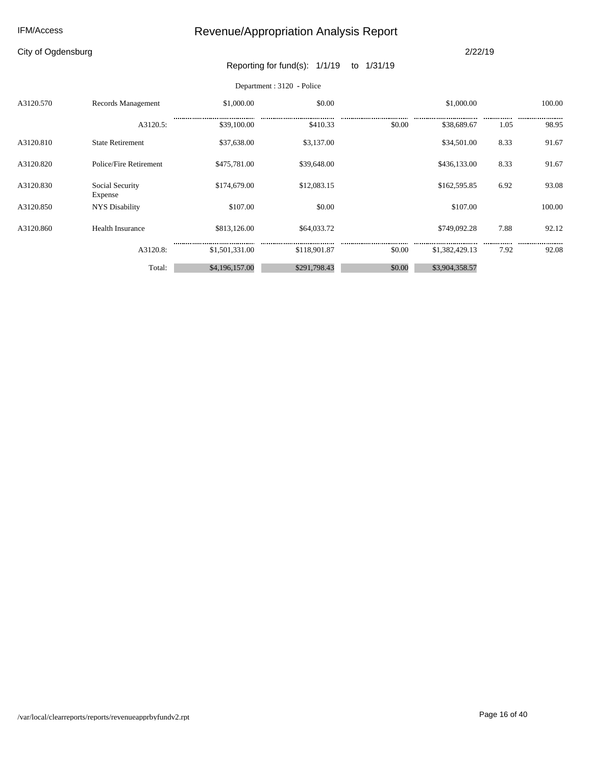Department : 3120 - Police

| | | | | | | | |
|---|---|---|---|---|---|---|---|
| A3120.570 | Records Management | $1,000.00 | $0.00 | | $1,000.00 | | 100.00 |
| | A3120.5: | $39,100.00 | $410.33 | $0.00 | $38,689.67 | 1.05 | 98.95 |
| A3120.810 | State Retirement | $37,638.00 | $3,137.00 | | $34,501.00 | 8.33 | 91.67 |
| A3120.820 | Police/Fire Retirement | $475,781.00 | $39,648.00 | | $436,133.00 | 8.33 | 91.67 |
| A3120.830 | Social Security Expense | $174,679.00 | $12,083.15 | | $162,595.85 | 6.92 | 93.08 |
| A3120.850 | NYS Disability | $107.00 | $0.00 | | $107.00 | | 100.00 |
| A3120.860 | Health Insurance | $813,126.00 | $64,033.72 | | $749,092.28 | 7.88 | 92.12 |
| | A3120.8: | $1,501,331.00 | $118,901.87 | $0.00 | $1,382,429.13 | 7.92 | 92.08 |
| | Total: | $4,196,157.00 | $291,798.43 | $0.00 | $3,904,358.57 | | |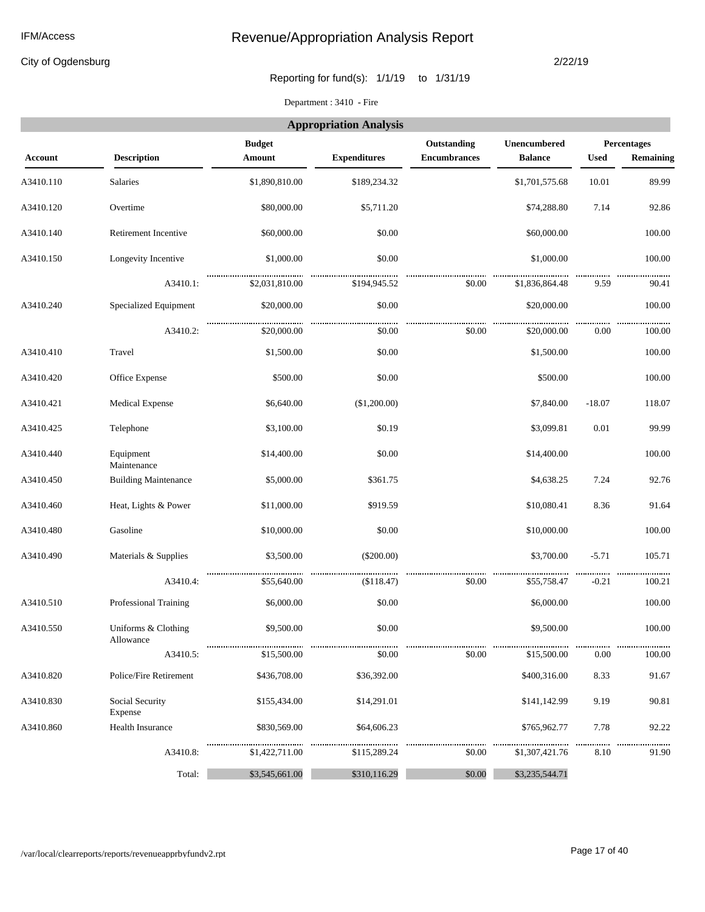# Revenue/Appropriation Analysis Report

IFM/Access

City of Ogdensburg

2/22/19

Reporting for fund(s): 1/1/19 to 1/31/19

Department : 3410 - Fire

## Appropriation Analysis

| Account | Description | Budget Amount | Expenditures | Outstanding Encumbrances | Unencumbered Balance | Percentages Used | Percentages Remaining |
|---|---|---|---|---|---|---|---|
| A3410.110 | Salaries | $1,890,810.00 | $189,234.32 | | $1,701,575.68 | 10.01 | 89.99 |
| A3410.120 | Overtime | $80,000.00 | $5,711.20 | | $74,288.80 | 7.14 | 92.86 |
| A3410.140 | Retirement Incentive | $60,000.00 | $0.00 | | $60,000.00 | | 100.00 |
| A3410.150 | Longevity Incentive | $1,000.00 | $0.00 | | $1,000.00 | | 100.00 |
| | A3410.1: | $2,031,810.00 | $194,945.52 | $0.00 | $1,836,864.48 | 9.59 | 90.41 |
| A3410.240 | Specialized Equipment | $20,000.00 | $0.00 | | $20,000.00 | | 100.00 |
| | A3410.2: | $20,000.00 | $0.00 | $0.00 | $20,000.00 | 0.00 | 100.00 |
| A3410.410 | Travel | $1,500.00 | $0.00 | | $1,500.00 | | 100.00 |
| A3410.420 | Office Expense | $500.00 | $0.00 | | $500.00 | | 100.00 |
| A3410.421 | Medical Expense | $6,640.00 | ($1,200.00) | | $7,840.00 | -18.07 | 118.07 |
| A3410.425 | Telephone | $3,100.00 | $0.19 | | $3,099.81 | 0.01 | 99.99 |
| A3410.440 | Equipment Maintenance | $14,400.00 | $0.00 | | $14,400.00 | | 100.00 |
| A3410.450 | Building Maintenance | $5,000.00 | $361.75 | | $4,638.25 | 7.24 | 92.76 |
| A3410.460 | Heat, Lights & Power | $11,000.00 | $919.59 | | $10,080.41 | 8.36 | 91.64 |
| A3410.480 | Gasoline | $10,000.00 | $0.00 | | $10,000.00 | | 100.00 |
| A3410.490 | Materials & Supplies | $3,500.00 | ($200.00) | | $3,700.00 | -5.71 | 105.71 |
| | A3410.4: | $55,640.00 | ($118.47) | $0.00 | $55,758.47 | -0.21 | 100.21 |
| A3410.510 | Professional Training | $6,000.00 | $0.00 | | $6,000.00 | | 100.00 |
| A3410.550 | Uniforms & Clothing Allowance | $9,500.00 | $0.00 | | $9,500.00 | | 100.00 |
| | A3410.5: | $15,500.00 | $0.00 | $0.00 | $15,500.00 | 0.00 | 100.00 |
| A3410.820 | Police/Fire Retirement | $436,708.00 | $36,392.00 | | $400,316.00 | 8.33 | 91.67 |
| A3410.830 | Social Security Expense | $155,434.00 | $14,291.01 | | $141,142.99 | 9.19 | 90.81 |
| A3410.860 | Health Insurance | $830,569.00 | $64,606.23 | | $765,962.77 | 7.78 | 92.22 |
| | A3410.8: | $1,422,711.00 | $115,289.24 | $0.00 | $1,307,421.76 | 8.10 | 91.90 |
| | Total: | $3,545,661.00 | $310,116.29 | $0.00 | $3,235,544.71 | | |

/var/local/clearreports/reports/revenueapprbyfundv2.rpt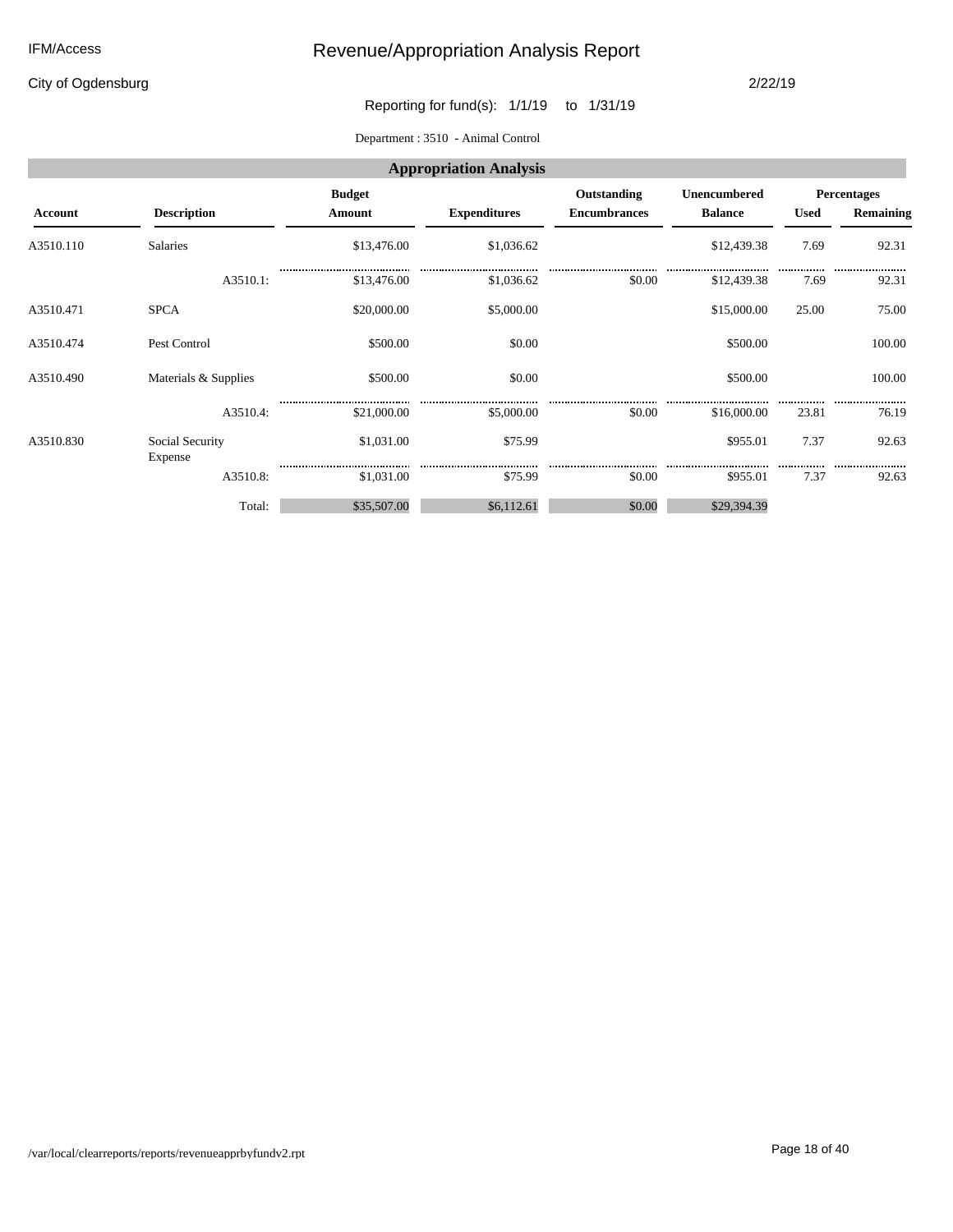# Revenue/Appropriation Analysis Report

City of Ogdensburg

2/22/19

Reporting for fund(s): 1/1/19 to 1/31/19

Department : 3510 - Animal Control

## Appropriation Analysis

| Account | Description | Budget Amount | Expenditures | Outstanding Encumbrances | Unencumbered Balance | Percentages Used | Percentages Remaining |
|---|---|---|---|---|---|---|---|
| A3510.110 | Salaries | $13,476.00 | $1,036.62 | | $12,439.38 | 7.69 | 92.31 |
| | A3510.1: | $13,476.00 | $1,036.62 | $0.00 | $12,439.38 | 7.69 | 92.31 |
| A3510.471 | SPCA | $20,000.00 | $5,000.00 | | $15,000.00 | 25.00 | 75.00 |
| A3510.474 | Pest Control | $500.00 | $0.00 | | $500.00 | | 100.00 |
| A3510.490 | Materials & Supplies | $500.00 | $0.00 | | $500.00 | | 100.00 |
| | A3510.4: | $21,000.00 | $5,000.00 | $0.00 | $16,000.00 | 23.81 | 76.19 |
| A3510.830 | Social Security Expense | $1,031.00 | $75.99 | | $955.01 | 7.37 | 92.63 |
| | A3510.8: | $1,031.00 | $75.99 | $0.00 | $955.01 | 7.37 | 92.63 |
| | Total: | $35,507.00 | $6,112.61 | $0.00 | $29,394.39 | | |

/var/local/clearreports/reports/revenueapprbyfundv2.rpt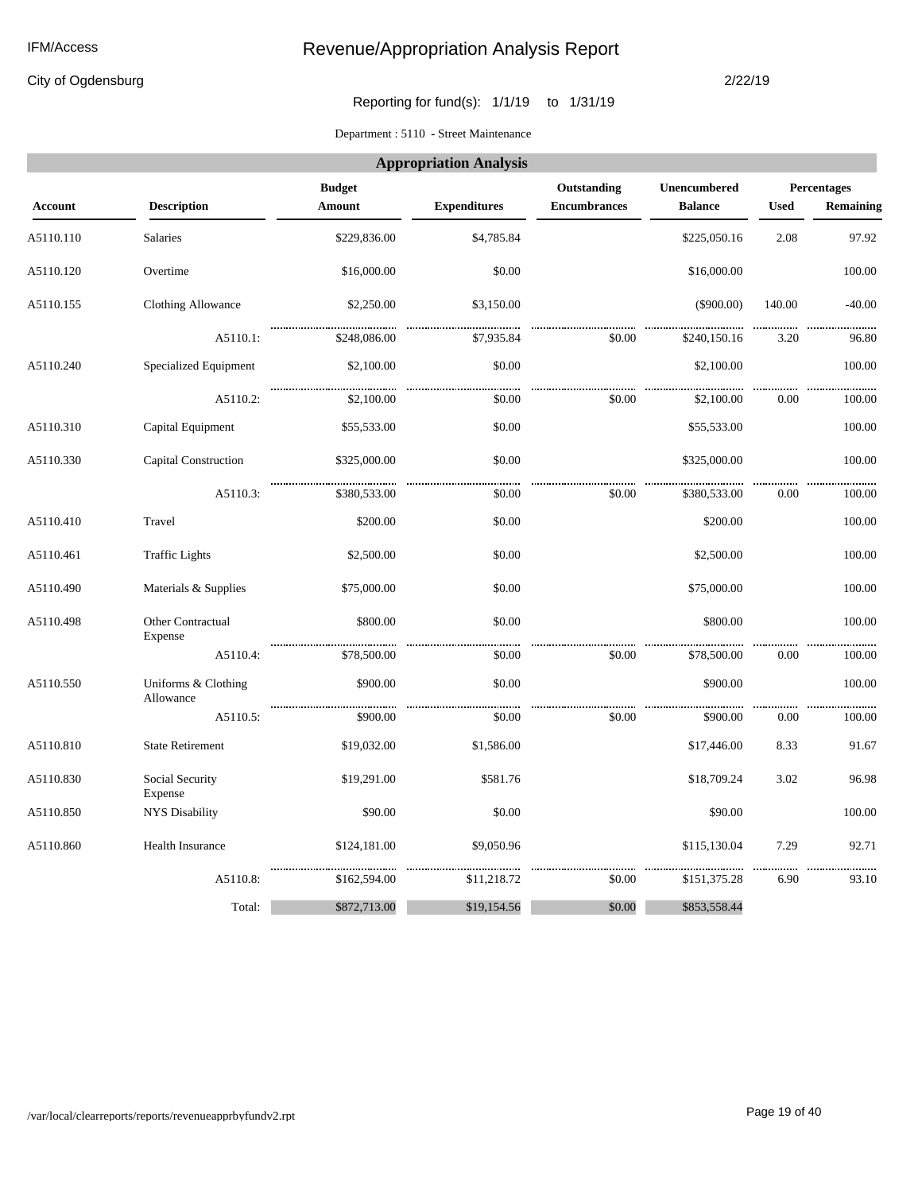IFM/Access

# Revenue/Appropriation Analysis Report

City of Ogdensburg

2/22/19

Reporting for fund(s): 1/1/19 to 1/31/19

Department : 5110 - Street Maintenance

## Appropriation Analysis

| Account | Description | Budget Amount | Expenditures | Outstanding Encumbrances | Unencumbered Balance | Percentages Used | Percentages Remaining |
|---|---|---|---|---|---|---|---|
| A5110.110 | Salaries | $229,836.00 | $4,785.84 | | $225,050.16 | 2.08 | 97.92 |
| A5110.120 | Overtime | $16,000.00 | $0.00 | | $16,000.00 | | 100.00 |
| A5110.155 | Clothing Allowance | $2,250.00 | $3,150.00 | | ($900.00) | 140.00 | -40.00 |
| | A5110.1: | $248,086.00 | $7,935.84 | $0.00 | $240,150.16 | 3.20 | 96.80 |
| A5110.240 | Specialized Equipment | $2,100.00 | $0.00 | | $2,100.00 | | 100.00 |
| | A5110.2: | $2,100.00 | $0.00 | $0.00 | $2,100.00 | 0.00 | 100.00 |
| A5110.310 | Capital Equipment | $55,533.00 | $0.00 | | $55,533.00 | | 100.00 |
| A5110.330 | Capital Construction | $325,000.00 | $0.00 | | $325,000.00 | | 100.00 |
| | A5110.3: | $380,533.00 | $0.00 | $0.00 | $380,533.00 | 0.00 | 100.00 |
| A5110.410 | Travel | $200.00 | $0.00 | | $200.00 | | 100.00 |
| A5110.461 | Traffic Lights | $2,500.00 | $0.00 | | $2,500.00 | | 100.00 |
| A5110.490 | Materials & Supplies | $75,000.00 | $0.00 | | $75,000.00 | | 100.00 |
| A5110.498 | Other Contractual Expense | $800.00 | $0.00 | | $800.00 | | 100.00 |
| | A5110.4: | $78,500.00 | $0.00 | $0.00 | $78,500.00 | 0.00 | 100.00 |
| A5110.550 | Uniforms & Clothing Allowance | $900.00 | $0.00 | | $900.00 | | 100.00 |
| | A5110.5: | $900.00 | $0.00 | $0.00 | $900.00 | 0.00 | 100.00 |
| A5110.810 | State Retirement | $19,032.00 | $1,586.00 | | $17,446.00 | 8.33 | 91.67 |
| A5110.830 | Social Security Expense | $19,291.00 | $581.76 | | $18,709.24 | 3.02 | 96.98 |
| A5110.850 | NYS Disability | $90.00 | $0.00 | | $90.00 | | 100.00 |
| A5110.860 | Health Insurance | $124,181.00 | $9,050.96 | | $115,130.04 | 7.29 | 92.71 |
| | A5110.8: | $162,594.00 | $11,218.72 | $0.00 | $151,375.28 | 6.90 | 93.10 |
| | Total: | $872,713.00 | $19,154.56 | $0.00 | $853,558.44 | | |

/var/local/clearreports/reports/revenueapprbyfundv2.rpt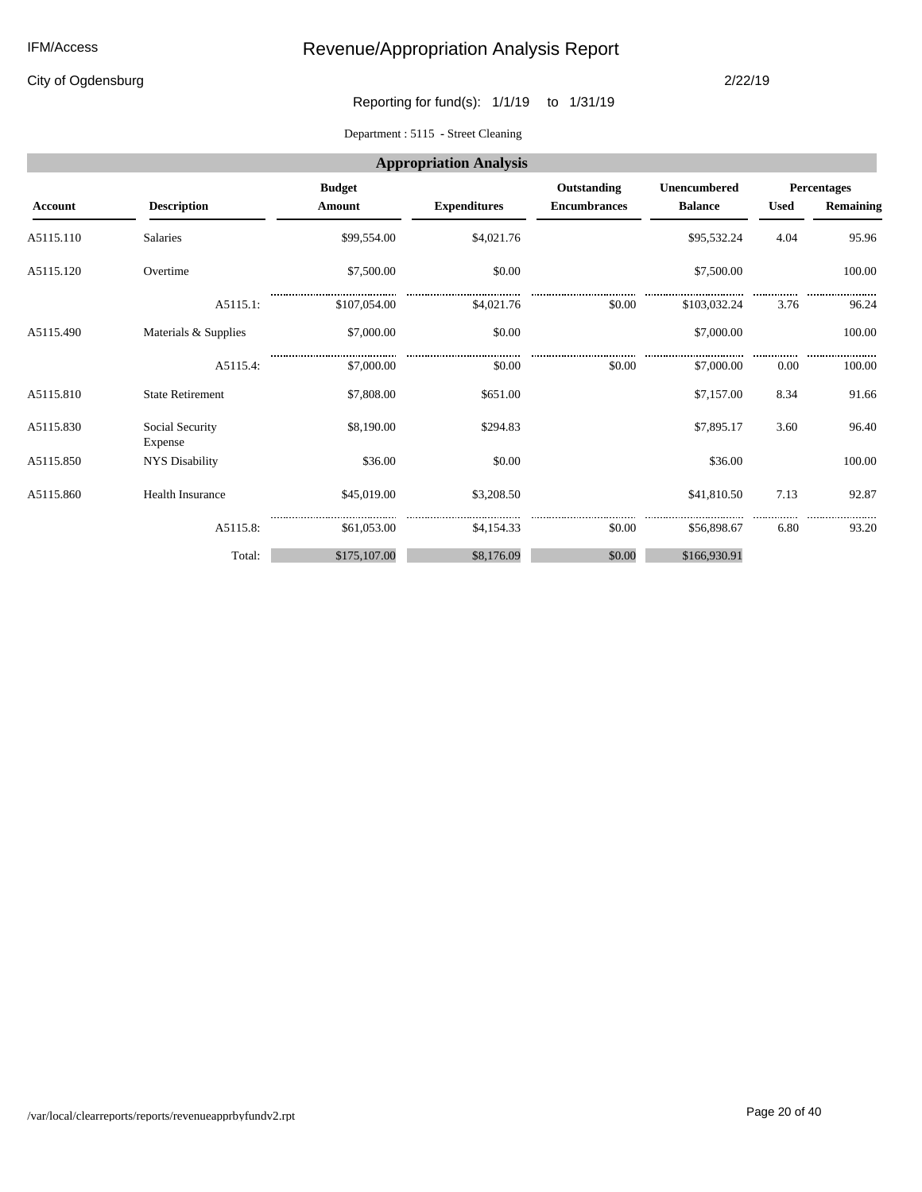IFM/Access

# Revenue/Appropriation Analysis Report

City of Ogdensburg

2/22/19

Reporting for fund(s): 1/1/19 to 1/31/19

Department : 5115 - Street Cleaning

## Appropriation Analysis

| Account | Description | Budget Amount | Expenditures | Outstanding Encumbrances | Unencumbered Balance | Percentages Used | Percentages Remaining |
|---|---|---|---|---|---|---|---|
| A5115.110 | Salaries | $99,554.00 | $4,021.76 | | $95,532.24 | 4.04 | 95.96 |
| A5115.120 | Overtime | $7,500.00 | $0.00 | | $7,500.00 | | 100.00 |
| | A5115.1: | $107,054.00 | $4,021.76 | $0.00 | $103,032.24 | 3.76 | 96.24 |
| A5115.490 | Materials & Supplies | $7,000.00 | $0.00 | | $7,000.00 | | 100.00 |
| | A5115.4: | $7,000.00 | $0.00 | $0.00 | $7,000.00 | 0.00 | 100.00 |
| A5115.810 | State Retirement | $7,808.00 | $651.00 | | $7,157.00 | 8.34 | 91.66 |
| A5115.830 | Social Security Expense | $8,190.00 | $294.83 | | $7,895.17 | 3.60 | 96.40 |
| A5115.850 | NYS Disability | $36.00 | $0.00 | | $36.00 | | 100.00 |
| A5115.860 | Health Insurance | $45,019.00 | $3,208.50 | | $41,810.50 | 7.13 | 92.87 |
| | A5115.8: | $61,053.00 | $4,154.33 | $0.00 | $56,898.67 | 6.80 | 93.20 |
| | Total: | $175,107.00 | $8,176.09 | $0.00 | $166,930.91 | | |

/var/local/clearreports/reports/revenueapprbyfundv2.rpt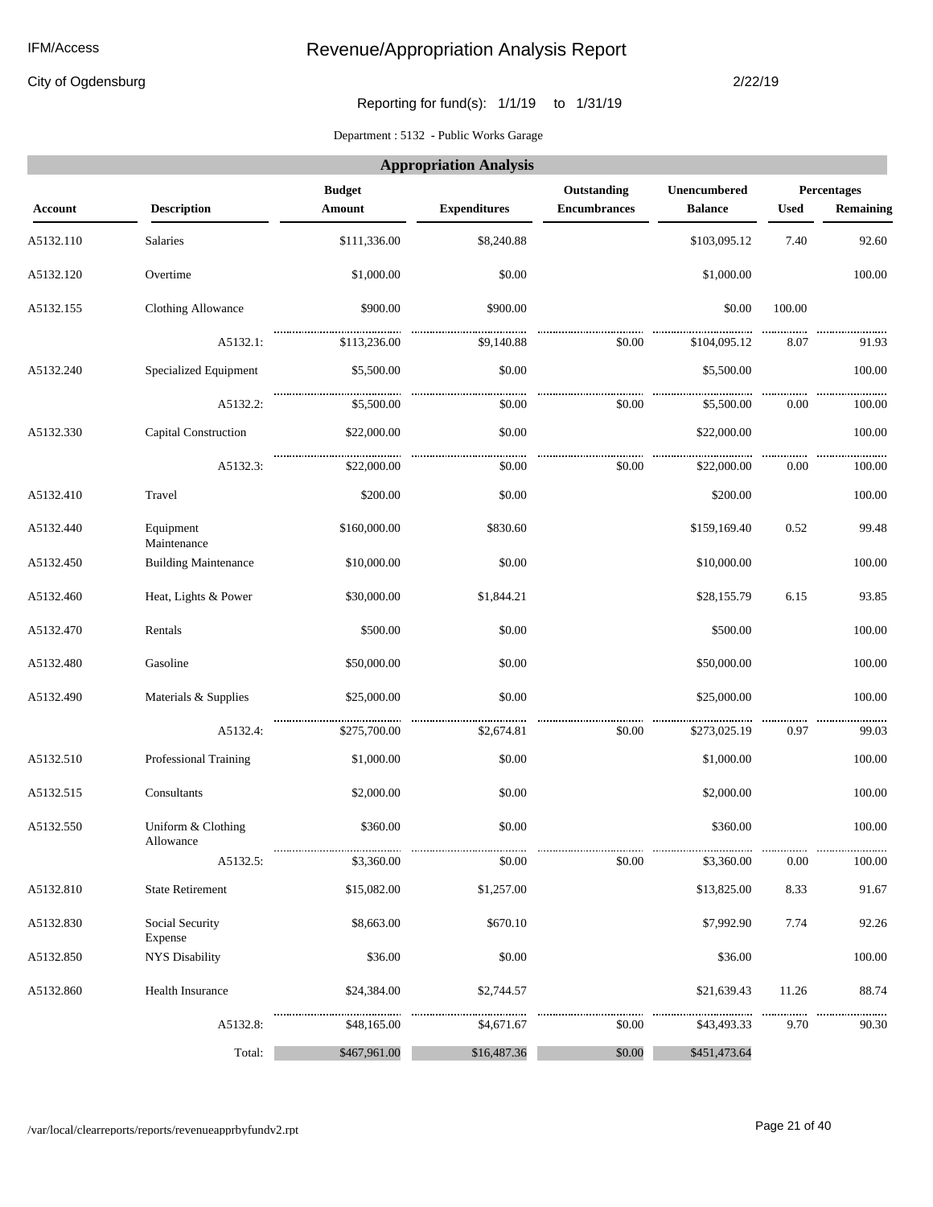# Revenue/Appropriation Analysis Report

IFM/Access

City of Ogdensburg

2/22/19

Reporting for fund(s): 1/1/19 to 1/31/19

Department : 5132 - Public Works Garage

## Appropriation Analysis

| Account | Description | Budget Amount | Expenditures | Outstanding Encumbrances | Unencumbered Balance | Percentages Used | Percentages Remaining |
|---|---|---|---|---|---|---|---|
| A5132.110 | Salaries | $111,336.00 | $8,240.88 | | $103,095.12 | 7.40 | 92.60 |
| A5132.120 | Overtime | $1,000.00 | $0.00 | | $1,000.00 | | 100.00 |
| A5132.155 | Clothing Allowance | $900.00 | $900.00 | | $0.00 | 100.00 | |
| | A5132.1: | $113,236.00 | $9,140.88 | $0.00 | $104,095.12 | 8.07 | 91.93 |
| A5132.240 | Specialized Equipment | $5,500.00 | $0.00 | | $5,500.00 | | 100.00 |
| | A5132.2: | $5,500.00 | $0.00 | $0.00 | $5,500.00 | 0.00 | 100.00 |
| A5132.330 | Capital Construction | $22,000.00 | $0.00 | | $22,000.00 | | 100.00 |
| | A5132.3: | $22,000.00 | $0.00 | $0.00 | $22,000.00 | 0.00 | 100.00 |
| A5132.410 | Travel | $200.00 | $0.00 | | $200.00 | | 100.00 |
| A5132.440 | Equipment Maintenance | $160,000.00 | $830.60 | | $159,169.40 | 0.52 | 99.48 |
| A5132.450 | Building Maintenance | $10,000.00 | $0.00 | | $10,000.00 | | 100.00 |
| A5132.460 | Heat, Lights & Power | $30,000.00 | $1,844.21 | | $28,155.79 | 6.15 | 93.85 |
| A5132.470 | Rentals | $500.00 | $0.00 | | $500.00 | | 100.00 |
| A5132.480 | Gasoline | $50,000.00 | $0.00 | | $50,000.00 | | 100.00 |
| A5132.490 | Materials & Supplies | $25,000.00 | $0.00 | | $25,000.00 | | 100.00 |
| | A5132.4: | $275,700.00 | $2,674.81 | $0.00 | $273,025.19 | 0.97 | 99.03 |
| A5132.510 | Professional Training | $1,000.00 | $0.00 | | $1,000.00 | | 100.00 |
| A5132.515 | Consultants | $2,000.00 | $0.00 | | $2,000.00 | | 100.00 |
| A5132.550 | Uniform & Clothing Allowance | $360.00 | $0.00 | | $360.00 | | 100.00 |
| | A5132.5: | $3,360.00 | $0.00 | $0.00 | $3,360.00 | 0.00 | 100.00 |
| A5132.810 | State Retirement | $15,082.00 | $1,257.00 | | $13,825.00 | 8.33 | 91.67 |
| A5132.830 | Social Security Expense | $8,663.00 | $670.10 | | $7,992.90 | 7.74 | 92.26 |
| A5132.850 | NYS Disability | $36.00 | $0.00 | | $36.00 | | 100.00 |
| A5132.860 | Health Insurance | $24,384.00 | $2,744.57 | | $21,639.43 | 11.26 | 88.74 |
| | A5132.8: | $48,165.00 | $4,671.67 | $0.00 | $43,493.33 | 9.70 | 90.30 |
| | Total: | $467,961.00 | $16,487.36 | $0.00 | $451,473.64 | | |

/var/local/clearreports/reports/revenueapprbyfundv2.rpt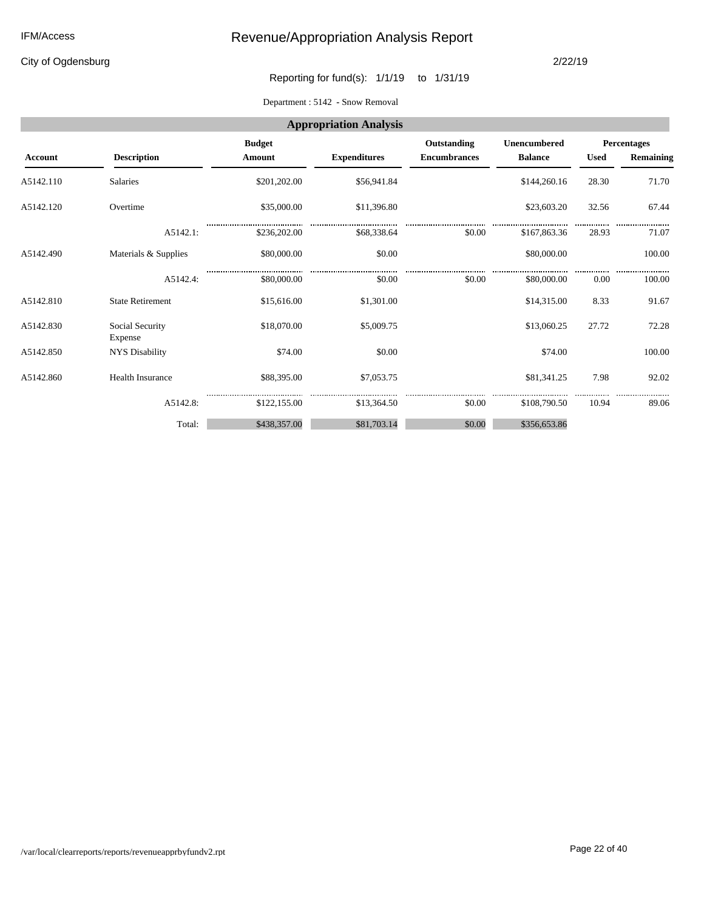# Revenue/Appropriation Analysis Report

IFM/Access

City of Ogdensburg

2/22/19

Reporting for fund(s): 1/1/19 to 1/31/19

Department : 5142 - Snow Removal

## Appropriation Analysis

| Account | Description | Budget Amount | Expenditures | Outstanding Encumbrances | Unencumbered Balance | Percentages Used | Percentages Remaining |
|---|---|---|---|---|---|---|---|
| A5142.110 | Salaries | $201,202.00 | $56,941.84 | | $144,260.16 | 28.30 | 71.70 |
| A5142.120 | Overtime | $35,000.00 | $11,396.80 | | $23,603.20 | 32.56 | 67.44 |
| | A5142.1: | $236,202.00 | $68,338.64 | $0.00 | $167,863.36 | 28.93 | 71.07 |
| A5142.490 | Materials & Supplies | $80,000.00 | $0.00 | | $80,000.00 | | 100.00 |
| | A5142.4: | $80,000.00 | $0.00 | $0.00 | $80,000.00 | 0.00 | 100.00 |
| A5142.810 | State Retirement | $15,616.00 | $1,301.00 | | $14,315.00 | 8.33 | 91.67 |
| A5142.830 | Social Security Expense | $18,070.00 | $5,009.75 | | $13,060.25 | 27.72 | 72.28 |
| A5142.850 | NYS Disability | $74.00 | $0.00 | | $74.00 | | 100.00 |
| A5142.860 | Health Insurance | $88,395.00 | $7,053.75 | | $81,341.25 | 7.98 | 92.02 |
| | A5142.8: | $122,155.00 | $13,364.50 | $0.00 | $108,790.50 | 10.94 | 89.06 |
| | Total: | $438,357.00 | $81,703.14 | $0.00 | $356,653.86 | | |

/var/local/clearreports/reports/revenueapprbyfundv2.rpt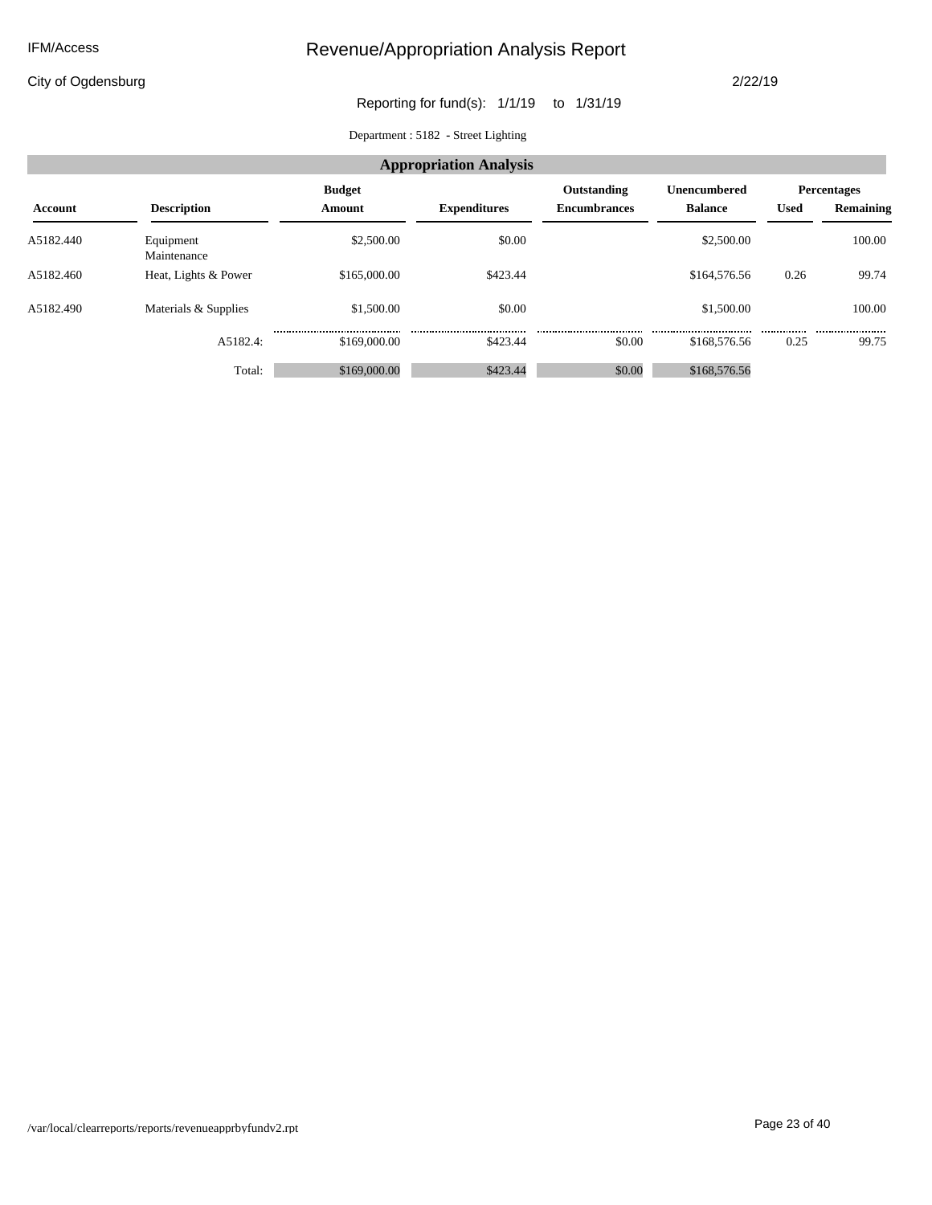# Revenue/Appropriation Analysis Report

City of Ogdensburg

2/22/19

Reporting for fund(s): 1/1/19 to 1/31/19

Department : 5182 - Street Lighting

## Appropriation Analysis

| Account | Description | Budget Amount | Expenditures | Outstanding Encumbrances | Unencumbered Balance | Percentages Used | Percentages Remaining |
|---|---|---|---|---|---|---|---|
| A5182.440 | Equipment Maintenance | $2,500.00 | $0.00 | | $2,500.00 | | 100.00 |
| A5182.460 | Heat, Lights & Power | $165,000.00 | $423.44 | | $164,576.56 | 0.26 | 99.74 |
| A5182.490 | Materials & Supplies | $1,500.00 | $0.00 | | $1,500.00 | | 100.00 |
| | A5182.4: | $169,000.00 | $423.44 | $0.00 | $168,576.56 | 0.25 | 99.75 |
| | Total: | $169,000.00 | $423.44 | $0.00 | $168,576.56 | | |

/var/local/clearreports/reports/revenueapprbyfundv2.rpt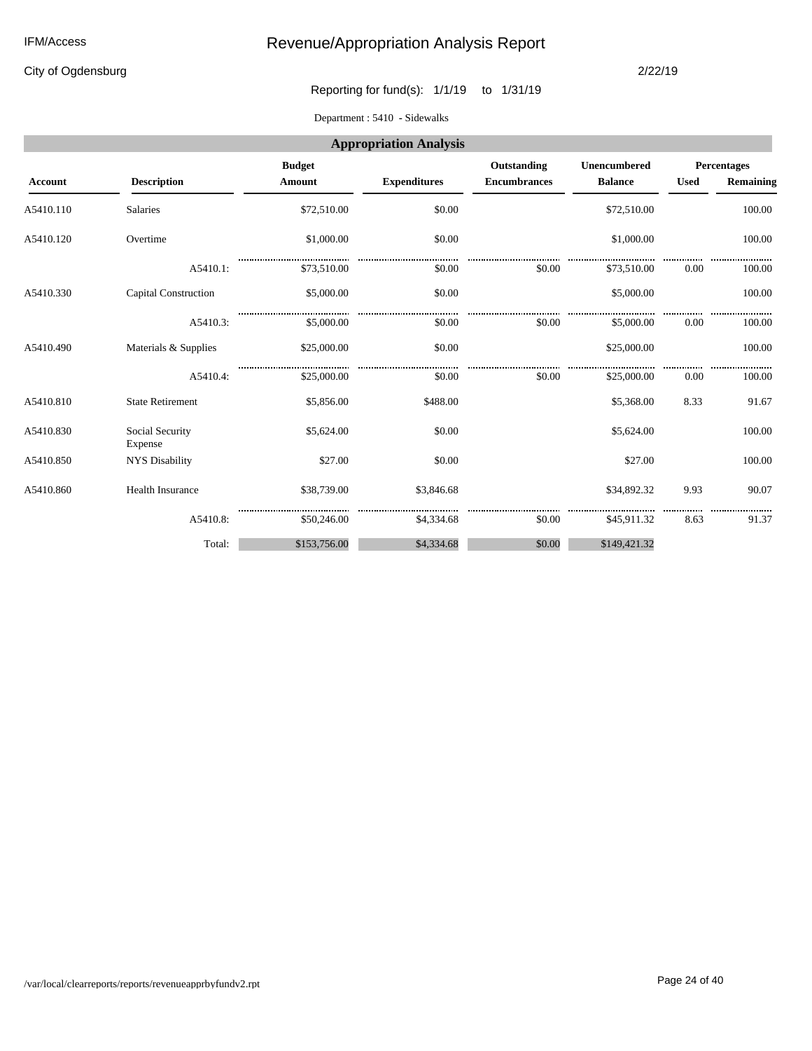IFM/Access

# Revenue/Appropriation Analysis Report

City of Ogdensburg

2/22/19

Reporting for fund(s): 1/1/19 to 1/31/19

Department : 5410 - Sidewalks

## Appropriation Analysis

| Account | Description | Budget Amount | Expenditures | Outstanding Encumbrances | Unencumbered Balance | Percentages Used | Percentages Remaining |
|---|---|---|---|---|---|---|---|
| A5410.110 | Salaries | $72,510.00 | $0.00 | | $72,510.00 | | 100.00 |
| A5410.120 | Overtime | $1,000.00 | $0.00 | | $1,000.00 | | 100.00 |
| | A5410.1: | $73,510.00 | $0.00 | $0.00 | $73,510.00 | 0.00 | 100.00 |
| A5410.330 | Capital Construction | $5,000.00 | $0.00 | | $5,000.00 | | 100.00 |
| | A5410.3: | $5,000.00 | $0.00 | $0.00 | $5,000.00 | 0.00 | 100.00 |
| A5410.490 | Materials & Supplies | $25,000.00 | $0.00 | | $25,000.00 | | 100.00 |
| | A5410.4: | $25,000.00 | $0.00 | $0.00 | $25,000.00 | 0.00 | 100.00 |
| A5410.810 | State Retirement | $5,856.00 | $488.00 | | $5,368.00 | 8.33 | 91.67 |
| A5410.830 | Social Security Expense | $5,624.00 | $0.00 | | $5,624.00 | | 100.00 |
| A5410.850 | NYS Disability | $27.00 | $0.00 | | $27.00 | | 100.00 |
| A5410.860 | Health Insurance | $38,739.00 | $3,846.68 | | $34,892.32 | 9.93 | 90.07 |
| | A5410.8: | $50,246.00 | $4,334.68 | $0.00 | $45,911.32 | 8.63 | 91.37 |
| | Total: | $153,756.00 | $4,334.68 | $0.00 | $149,421.32 | | |

/var/local/clearreports/reports/revenueapprbyfundv2.rpt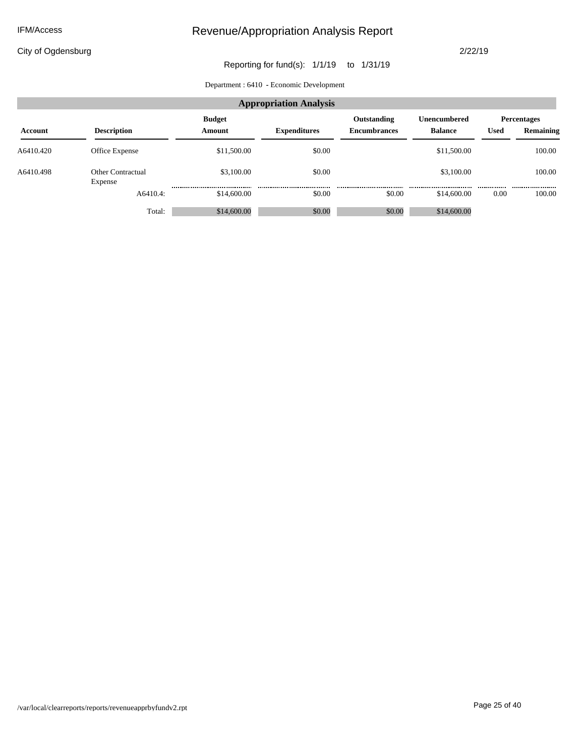# Revenue/Appropriation Analysis Report

IFM/Access

City of Ogdensburg

2/22/19

Reporting for fund(s): 1/1/19 to 1/31/19

Department : 6410 - Economic Development

## Appropriation Analysis

| Account | Description | Budget Amount | Expenditures | Outstanding Encumbrances | Unencumbered Balance | Percentages Used | Percentages Remaining |
|---|---|---|---|---|---|---|---|
| A6410.420 | Office Expense | $11,500.00 | $0.00 | | $11,500.00 | | 100.00 |
| A6410.498 | Other Contractual Expense | $3,100.00 | $0.00 | | $3,100.00 | | 100.00 |
| | A6410.4: | $14,600.00 | $0.00 | $0.00 | $14,600.00 | 0.00 | 100.00 |
| | Total: | $14,600.00 | $0.00 | $0.00 | $14,600.00 | | |

/var/local/clearreports/reports/revenueapprbyfundv2.rpt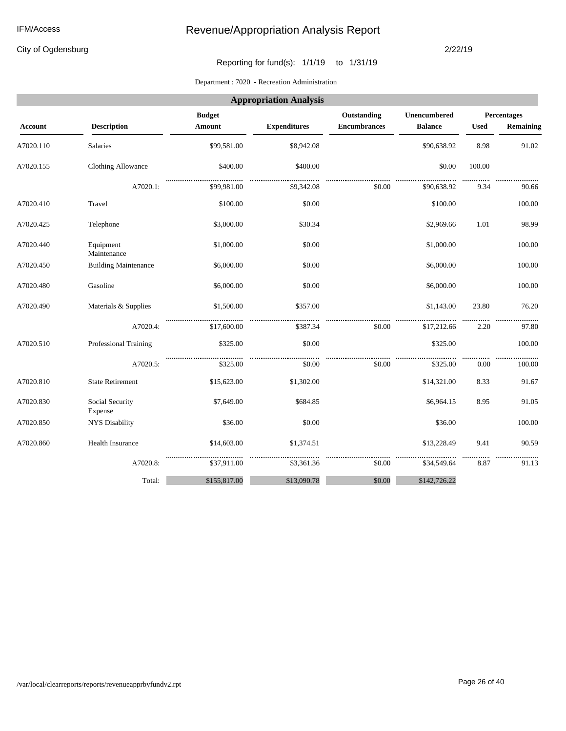# Revenue/Appropriation Analysis Report

City of Ogdensburg

2/22/19

Reporting for fund(s): 1/1/19 to 1/31/19

Department : 7020 - Recreation Administration

## Appropriation Analysis

| Account | Description | Budget Amount | Expenditures | Outstanding Encumbrances | Unencumbered Balance | Percentages Used | Percentages Remaining |
|---|---|---|---|---|---|---|---|
| A7020.110 | Salaries | $99,581.00 | $8,942.08 | | $90,638.92 | 8.98 | 91.02 |
| A7020.155 | Clothing Allowance | $400.00 | $400.00 | | $0.00 | 100.00 | |
| | A7020.1: | $99,981.00 | $9,342.08 | $0.00 | $90,638.92 | 9.34 | 90.66 |
| A7020.410 | Travel | $100.00 | $0.00 | | $100.00 | | 100.00 |
| A7020.425 | Telephone | $3,000.00 | $30.34 | | $2,969.66 | 1.01 | 98.99 |
| A7020.440 | Equipment Maintenance | $1,000.00 | $0.00 | | $1,000.00 | | 100.00 |
| A7020.450 | Building Maintenance | $6,000.00 | $0.00 | | $6,000.00 | | 100.00 |
| A7020.480 | Gasoline | $6,000.00 | $0.00 | | $6,000.00 | | 100.00 |
| A7020.490 | Materials & Supplies | $1,500.00 | $357.00 | | $1,143.00 | 23.80 | 76.20 |
| | A7020.4: | $17,600.00 | $387.34 | $0.00 | $17,212.66 | 2.20 | 97.80 |
| A7020.510 | Professional Training | $325.00 | $0.00 | | $325.00 | | 100.00 |
| | A7020.5: | $325.00 | $0.00 | $0.00 | $325.00 | 0.00 | 100.00 |
| A7020.810 | State Retirement | $15,623.00 | $1,302.00 | | $14,321.00 | 8.33 | 91.67 |
| A7020.830 | Social Security Expense | $7,649.00 | $684.85 | | $6,964.15 | 8.95 | 91.05 |
| A7020.850 | NYS Disability | $36.00 | $0.00 | | $36.00 | | 100.00 |
| A7020.860 | Health Insurance | $14,603.00 | $1,374.51 | | $13,228.49 | 9.41 | 90.59 |
| | A7020.8: | $37,911.00 | $3,361.36 | $0.00 | $34,549.64 | 8.87 | 91.13 |
| | Total: | $155,817.00 | $13,090.78 | $0.00 | $142,726.22 | | |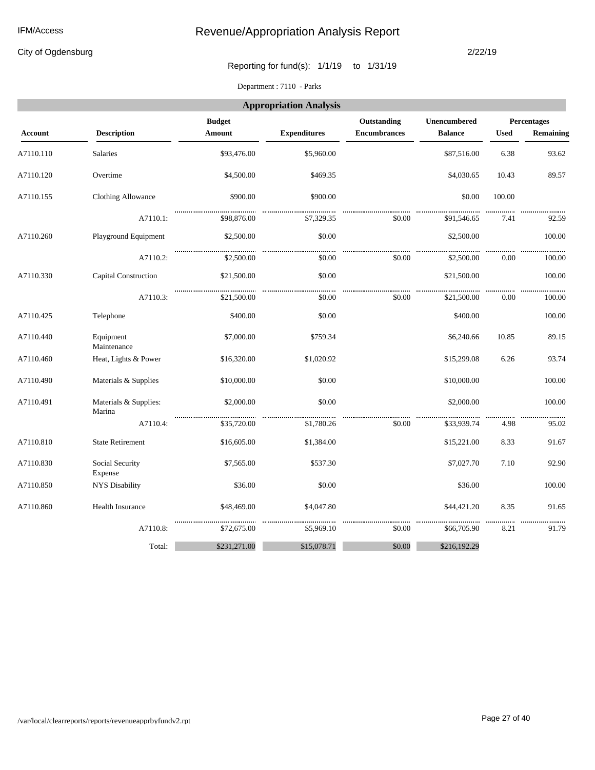IFM/Access

# Revenue/Appropriation Analysis Report

City of Ogdensburg

2/22/19

Reporting for fund(s): 1/1/19 to 1/31/19

Department : 7110 - Parks

## Appropriation Analysis

| Account | Description | Budget Amount | Expenditures | Outstanding Encumbrances | Unencumbered Balance | Percentages Used | Percentages Remaining |
|---|---|---|---|---|---|---|---|
| A7110.110 | Salaries | $93,476.00 | $5,960.00 | | $87,516.00 | 6.38 | 93.62 |
| A7110.120 | Overtime | $4,500.00 | $469.35 | | $4,030.65 | 10.43 | 89.57 |
| A7110.155 | Clothing Allowance | $900.00 | $900.00 | | $0.00 | 100.00 | |
| | A7110.1: | $98,876.00 | $7,329.35 | $0.00 | $91,546.65 | 7.41 | 92.59 |
| A7110.260 | Playground Equipment | $2,500.00 | $0.00 | | $2,500.00 | | 100.00 |
| | A7110.2: | $2,500.00 | $0.00 | $0.00 | $2,500.00 | 0.00 | 100.00 |
| A7110.330 | Capital Construction | $21,500.00 | $0.00 | | $21,500.00 | | 100.00 |
| | A7110.3: | $21,500.00 | $0.00 | $0.00 | $21,500.00 | 0.00 | 100.00 |
| A7110.425 | Telephone | $400.00 | $0.00 | | $400.00 | | 100.00 |
| A7110.440 | Equipment Maintenance | $7,000.00 | $759.34 | | $6,240.66 | 10.85 | 89.15 |
| A7110.460 | Heat, Lights & Power | $16,320.00 | $1,020.92 | | $15,299.08 | 6.26 | 93.74 |
| A7110.490 | Materials & Supplies | $10,000.00 | $0.00 | | $10,000.00 | | 100.00 |
| A7110.491 | Materials & Supplies: Marina | $2,000.00 | $0.00 | | $2,000.00 | | 100.00 |
| | A7110.4: | $35,720.00 | $1,780.26 | $0.00 | $33,939.74 | 4.98 | 95.02 |
| A7110.810 | State Retirement | $16,605.00 | $1,384.00 | | $15,221.00 | 8.33 | 91.67 |
| A7110.830 | Social Security Expense | $7,565.00 | $537.30 | | $7,027.70 | 7.10 | 92.90 |
| A7110.850 | NYS Disability | $36.00 | $0.00 | | $36.00 | | 100.00 |
| A7110.860 | Health Insurance | $48,469.00 | $4,047.80 | | $44,421.20 | 8.35 | 91.65 |
| | A7110.8: | $72,675.00 | $5,969.10 | $0.00 | $66,705.90 | 8.21 | 91.79 |
| | Total: | $231,271.00 | $15,078.71 | $0.00 | $216,192.29 | | |

/var/local/clearreports/reports/revenueapprbyfundv2.rpt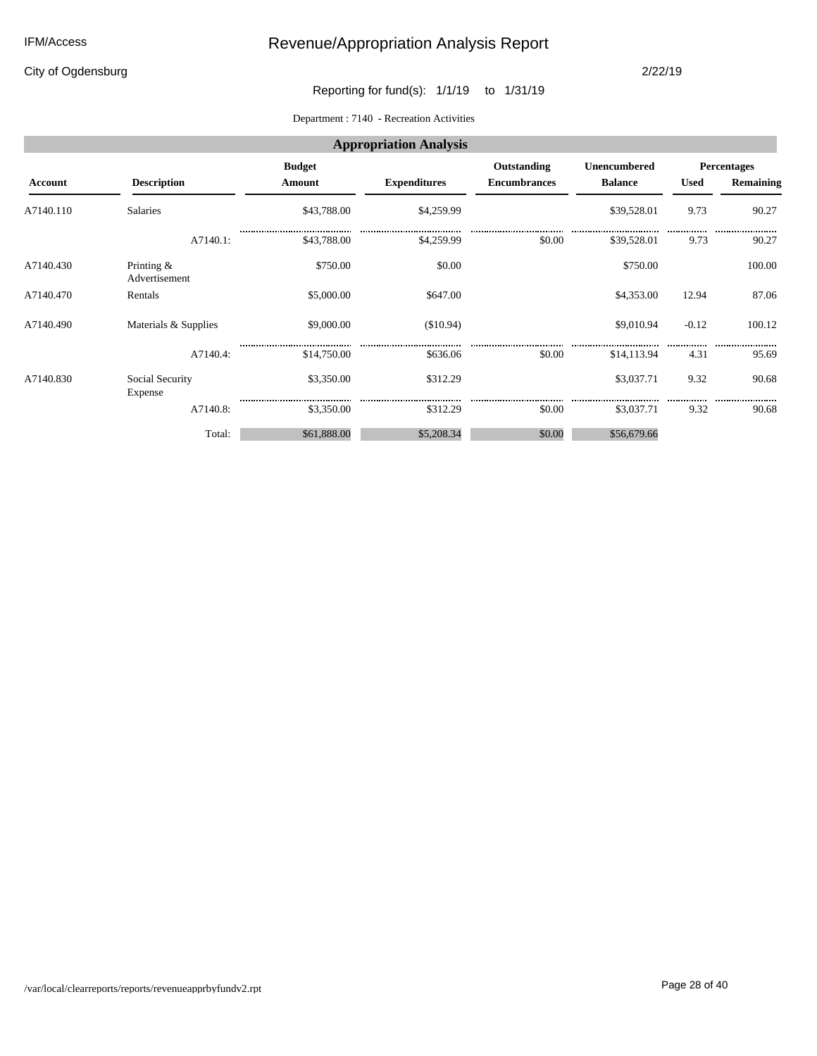# Revenue/Appropriation Analysis Report

IFM/Access

City of Ogdensburg

2/22/19

Reporting for fund(s): 1/1/19 to 1/31/19

Department : 7140 - Recreation Activities

## Appropriation Analysis

| Account | Description | Budget Amount | Expenditures | Outstanding Encumbrances | Unencumbered Balance | Percentages Used | Percentages Remaining |
|---|---|---|---|---|---|---|---|
| A7140.110 | Salaries | $43,788.00 | $4,259.99 | | $39,528.01 | 9.73 | 90.27 |
| | A7140.1: | $43,788.00 | $4,259.99 | $0.00 | $39,528.01 | 9.73 | 90.27 |
| A7140.430 | Printing & Advertisement | $750.00 | $0.00 | | $750.00 | | 100.00 |
| A7140.470 | Rentals | $5,000.00 | $647.00 | | $4,353.00 | 12.94 | 87.06 |
| A7140.490 | Materials & Supplies | $9,000.00 | ($10.94) | | $9,010.94 | -0.12 | 100.12 |
| | A7140.4: | $14,750.00 | $636.06 | $0.00 | $14,113.94 | 4.31 | 95.69 |
| A7140.830 | Social Security Expense | $3,350.00 | $312.29 | | $3,037.71 | 9.32 | 90.68 |
| | A7140.8: | $3,350.00 | $312.29 | $0.00 | $3,037.71 | 9.32 | 90.68 |
| | Total: | $61,888.00 | $5,208.34 | $0.00 | $56,679.66 | | |

/var/local/clearreports/reports/revenueapprbyfundv2.rpt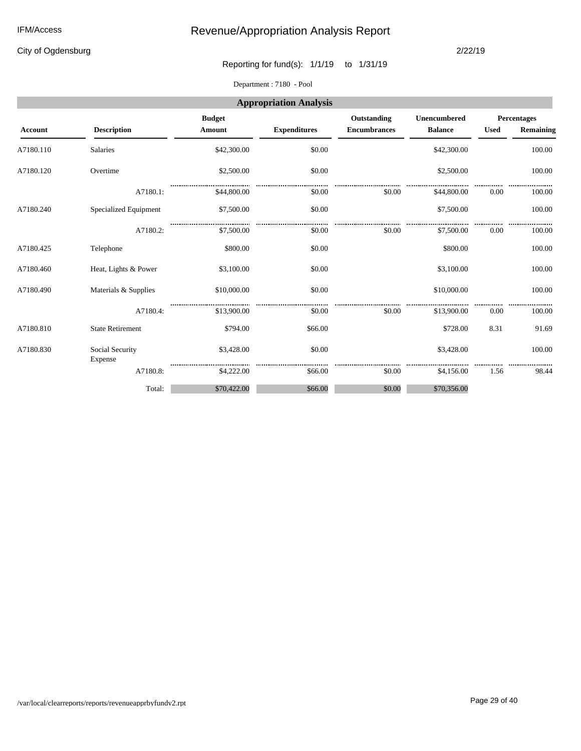IFM/Access

# Revenue/Appropriation Analysis Report

City of Ogdensburg

2/22/19

Reporting for fund(s): 1/1/19 to 1/31/19

Department : 7180 - Pool

## Appropriation Analysis

| Account | Description | Budget Amount | Expenditures | Outstanding Encumbrances | Unencumbered Balance | Percentages Used | Percentages Remaining |
|---|---|---|---|---|---|---|---|
| A7180.110 | Salaries | $42,300.00 | $0.00 | | $42,300.00 | | 100.00 |
| A7180.120 | Overtime | $2,500.00 | $0.00 | | $2,500.00 | | 100.00 |
| | A7180.1: | $44,800.00 | $0.00 | $0.00 | $44,800.00 | 0.00 | 100.00 |
| A7180.240 | Specialized Equipment | $7,500.00 | $0.00 | | $7,500.00 | | 100.00 |
| | A7180.2: | $7,500.00 | $0.00 | $0.00 | $7,500.00 | 0.00 | 100.00 |
| A7180.425 | Telephone | $800.00 | $0.00 | | $800.00 | | 100.00 |
| A7180.460 | Heat, Lights & Power | $3,100.00 | $0.00 | | $3,100.00 | | 100.00 |
| A7180.490 | Materials & Supplies | $10,000.00 | $0.00 | | $10,000.00 | | 100.00 |
| | A7180.4: | $13,900.00 | $0.00 | $0.00 | $13,900.00 | 0.00 | 100.00 |
| A7180.810 | State Retirement | $794.00 | $66.00 | | $728.00 | 8.31 | 91.69 |
| A7180.830 | Social Security Expense | $3,428.00 | $0.00 | | $3,428.00 | | 100.00 |
| | A7180.8: | $4,222.00 | $66.00 | $0.00 | $4,156.00 | 1.56 | 98.44 |
| | Total: | $70,422.00 | $66.00 | $0.00 | $70,356.00 | | |

/var/local/clearreports/reports/revenueapprbyfundv2.rpt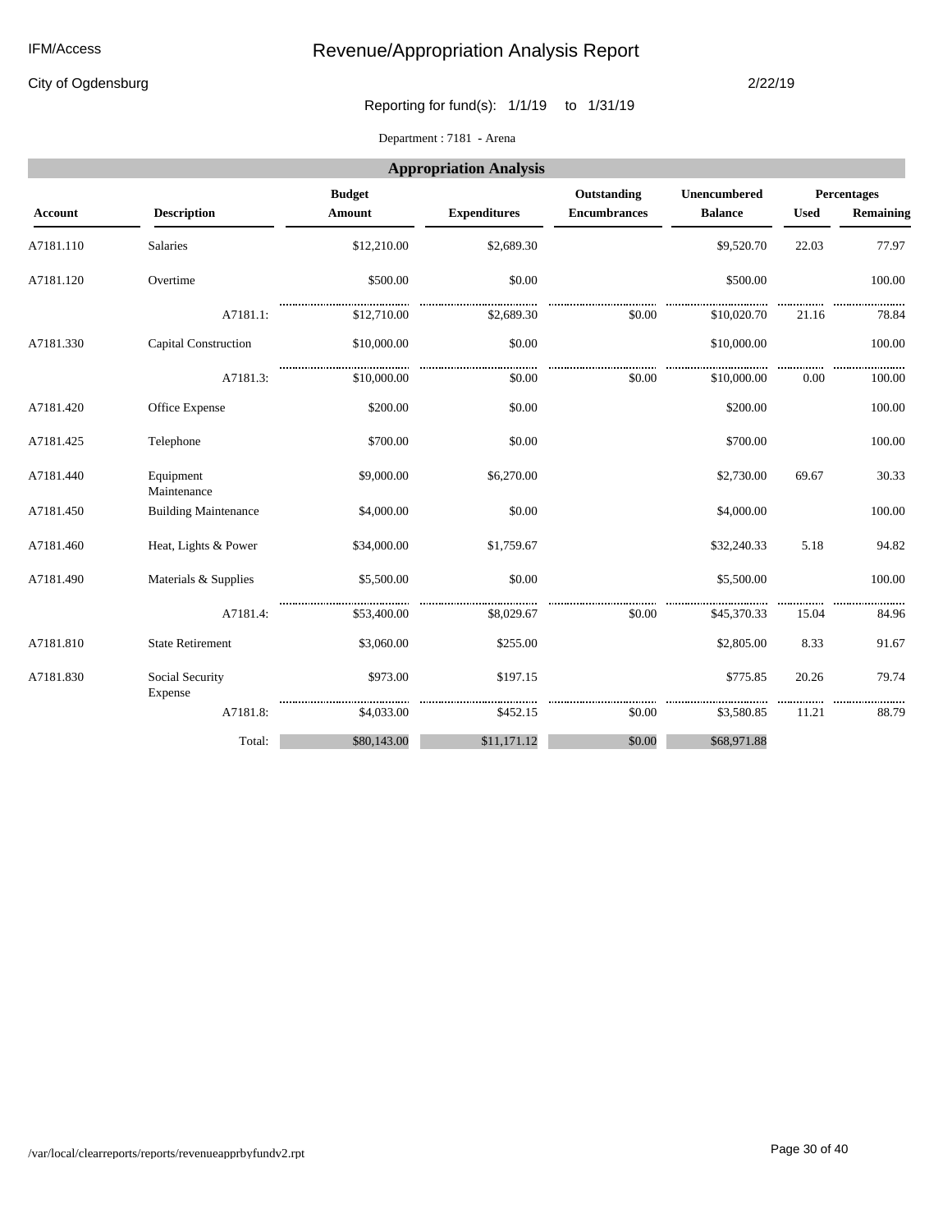IFM/Access

# Revenue/Appropriation Analysis Report

City of Ogdensburg

2/22/19

Reporting for fund(s): 1/1/19 to 1/31/19

Department : 7181 - Arena

## Appropriation Analysis

| Account | Description | Budget Amount | Expenditures | Outstanding Encumbrances | Unencumbered Balance | Percentages Used | Percentages Remaining |
|---|---|---|---|---|---|---|---|
| A7181.110 | Salaries | $12,210.00 | $2,689.30 | | $9,520.70 | 22.03 | 77.97 |
| A7181.120 | Overtime | $500.00 | $0.00 | | $500.00 | | 100.00 |
| | A7181.1: | $12,710.00 | $2,689.30 | $0.00 | $10,020.70 | 21.16 | 78.84 |
| A7181.330 | Capital Construction | $10,000.00 | $0.00 | | $10,000.00 | | 100.00 |
| | A7181.3: | $10,000.00 | $0.00 | $0.00 | $10,000.00 | 0.00 | 100.00 |
| A7181.420 | Office Expense | $200.00 | $0.00 | | $200.00 | | 100.00 |
| A7181.425 | Telephone | $700.00 | $0.00 | | $700.00 | | 100.00 |
| A7181.440 | Equipment Maintenance | $9,000.00 | $6,270.00 | | $2,730.00 | 69.67 | 30.33 |
| A7181.450 | Building Maintenance | $4,000.00 | $0.00 | | $4,000.00 | | 100.00 |
| A7181.460 | Heat, Lights & Power | $34,000.00 | $1,759.67 | | $32,240.33 | 5.18 | 94.82 |
| A7181.490 | Materials & Supplies | $5,500.00 | $0.00 | | $5,500.00 | | 100.00 |
| | A7181.4: | $53,400.00 | $8,029.67 | $0.00 | $45,370.33 | 15.04 | 84.96 |
| A7181.810 | State Retirement | $3,060.00 | $255.00 | | $2,805.00 | 8.33 | 91.67 |
| A7181.830 | Social Security Expense | $973.00 | $197.15 | | $775.85 | 20.26 | 79.74 |
| | A7181.8: | $4,033.00 | $452.15 | $0.00 | $3,580.85 | 11.21 | 88.79 |
| | Total: | $80,143.00 | $11,171.12 | $0.00 | $68,971.88 | | |

/var/local/clearreports/reports/revenueapprbyfundv2.rpt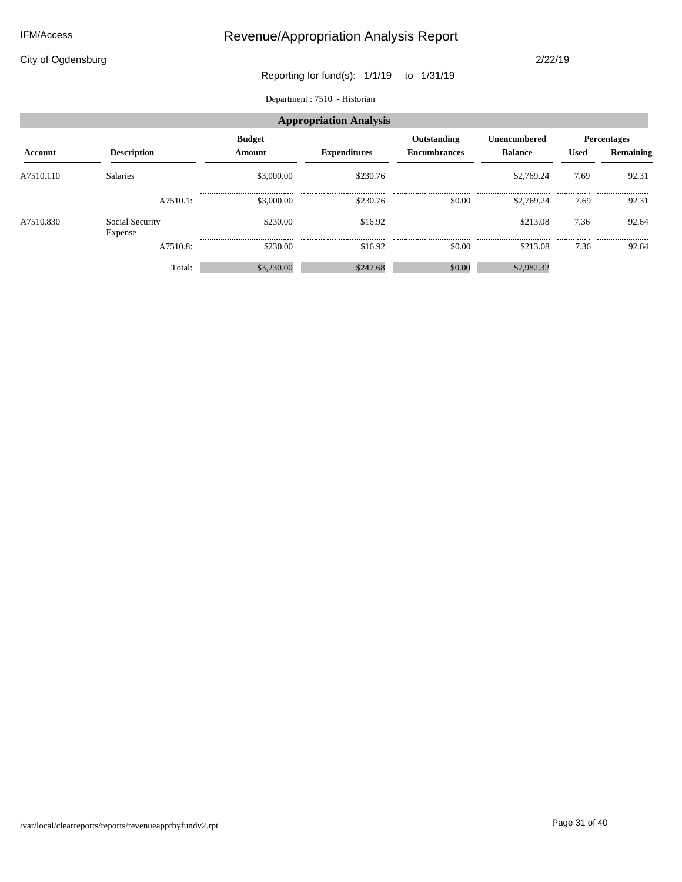# Revenue/Appropriation Analysis Report

IFM/Access

City of Ogdensburg

2/22/19

Reporting for fund(s): 1/1/19 to 1/31/19

Department : 7510 - Historian

## Appropriation Analysis

| Account | Description | Budget Amount | Expenditures | Outstanding Encumbrances | Unencumbered Balance | Percentages Used | Percentages Remaining |
|---|---|---|---|---|---|---|---|
| A7510.110 | Salaries | $3,000.00 | $230.76 | | $2,769.24 | 7.69 | 92.31 |
| | A7510.1: | $3,000.00 | $230.76 | $0.00 | $2,769.24 | 7.69 | 92.31 |
| A7510.830 | Social Security Expense | $230.00 | $16.92 | | $213.08 | 7.36 | 92.64 |
| | A7510.8: | $230.00 | $16.92 | $0.00 | $213.08 | 7.36 | 92.64 |
| | Total: | $3,230.00 | $247.68 | $0.00 | $2,982.32 | | |

/var/local/clearreports/reports/revenueapprbyfundv2.rpt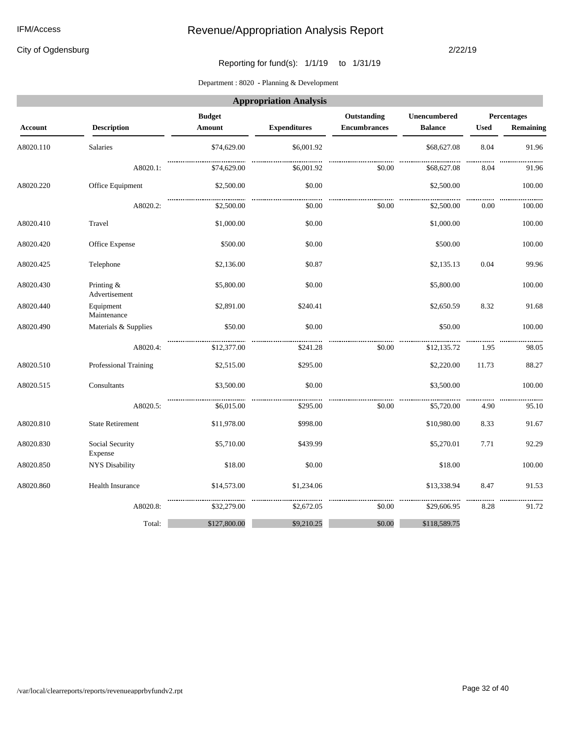IFM/Access

# Revenue/Appropriation Analysis Report

City of Ogdensburg

2/22/19

Reporting for fund(s): 1/1/19 to 1/31/19

Department : 8020 - Planning & Development

## Appropriation Analysis

| Account | Description | Budget Amount | Expenditures | Outstanding Encumbrances | Unencumbered Balance | Percentages Used | Percentages Remaining |
|---|---|---|---|---|---|---|---|
| A8020.110 | Salaries | $74,629.00 | $6,001.92 | | $68,627.08 | 8.04 | 91.96 |
| | A8020.1: | $74,629.00 | $6,001.92 | $0.00 | $68,627.08 | 8.04 | 91.96 |
| A8020.220 | Office Equipment | $2,500.00 | $0.00 | | $2,500.00 | | 100.00 |
| | A8020.2: | $2,500.00 | $0.00 | $0.00 | $2,500.00 | 0.00 | 100.00 |
| A8020.410 | Travel | $1,000.00 | $0.00 | | $1,000.00 | | 100.00 |
| A8020.420 | Office Expense | $500.00 | $0.00 | | $500.00 | | 100.00 |
| A8020.425 | Telephone | $2,136.00 | $0.87 | | $2,135.13 | 0.04 | 99.96 |
| A8020.430 | Printing & Advertisement | $5,800.00 | $0.00 | | $5,800.00 | | 100.00 |
| A8020.440 | Equipment Maintenance | $2,891.00 | $240.41 | | $2,650.59 | 8.32 | 91.68 |
| A8020.490 | Materials & Supplies | $50.00 | $0.00 | | $50.00 | | 100.00 |
| | A8020.4: | $12,377.00 | $241.28 | $0.00 | $12,135.72 | 1.95 | 98.05 |
| A8020.510 | Professional Training | $2,515.00 | $295.00 | | $2,220.00 | 11.73 | 88.27 |
| A8020.515 | Consultants | $3,500.00 | $0.00 | | $3,500.00 | | 100.00 |
| | A8020.5: | $6,015.00 | $295.00 | $0.00 | $5,720.00 | 4.90 | 95.10 |
| A8020.810 | State Retirement | $11,978.00 | $998.00 | | $10,980.00 | 8.33 | 91.67 |
| A8020.830 | Social Security Expense | $5,710.00 | $439.99 | | $5,270.01 | 7.71 | 92.29 |
| A8020.850 | NYS Disability | $18.00 | $0.00 | | $18.00 | | 100.00 |
| A8020.860 | Health Insurance | $14,573.00 | $1,234.06 | | $13,338.94 | 8.47 | 91.53 |
| | A8020.8: | $32,279.00 | $2,672.05 | $0.00 | $29,606.95 | 8.28 | 91.72 |
| | Total: | $127,800.00 | $9,210.25 | $0.00 | $118,589.75 | | |

/var/local/clearreports/reports/revenueapprbyfundv2.rpt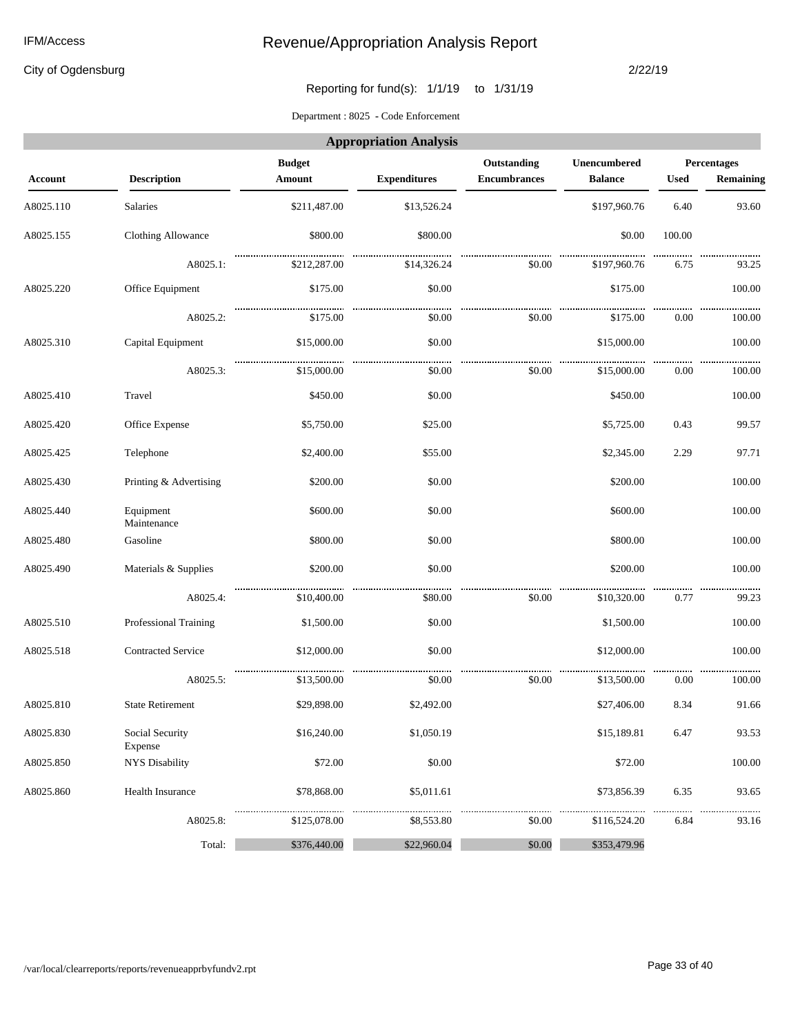# Revenue/Appropriation Analysis Report

IFM/Access

City of Ogdensburg

2/22/19

Reporting for fund(s): 1/1/19 to 1/31/19

Department : 8025 - Code Enforcement

## Appropriation Analysis

| Account | Description | Budget Amount | Expenditures | Outstanding Encumbrances | Unencumbered Balance | Percentages Used | Percentages Remaining |
|---|---|---|---|---|---|---|---|
| A8025.110 | Salaries | $211,487.00 | $13,526.24 | | $197,960.76 | 6.40 | 93.60 |
| A8025.155 | Clothing Allowance | $800.00 | $800.00 | | $0.00 | 100.00 | |
| | A8025.1: | $212,287.00 | $14,326.24 | $0.00 | $197,960.76 | 6.75 | 93.25 |
| A8025.220 | Office Equipment | $175.00 | $0.00 | | $175.00 | | 100.00 |
| | A8025.2: | $175.00 | $0.00 | $0.00 | $175.00 | 0.00 | 100.00 |
| A8025.310 | Capital Equipment | $15,000.00 | $0.00 | | $15,000.00 | | 100.00 |
| | A8025.3: | $15,000.00 | $0.00 | $0.00 | $15,000.00 | 0.00 | 100.00 |
| A8025.410 | Travel | $450.00 | $0.00 | | $450.00 | | 100.00 |
| A8025.420 | Office Expense | $5,750.00 | $25.00 | | $5,725.00 | 0.43 | 99.57 |
| A8025.425 | Telephone | $2,400.00 | $55.00 | | $2,345.00 | 2.29 | 97.71 |
| A8025.430 | Printing & Advertising | $200.00 | $0.00 | | $200.00 | | 100.00 |
| A8025.440 | Equipment Maintenance | $600.00 | $0.00 | | $600.00 | | 100.00 |
| A8025.480 | Gasoline | $800.00 | $0.00 | | $800.00 | | 100.00 |
| A8025.490 | Materials & Supplies | $200.00 | $0.00 | | $200.00 | | 100.00 |
| | A8025.4: | $10,400.00 | $80.00 | $0.00 | $10,320.00 | 0.77 | 99.23 |
| A8025.510 | Professional Training | $1,500.00 | $0.00 | | $1,500.00 | | 100.00 |
| A8025.518 | Contracted Service | $12,000.00 | $0.00 | | $12,000.00 | | 100.00 |
| | A8025.5: | $13,500.00 | $0.00 | $0.00 | $13,500.00 | 0.00 | 100.00 |
| A8025.810 | State Retirement | $29,898.00 | $2,492.00 | | $27,406.00 | 8.34 | 91.66 |
| A8025.830 | Social Security Expense | $16,240.00 | $1,050.19 | | $15,189.81 | 6.47 | 93.53 |
| A8025.850 | NYS Disability | $72.00 | $0.00 | | $72.00 | | 100.00 |
| A8025.860 | Health Insurance | $78,868.00 | $5,011.61 | | $73,856.39 | 6.35 | 93.65 |
| | A8025.8: | $125,078.00 | $8,553.80 | $0.00 | $116,524.20 | 6.84 | 93.16 |
| | Total: | $376,440.00 | $22,960.04 | $0.00 | $353,479.96 | | |

/var/local/clearreports/reports/revenueapprbyfundv2.rpt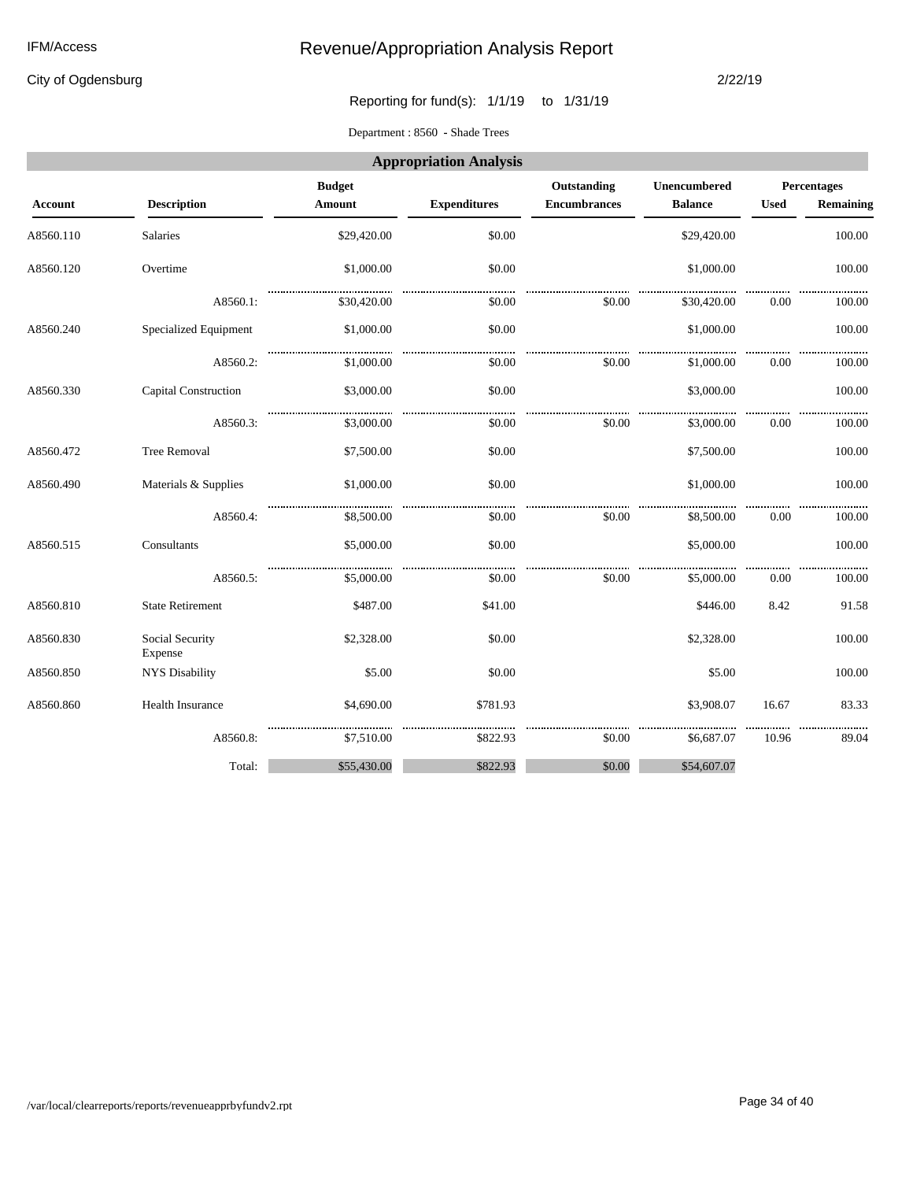IFM/Access

# Revenue/Appropriation Analysis Report

City of Ogdensburg 2/22/19

Reporting for fund(s): 1/1/19 to 1/31/19

Department : 8560 - Shade Trees

## Appropriation Analysis

| Account | Description | Budget Amount | Expenditures | Outstanding Encumbrances | Unencumbered Balance | Percentages Used | Percentages Remaining |
|---|---|---|---|---|---|---|---|
| A8560.110 | Salaries | $29,420.00 | $0.00 | | $29,420.00 | | 100.00 |
| A8560.120 | Overtime | $1,000.00 | $0.00 | | $1,000.00 | | 100.00 |
| | A8560.1: | $30,420.00 | $0.00 | $0.00 | $30,420.00 | 0.00 | 100.00 |
| A8560.240 | Specialized Equipment | $1,000.00 | $0.00 | | $1,000.00 | | 100.00 |
| | A8560.2: | $1,000.00 | $0.00 | $0.00 | $1,000.00 | 0.00 | 100.00 |
| A8560.330 | Capital Construction | $3,000.00 | $0.00 | | $3,000.00 | | 100.00 |
| | A8560.3: | $3,000.00 | $0.00 | $0.00 | $3,000.00 | 0.00 | 100.00 |
| A8560.472 | Tree Removal | $7,500.00 | $0.00 | | $7,500.00 | | 100.00 |
| A8560.490 | Materials & Supplies | $1,000.00 | $0.00 | | $1,000.00 | | 100.00 |
| | A8560.4: | $8,500.00 | $0.00 | $0.00 | $8,500.00 | 0.00 | 100.00 |
| A8560.515 | Consultants | $5,000.00 | $0.00 | | $5,000.00 | | 100.00 |
| | A8560.5: | $5,000.00 | $0.00 | $0.00 | $5,000.00 | 0.00 | 100.00 |
| A8560.810 | State Retirement | $487.00 | $41.00 | | $446.00 | 8.42 | 91.58 |
| A8560.830 | Social Security Expense | $2,328.00 | $0.00 | | $2,328.00 | | 100.00 |
| A8560.850 | NYS Disability | $5.00 | $0.00 | | $5.00 | | 100.00 |
| A8560.860 | Health Insurance | $4,690.00 | $781.93 | | $3,908.07 | 16.67 | 83.33 |
| | A8560.8: | $7,510.00 | $822.93 | $0.00 | $6,687.07 | 10.96 | 89.04 |
| | Total: | $55,430.00 | $822.93 | $0.00 | $54,607.07 | | |

/var/local/clearreports/reports/revenueapprbyfundv2.rpt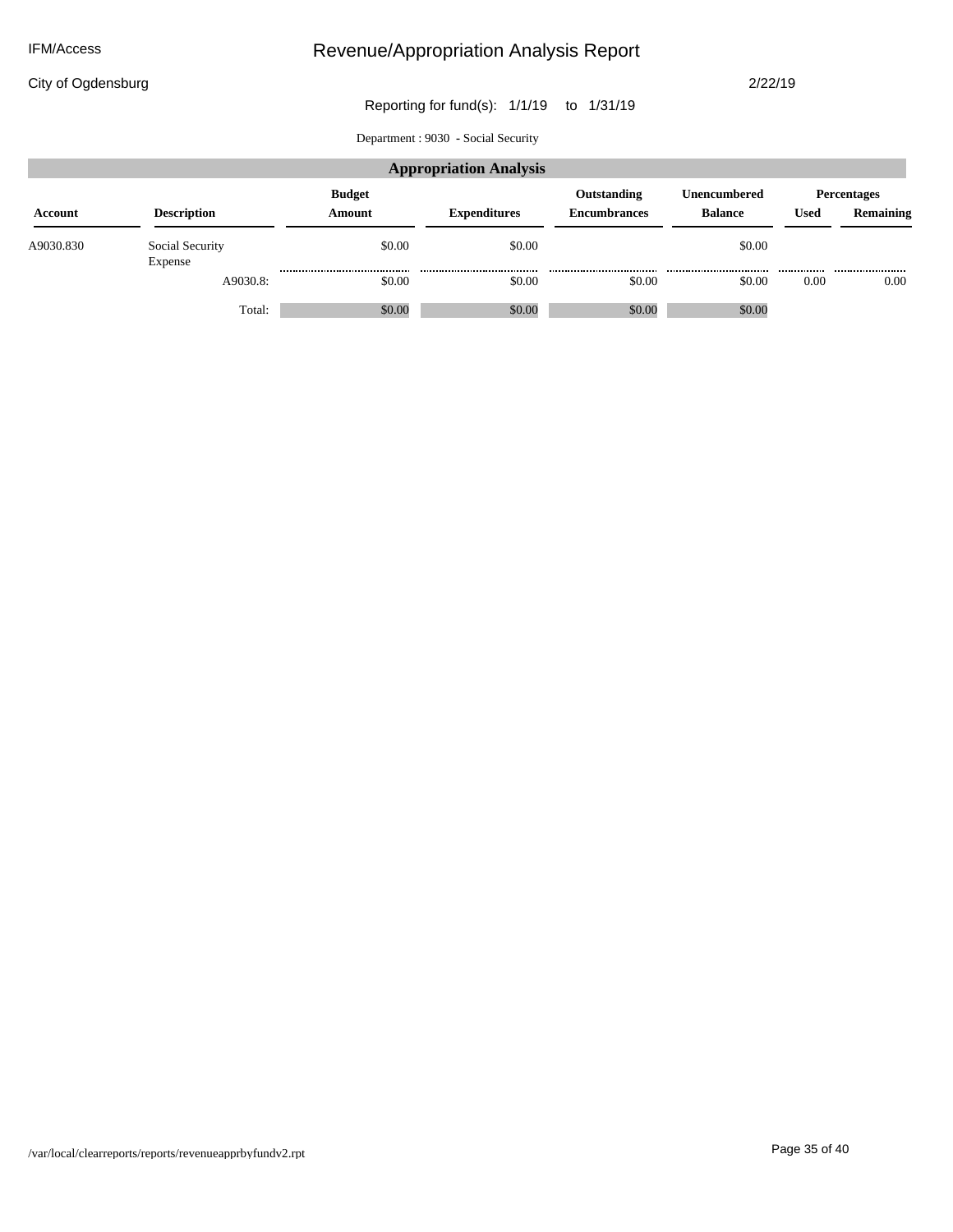# Revenue/Appropriation Analysis Report

IFM/Access

City of Ogdensburg

2/22/19

Reporting for fund(s): 1/1/19 to 1/31/19

Department : 9030 - Social Security

## Appropriation Analysis

| Account | Description | Budget Amount | Expenditures | Outstanding Encumbrances | Unencumbered Balance | Percentages Used | Percentages Remaining |
|---|---|---|---|---|---|---|---|
| A9030.830 | Social Security Expense | $0.00 | $0.00 | | $0.00 | | |
| | A9030.8: | $0.00 | $0.00 | $0.00 | $0.00 | 0.00 | 0.00 |
| | Total: | $0.00 | $0.00 | $0.00 | $0.00 | | |

/var/local/clearreports/reports/revenueapprbyfundv2.rpt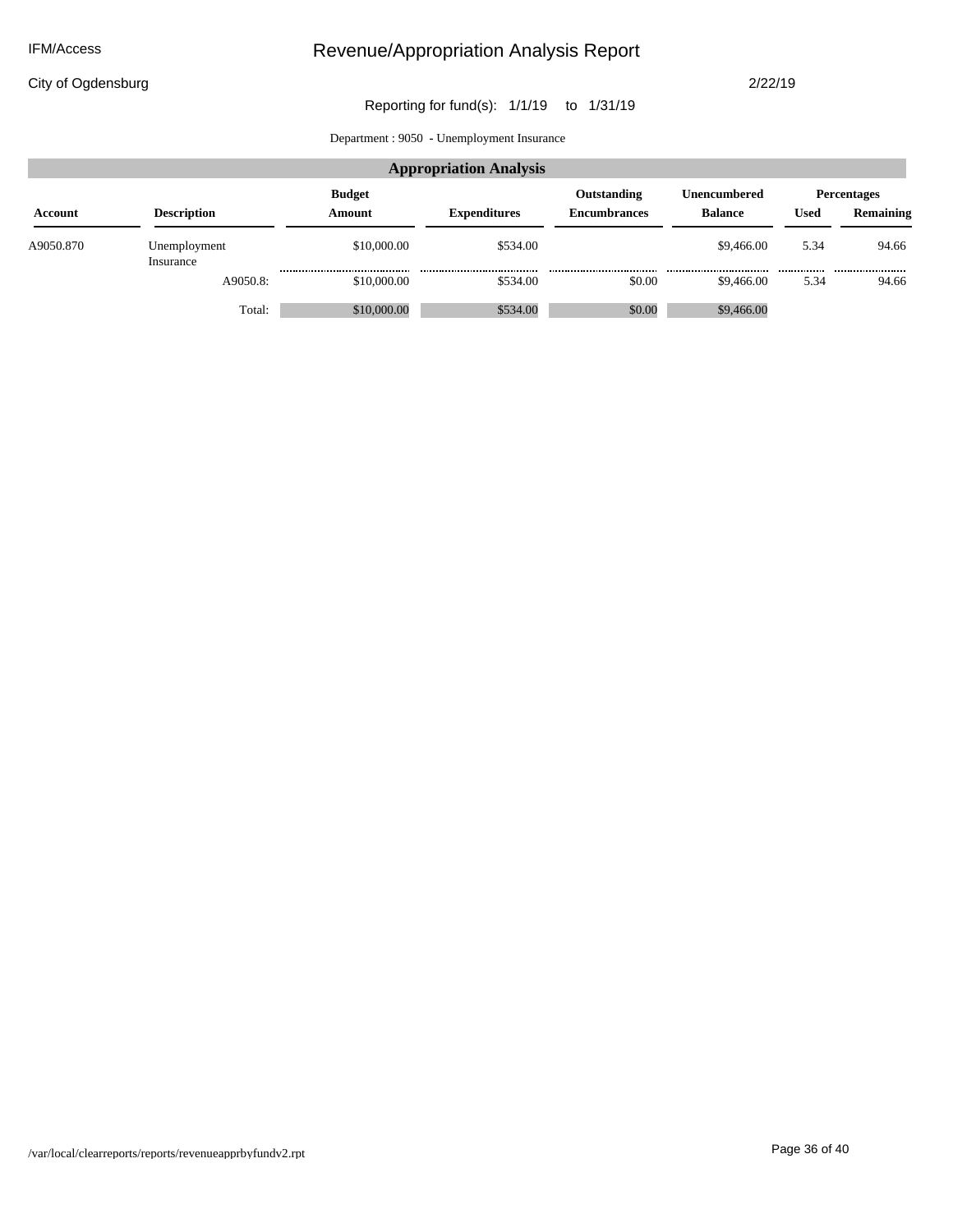IFM/Access

# Revenue/Appropriation Analysis Report

City of Ogdensburg

2/22/19

Reporting for fund(s): 1/1/19 to 1/31/19

Department : 9050 - Unemployment Insurance

## Appropriation Analysis

| Account | Description | Budget Amount | Expenditures | Outstanding Encumbrances | Unencumbered Balance | Percentages Used | Percentages Remaining |
|---|---|---|---|---|---|---|---|
| A9050.870 | Unemployment Insurance | $10,000.00 | $534.00 | | $9,466.00 | 5.34 | 94.66 |
| | A9050.8: | $10,000.00 | $534.00 | $0.00 | $9,466.00 | 5.34 | 94.66 |
| | Total: | $10,000.00 | $534.00 | $0.00 | $9,466.00 | | |

/var/local/clearreports/reports/revenueapprbyfundv2.rpt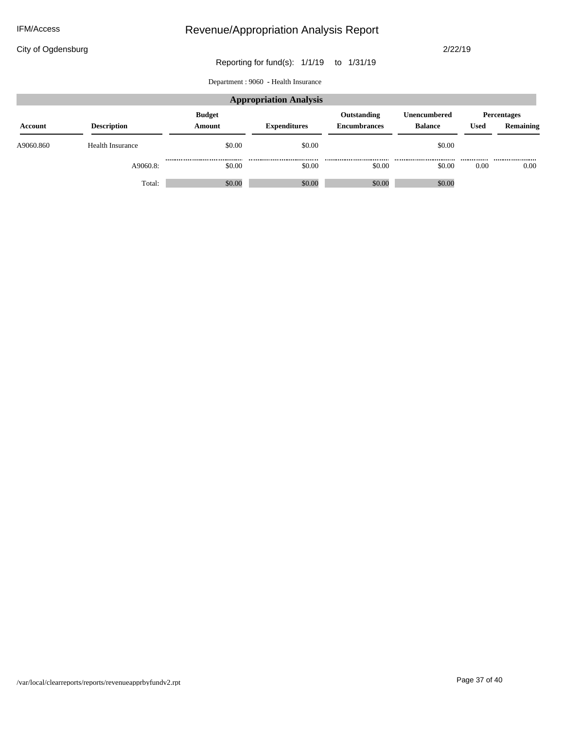Reporting for fund(s): 1/1/19 to 1/31/19

Department : 9060 - Health Insurance

## Appropriation Analysis

| Account | Description | Budget Amount | Expenditures | Outstanding Encumbrances | Unencumbered Balance | Percentages Used | Percentages Remaining |
|---|---|---|---|---|---|---|---|
| A9060.860 | Health Insurance | $0.00 | $0.00 | | $0.00 | | |
| | A9060.8: | $0.00 | $0.00 | $0.00 | $0.00 | 0.00 | 0.00 |
| | Total: | $0.00 | $0.00 | $0.00 | $0.00 | | |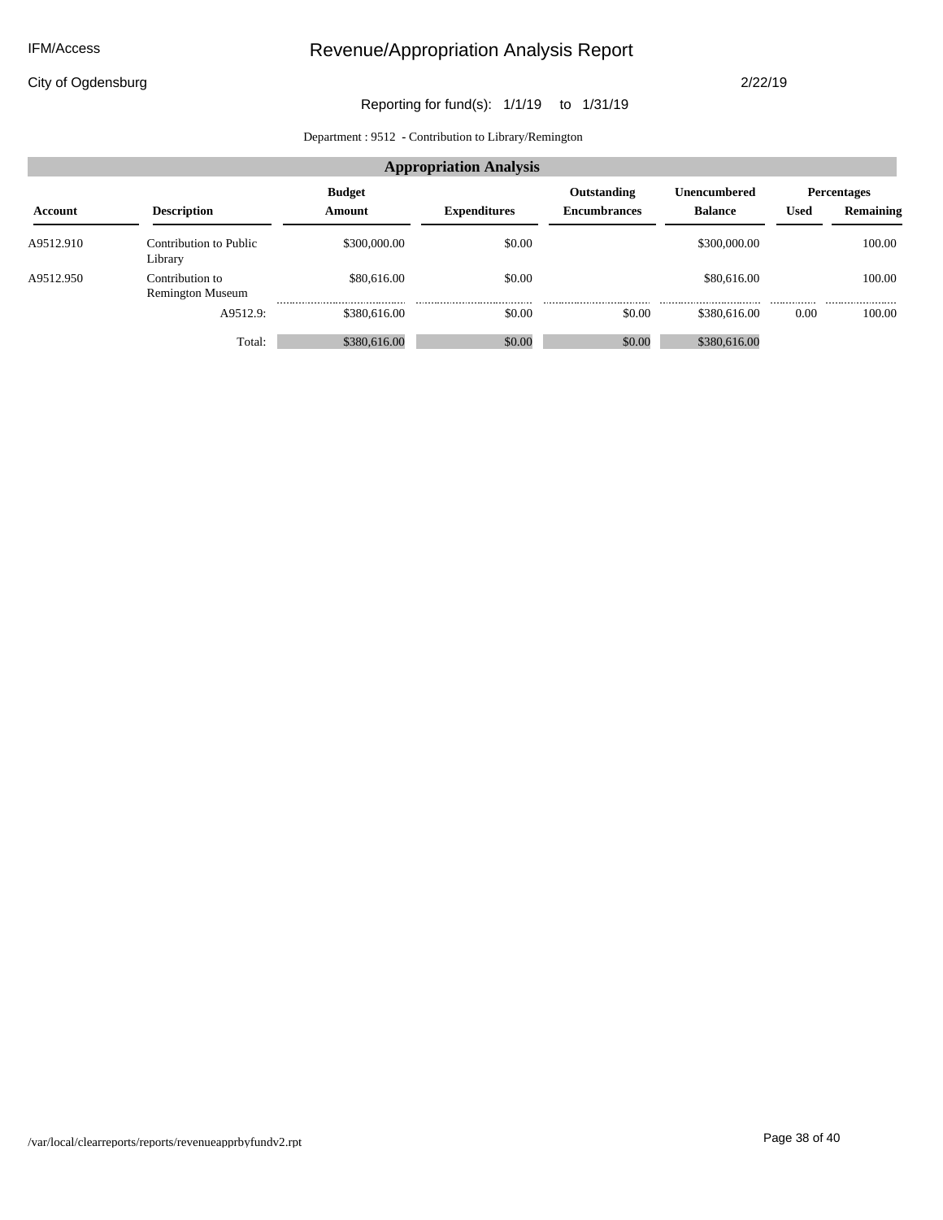# Revenue/Appropriation Analysis Report

City of Ogdensburg

2/22/19

Reporting for fund(s): 1/1/19 to 1/31/19

Department : 9512 - Contribution to Library/Remington

## Appropriation Analysis

| Account | Description | Budget Amount | Expenditures | Outstanding Encumbrances | Unencumbered Balance | Percentages Used | Percentages Remaining |
|---|---|---|---|---|---|---|---|
| A9512.910 | Contribution to Public Library | $300,000.00 | $0.00 | | $300,000.00 | | 100.00 |
| A9512.950 | Contribution to Remington Museum | $80,616.00 | $0.00 | | $80,616.00 | | 100.00 |
| | A9512.9: | $380,616.00 | $0.00 | $0.00 | $380,616.00 | 0.00 | 100.00 |
| | Total: | $380,616.00 | $0.00 | $0.00 | $380,616.00 | | |

/var/local/clearreports/reports/revenueapprbyfundv2.rpt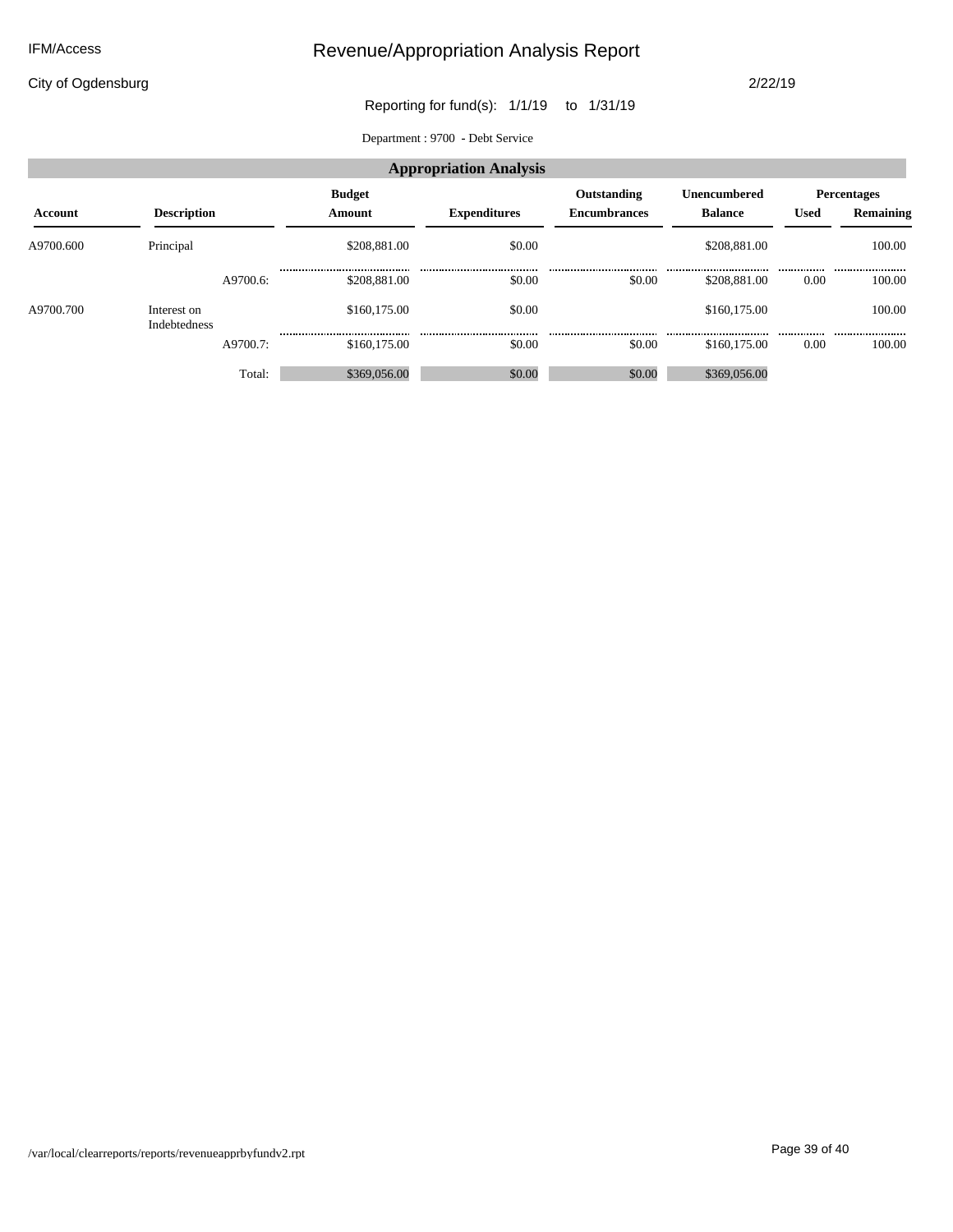# Revenue/Appropriation Analysis Report

IFM/Access

City of Ogdensburg

2/22/19

Reporting for fund(s): 1/1/19 to 1/31/19

Department : 9700 - Debt Service

## Appropriation Analysis

| Account | Description | Budget Amount | Expenditures | Outstanding Encumbrances | Unencumbered Balance | Percentages Used | Percentages Remaining |
|---|---|---|---|---|---|---|---|
| A9700.600 | Principal | $208,881.00 | $0.00 | | $208,881.00 | | 100.00 |
| | A9700.6: | $208,881.00 | $0.00 | $0.00 | $208,881.00 | 0.00 | 100.00 |
| A9700.700 | Interest on Indebtedness | $160,175.00 | $0.00 | | $160,175.00 | | 100.00 |
| | A9700.7: | $160,175.00 | $0.00 | $0.00 | $160,175.00 | 0.00 | 100.00 |
| | Total: | $369,056.00 | $0.00 | $0.00 | $369,056.00 | | |

/var/local/clearreports/reports/revenueapprbyfundv2.rpt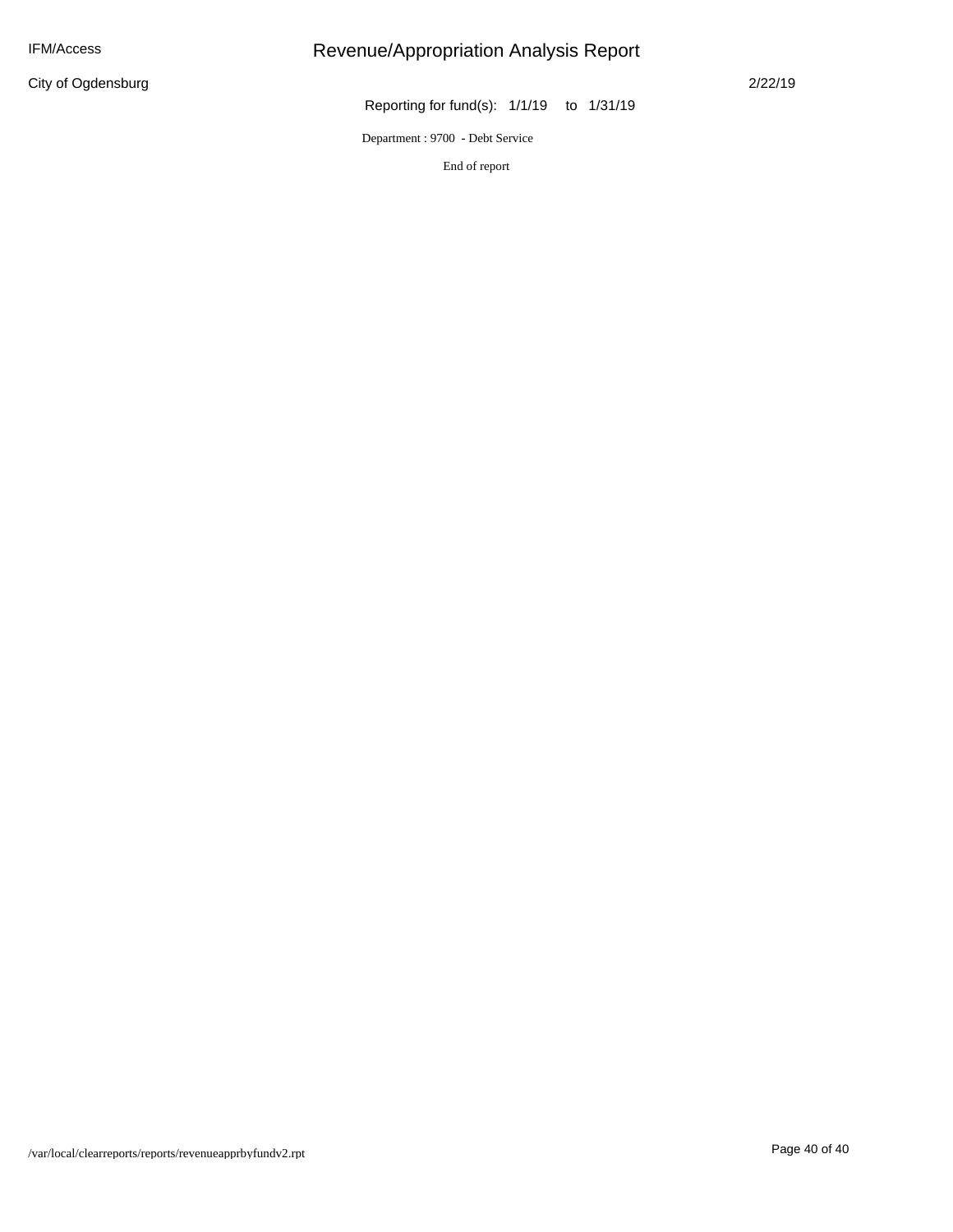Department : 9700 - Debt Service

End of report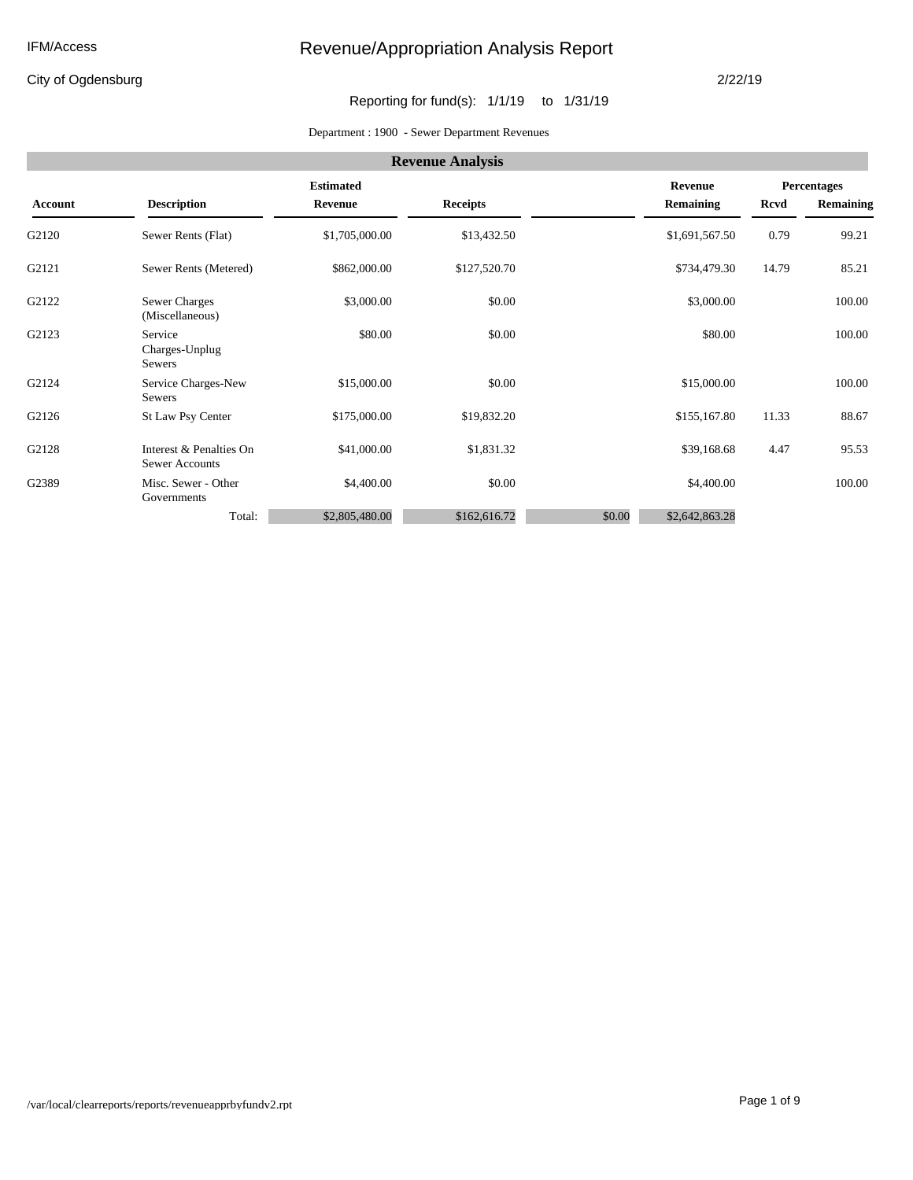IFM/Access

# Revenue/Appropriation Analysis Report

City of Ogdensburg

2/22/19

Reporting for fund(s): 1/1/19 to 1/31/19

Department : 1900 - Sewer Department Revenues

## Revenue Analysis

| Account | Description | Estimated Revenue | Receipts | | Revenue Remaining | Percentages Rcvd | Percentages Remaining |
|---|---|---|---|---|---|---|---|
| G2120 | Sewer Rents (Flat) | $1,705,000.00 | $13,432.50 | | $1,691,567.50 | 0.79 | 99.21 |
| G2121 | Sewer Rents (Metered) | $862,000.00 | $127,520.70 | | $734,479.30 | 14.79 | 85.21 |
| G2122 | Sewer Charges (Miscellaneous) | $3,000.00 | $0.00 | | $3,000.00 | | 100.00 |
| G2123 | Service Charges-Unplug Sewers | $80.00 | $0.00 | | $80.00 | | 100.00 |
| G2124 | Service Charges-New Sewers | $15,000.00 | $0.00 | | $15,000.00 | | 100.00 |
| G2126 | St Law Psy Center | $175,000.00 | $19,832.20 | | $155,167.80 | 11.33 | 88.67 |
| G2128 | Interest & Penalties On Sewer Accounts | $41,000.00 | $1,831.32 | | $39,168.68 | 4.47 | 95.53 |
| G2389 | Misc. Sewer - Other Governments | $4,400.00 | $0.00 | | $4,400.00 | | 100.00 |
| | Total: | $2,805,480.00 | $162,616.72 | $0.00 | $2,642,863.28 | | |

/var/local/clearreports/reports/revenueapprbyfundv2.rpt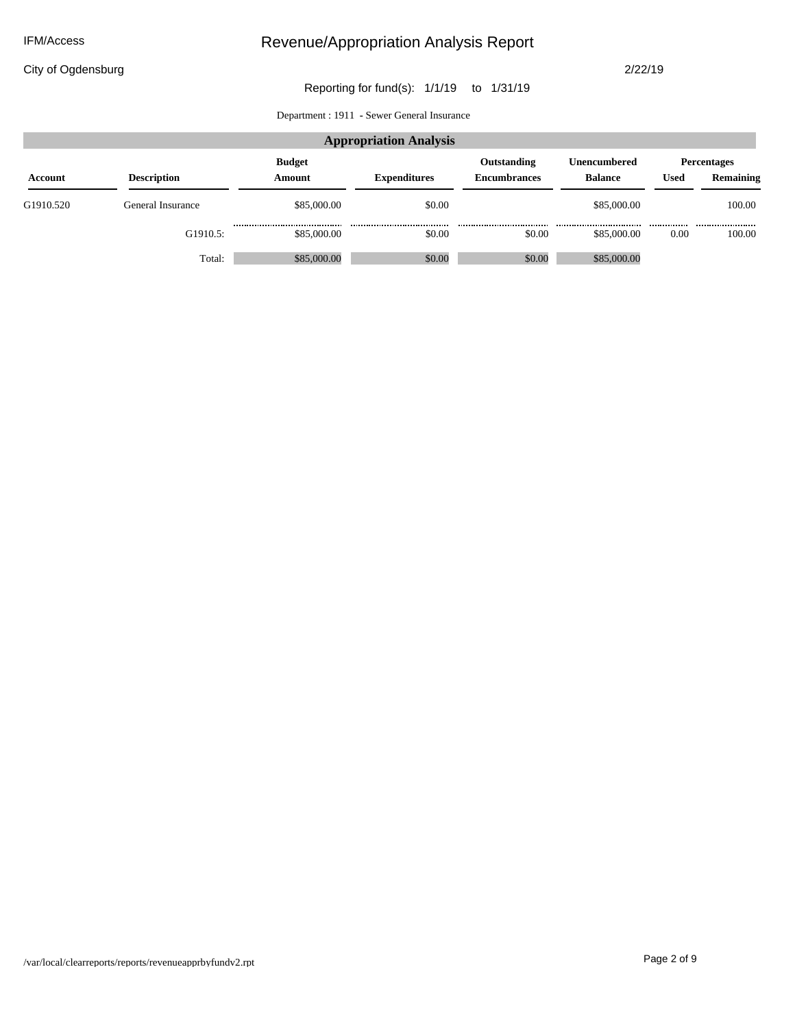IFM/Access

# Revenue/Appropriation Analysis Report

City of Ogdensburg

2/22/19

Reporting for fund(s): 1/1/19 to 1/31/19

Department : 1911 - Sewer General Insurance

## Appropriation Analysis

| Account | Description | Budget Amount | Expenditures | Outstanding Encumbrances | Unencumbered Balance | Percentages Used | Percentages Remaining |
|---|---|---|---|---|---|---|---|
| G1910.520 | General Insurance | $85,000.00 | $0.00 | | $85,000.00 | | 100.00 |
| | G1910.5: | $85,000.00 | $0.00 | $0.00 | $85,000.00 | 0.00 | 100.00 |
| | Total: | $85,000.00 | $0.00 | $0.00 | $85,000.00 | | |

/var/local/clearreports/reports/revenueapprbyfundv2.rpt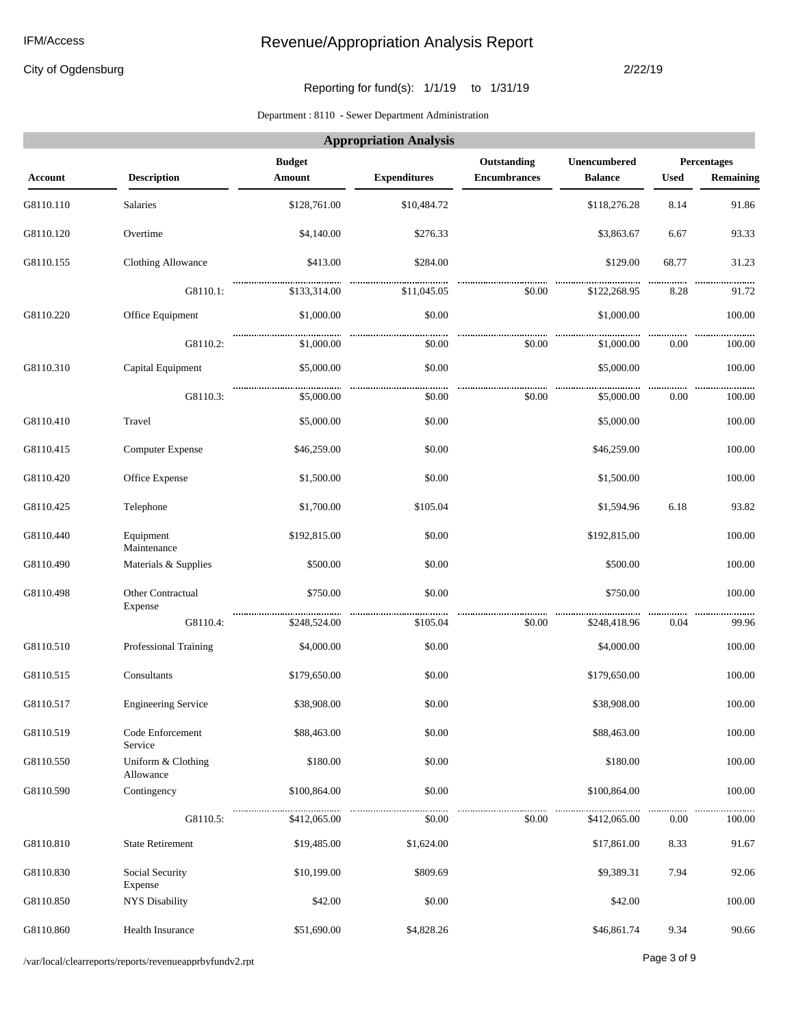IFM/Access

# Revenue/Appropriation Analysis Report

City of Ogdensburg

2/22/19

Reporting for fund(s): 1/1/19 to 1/31/19

Department : 8110 - Sewer Department Administration

## Appropriation Analysis

| Account | Description | Budget Amount | Expenditures | Outstanding Encumbrances | Unencumbered Balance | Percentages Used | Percentages Remaining |
|---|---|---|---|---|---|---|---|
| G8110.110 | Salaries | $128,761.00 | $10,484.72 | | $118,276.28 | 8.14 | 91.86 |
| G8110.120 | Overtime | $4,140.00 | $276.33 | | $3,863.67 | 6.67 | 93.33 |
| G8110.155 | Clothing Allowance | $413.00 | $284.00 | | $129.00 | 68.77 | 31.23 |
| | G8110.1: | $133,314.00 | $11,045.05 | $0.00 | $122,268.95 | 8.28 | 91.72 |
| G8110.220 | Office Equipment | $1,000.00 | $0.00 | | $1,000.00 | | 100.00 |
| | G8110.2: | $1,000.00 | $0.00 | $0.00 | $1,000.00 | 0.00 | 100.00 |
| G8110.310 | Capital Equipment | $5,000.00 | $0.00 | | $5,000.00 | | 100.00 |
| | G8110.3: | $5,000.00 | $0.00 | $0.00 | $5,000.00 | 0.00 | 100.00 |
| G8110.410 | Travel | $5,000.00 | $0.00 | | $5,000.00 | | 100.00 |
| G8110.415 | Computer Expense | $46,259.00 | $0.00 | | $46,259.00 | | 100.00 |
| G8110.420 | Office Expense | $1,500.00 | $0.00 | | $1,500.00 | | 100.00 |
| G8110.425 | Telephone | $1,700.00 | $105.04 | | $1,594.96 | 6.18 | 93.82 |
| G8110.440 | Equipment Maintenance | $192,815.00 | $0.00 | | $192,815.00 | | 100.00 |
| G8110.490 | Materials & Supplies | $500.00 | $0.00 | | $500.00 | | 100.00 |
| G8110.498 | Other Contractual Expense | $750.00 | $0.00 | | $750.00 | | 100.00 |
| | G8110.4: | $248,524.00 | $105.04 | $0.00 | $248,418.96 | 0.04 | 99.96 |
| G8110.510 | Professional Training | $4,000.00 | $0.00 | | $4,000.00 | | 100.00 |
| G8110.515 | Consultants | $179,650.00 | $0.00 | | $179,650.00 | | 100.00 |
| G8110.517 | Engineering Service | $38,908.00 | $0.00 | | $38,908.00 | | 100.00 |
| G8110.519 | Code Enforcement Service | $88,463.00 | $0.00 | | $88,463.00 | | 100.00 |
| G8110.550 | Uniform & Clothing Allowance | $180.00 | $0.00 | | $180.00 | | 100.00 |
| G8110.590 | Contingency | $100,864.00 | $0.00 | | $100,864.00 | | 100.00 |
| | G8110.5: | $412,065.00 | $0.00 | $0.00 | $412,065.00 | 0.00 | 100.00 |
| G8110.810 | State Retirement | $19,485.00 | $1,624.00 | | $17,861.00 | 8.33 | 91.67 |
| G8110.830 | Social Security Expense | $10,199.00 | $809.69 | | $9,389.31 | 7.94 | 92.06 |
| G8110.850 | NYS Disability | $42.00 | $0.00 | | $42.00 | | 100.00 |
| G8110.860 | Health Insurance | $51,690.00 | $4,828.26 | | $46,861.74 | 9.34 | 90.66 |

/var/local/clearreports/reports/revenueapprbyfundv2.rpt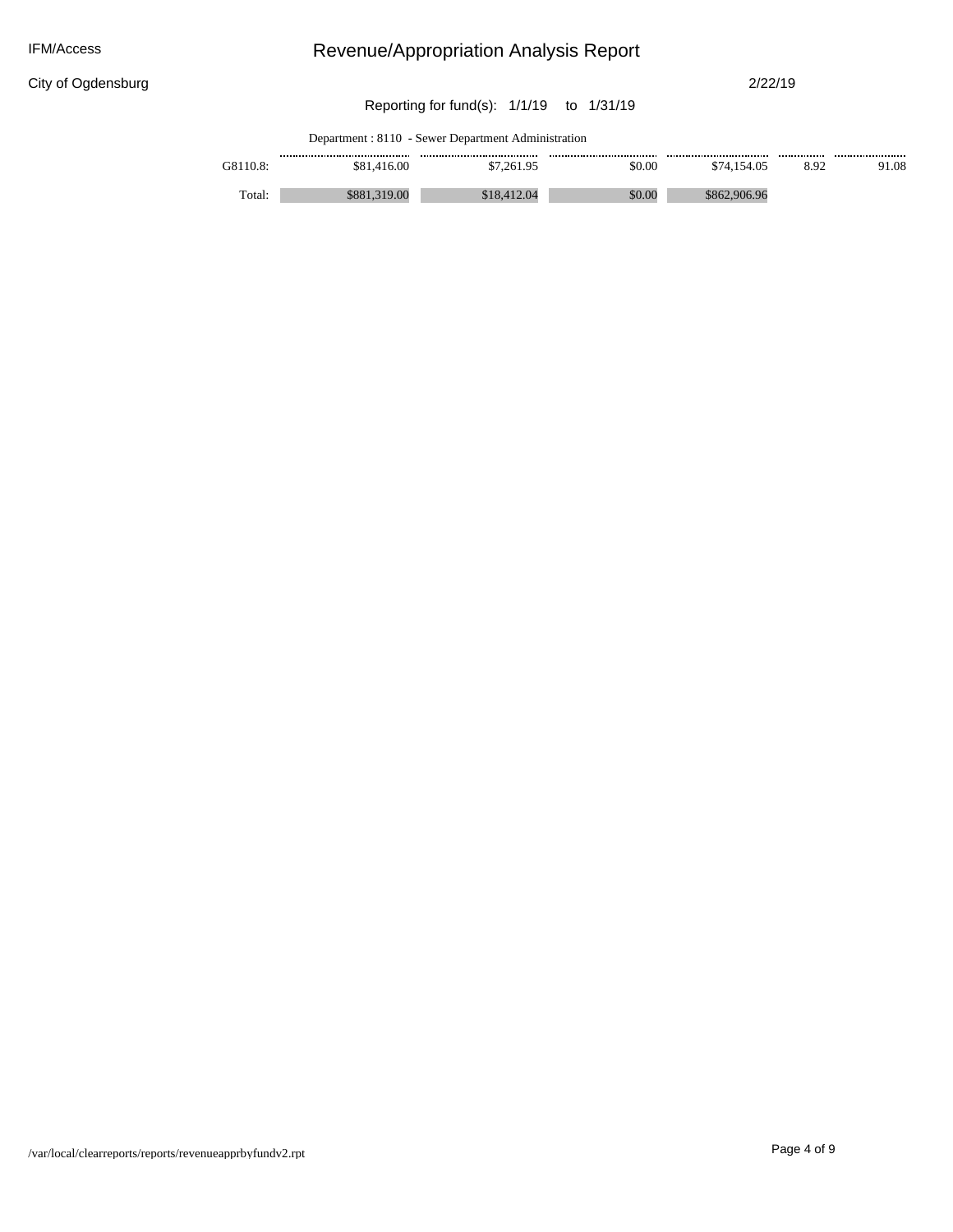# Revenue/Appropriation Analysis Report

City of Ogdensburg

2/22/19

Reporting for fund(s): 1/1/19 to 1/31/19

Department : 8110 - Sewer Department Administration

| | | | | | | |
|---|---|---|---|---|---|---|
| G8110.8: | $81,416.00 | $7,261.95 | $0.00 | $74,154.05 | 8.92 | 91.08 |
| Total: | $881,319.00 | $18,412.04 | $0.00 | $862,906.96 | | |

/var/local/clearreports/reports/revenueapprbyfundv2.rpt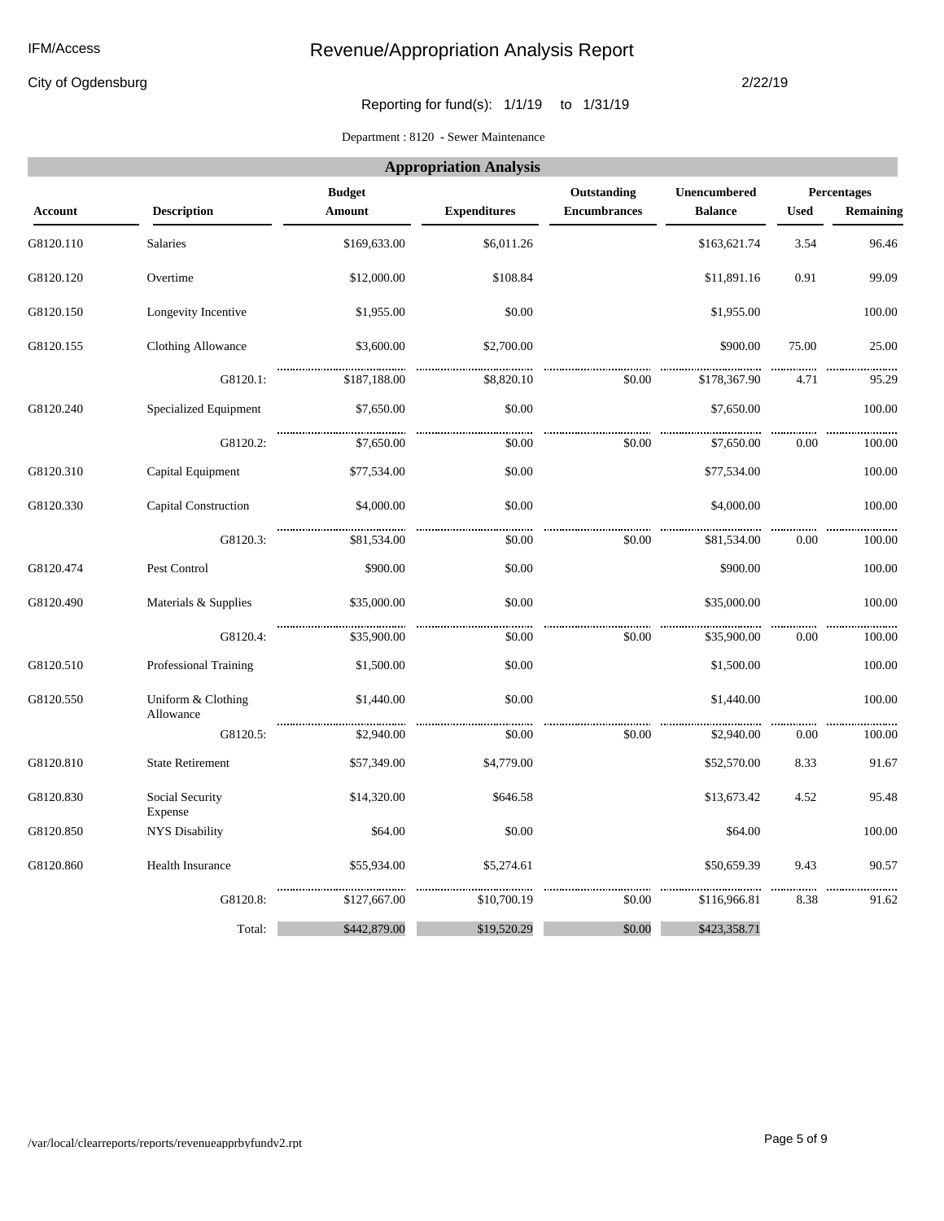IFM/Access

# Revenue/Appropriation Analysis Report

City of Ogdensburg

2/22/19

Reporting for fund(s): 1/1/19 to 1/31/19

Department : 8120 - Sewer Maintenance

## Appropriation Analysis

| Account | Description | Budget Amount | Expenditures | Outstanding Encumbrances | Unencumbered Balance | Percentages Used | Percentages Remaining |
|---|---|---|---|---|---|---|---|
| G8120.110 | Salaries | $169,633.00 | $6,011.26 | | $163,621.74 | 3.54 | 96.46 |
| G8120.120 | Overtime | $12,000.00 | $108.84 | | $11,891.16 | 0.91 | 99.09 |
| G8120.150 | Longevity Incentive | $1,955.00 | $0.00 | | $1,955.00 | | 100.00 |
| G8120.155 | Clothing Allowance | $3,600.00 | $2,700.00 | | $900.00 | 75.00 | 25.00 |
| | G8120.1: | $187,188.00 | $8,820.10 | $0.00 | $178,367.90 | 4.71 | 95.29 |
| G8120.240 | Specialized Equipment | $7,650.00 | $0.00 | | $7,650.00 | | 100.00 |
| | G8120.2: | $7,650.00 | $0.00 | $0.00 | $7,650.00 | 0.00 | 100.00 |
| G8120.310 | Capital Equipment | $77,534.00 | $0.00 | | $77,534.00 | | 100.00 |
| G8120.330 | Capital Construction | $4,000.00 | $0.00 | | $4,000.00 | | 100.00 |
| | G8120.3: | $81,534.00 | $0.00 | $0.00 | $81,534.00 | 0.00 | 100.00 |
| G8120.474 | Pest Control | $900.00 | $0.00 | | $900.00 | | 100.00 |
| G8120.490 | Materials & Supplies | $35,000.00 | $0.00 | | $35,000.00 | | 100.00 |
| | G8120.4: | $35,900.00 | $0.00 | $0.00 | $35,900.00 | 0.00 | 100.00 |
| G8120.510 | Professional Training | $1,500.00 | $0.00 | | $1,500.00 | | 100.00 |
| G8120.550 | Uniform & Clothing Allowance | $1,440.00 | $0.00 | | $1,440.00 | | 100.00 |
| | G8120.5: | $2,940.00 | $0.00 | $0.00 | $2,940.00 | 0.00 | 100.00 |
| G8120.810 | State Retirement | $57,349.00 | $4,779.00 | | $52,570.00 | 8.33 | 91.67 |
| G8120.830 | Social Security Expense | $14,320.00 | $646.58 | | $13,673.42 | 4.52 | 95.48 |
| G8120.850 | NYS Disability | $64.00 | $0.00 | | $64.00 | | 100.00 |
| G8120.860 | Health Insurance | $55,934.00 | $5,274.61 | | $50,659.39 | 9.43 | 90.57 |
| | G8120.8: | $127,667.00 | $10,700.19 | $0.00 | $116,966.81 | 8.38 | 91.62 |
| | Total: | $442,879.00 | $19,520.29 | $0.00 | $423,358.71 | | |

/var/local/clearreports/reports/revenueapprbyfundv2.rpt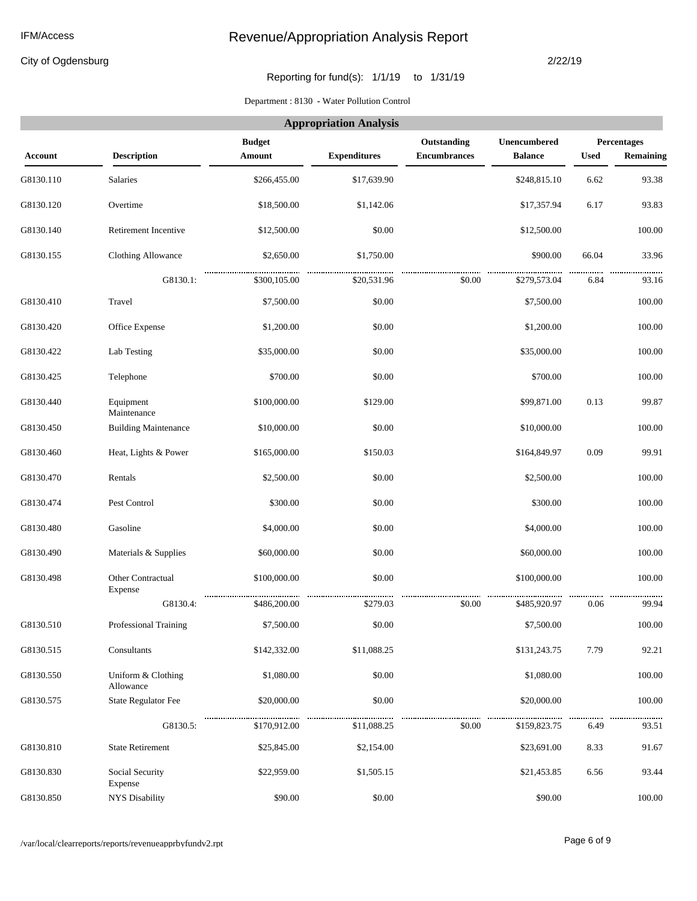IFM/Access

# Revenue/Appropriation Analysis Report

City of Ogdensburg 2/22/19

Reporting for fund(s): 1/1/19 to 1/31/19

Department : 8130 - Water Pollution Control

## Appropriation Analysis

| Account | Description | Budget Amount | Expenditures | Outstanding Encumbrances | Unencumbered Balance | Percentages Used | Percentages Remaining |
|---|---|---|---|---|---|---|---|
| G8130.110 | Salaries | $266,455.00 | $17,639.90 | | $248,815.10 | 6.62 | 93.38 |
| G8130.120 | Overtime | $18,500.00 | $1,142.06 | | $17,357.94 | 6.17 | 93.83 |
| G8130.140 | Retirement Incentive | $12,500.00 | $0.00 | | $12,500.00 | | 100.00 |
| G8130.155 | Clothing Allowance | $2,650.00 | $1,750.00 | | $900.00 | 66.04 | 33.96 |
| | G8130.1: | $300,105.00 | $20,531.96 | $0.00 | $279,573.04 | 6.84 | 93.16 |
| G8130.410 | Travel | $7,500.00 | $0.00 | | $7,500.00 | | 100.00 |
| G8130.420 | Office Expense | $1,200.00 | $0.00 | | $1,200.00 | | 100.00 |
| G8130.422 | Lab Testing | $35,000.00 | $0.00 | | $35,000.00 | | 100.00 |
| G8130.425 | Telephone | $700.00 | $0.00 | | $700.00 | | 100.00 |
| G8130.440 | Equipment Maintenance | $100,000.00 | $129.00 | | $99,871.00 | 0.13 | 99.87 |
| G8130.450 | Building Maintenance | $10,000.00 | $0.00 | | $10,000.00 | | 100.00 |
| G8130.460 | Heat, Lights & Power | $165,000.00 | $150.03 | | $164,849.97 | 0.09 | 99.91 |
| G8130.470 | Rentals | $2,500.00 | $0.00 | | $2,500.00 | | 100.00 |
| G8130.474 | Pest Control | $300.00 | $0.00 | | $300.00 | | 100.00 |
| G8130.480 | Gasoline | $4,000.00 | $0.00 | | $4,000.00 | | 100.00 |
| G8130.490 | Materials & Supplies | $60,000.00 | $0.00 | | $60,000.00 | | 100.00 |
| G8130.498 | Other Contractual Expense | $100,000.00 | $0.00 | | $100,000.00 | | 100.00 |
| | G8130.4: | $486,200.00 | $279.03 | $0.00 | $485,920.97 | 0.06 | 99.94 |
| G8130.510 | Professional Training | $7,500.00 | $0.00 | | $7,500.00 | | 100.00 |
| G8130.515 | Consultants | $142,332.00 | $11,088.25 | | $131,243.75 | 7.79 | 92.21 |
| G8130.550 | Uniform & Clothing Allowance | $1,080.00 | $0.00 | | $1,080.00 | | 100.00 |
| G8130.575 | State Regulator Fee | $20,000.00 | $0.00 | | $20,000.00 | | 100.00 |
| | G8130.5: | $170,912.00 | $11,088.25 | $0.00 | $159,823.75 | 6.49 | 93.51 |
| G8130.810 | State Retirement | $25,845.00 | $2,154.00 | | $23,691.00 | 8.33 | 91.67 |
| G8130.830 | Social Security Expense | $22,959.00 | $1,505.15 | | $21,453.85 | 6.56 | 93.44 |
| G8130.850 | NYS Disability | $90.00 | $0.00 | | $90.00 | | 100.00 |

/var/local/clearreports/reports/revenueapprbyfundv2.rpt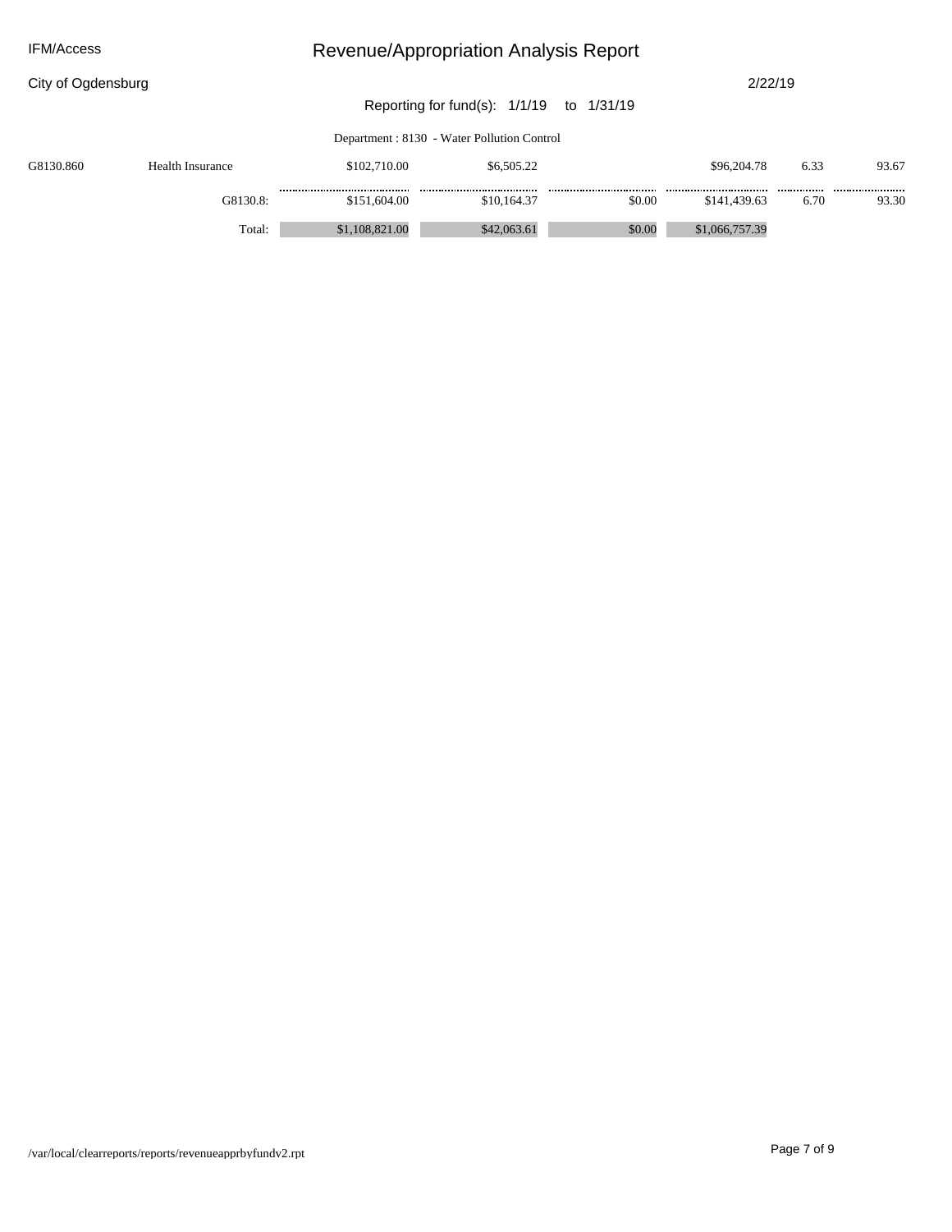# Revenue/Appropriation Analysis Report

City of Ogdensburg

Reporting for fund(s): 1/1/19 to 1/31/19

Department : 8130 - Water Pollution Control

| | | | | | | | |
|---|---|---|---|---|---|---|---|
| G8130.860 | Health Insurance | $102,710.00 | $6,505.22 | | $96,204.78 | 6.33 | 93.67 |
| | G8130.8: | $151,604.00 | $10,164.37 | $0.00 | $141,439.63 | 6.70 | 93.30 |
| | Total: | $1,108,821.00 | $42,063.61 | $0.00 | $1,066,757.39 | | |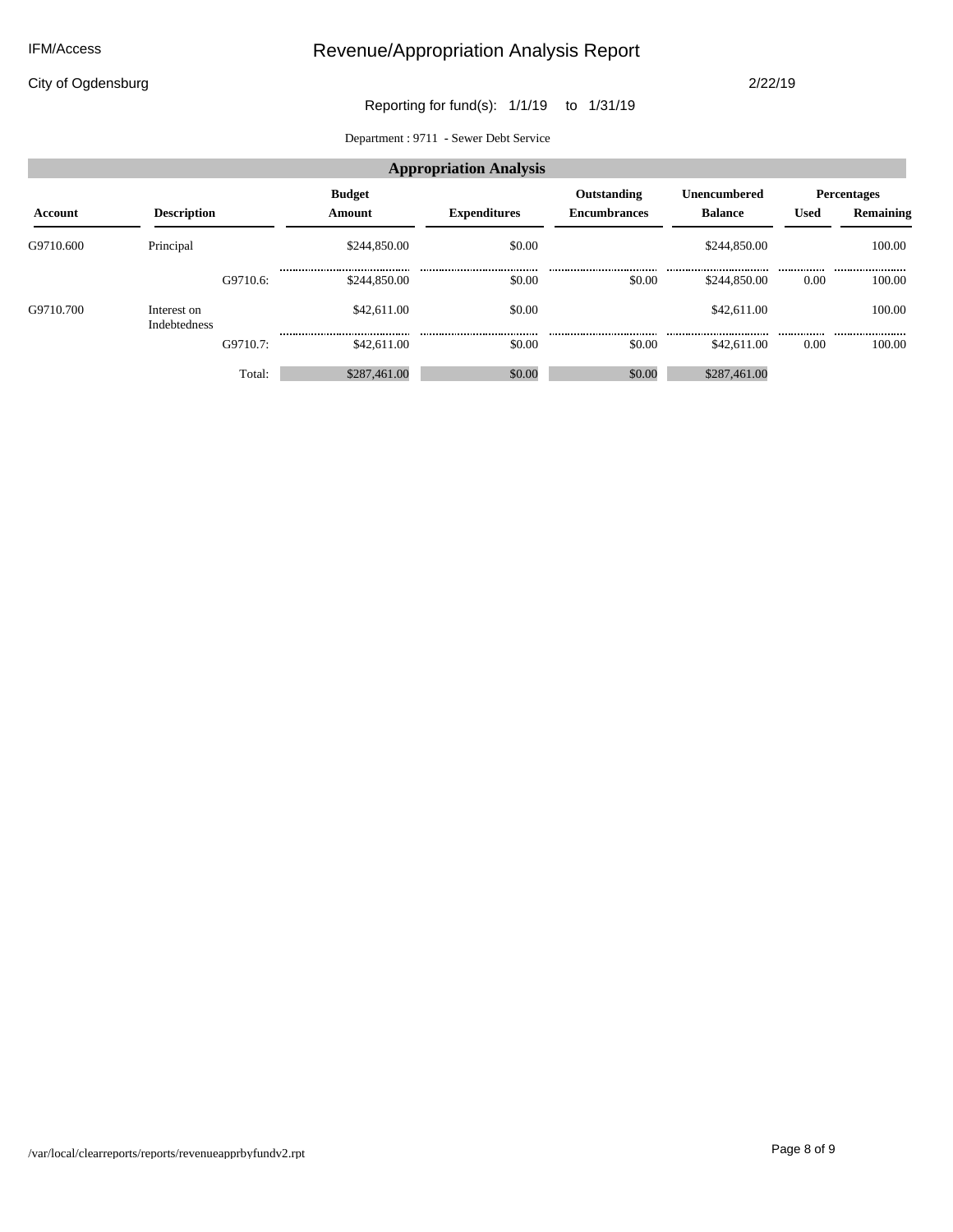IFM/Access

# Revenue/Appropriation Analysis Report

City of Ogdensburg

2/22/19

Reporting for fund(s): 1/1/19 to 1/31/19

Department : 9711 - Sewer Debt Service

## Appropriation Analysis

| Account | Description | Budget Amount | Expenditures | Outstanding Encumbrances | Unencumbered Balance | Percentages Used | Percentages Remaining |
|---|---|---|---|---|---|---|---|
| G9710.600 | Principal | $244,850.00 | $0.00 | | $244,850.00 | | 100.00 |
| | G9710.6: | $244,850.00 | $0.00 | $0.00 | $244,850.00 | 0.00 | 100.00 |
| G9710.700 | Interest on Indebtedness | $42,611.00 | $0.00 | | $42,611.00 | | 100.00 |
| | G9710.7: | $42,611.00 | $0.00 | $0.00 | $42,611.00 | 0.00 | 100.00 |
| | Total: | $287,461.00 | $0.00 | $0.00 | $287,461.00 | | |

/var/local/clearreports/reports/revenueapprbyfundv2.rpt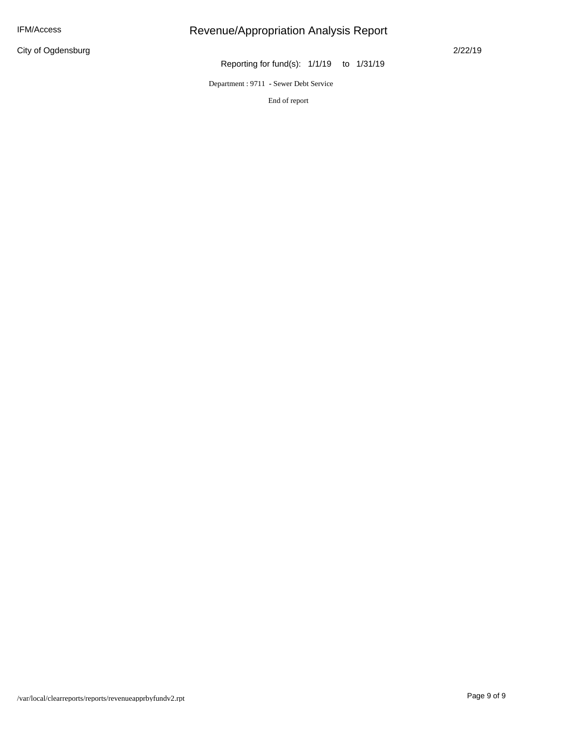# Revenue/Appropriation Analysis Report

City of Ogdensburg

2/22/19

Reporting for fund(s): 1/1/19 to 1/31/19

Department : 9711 - Sewer Debt Service

End of report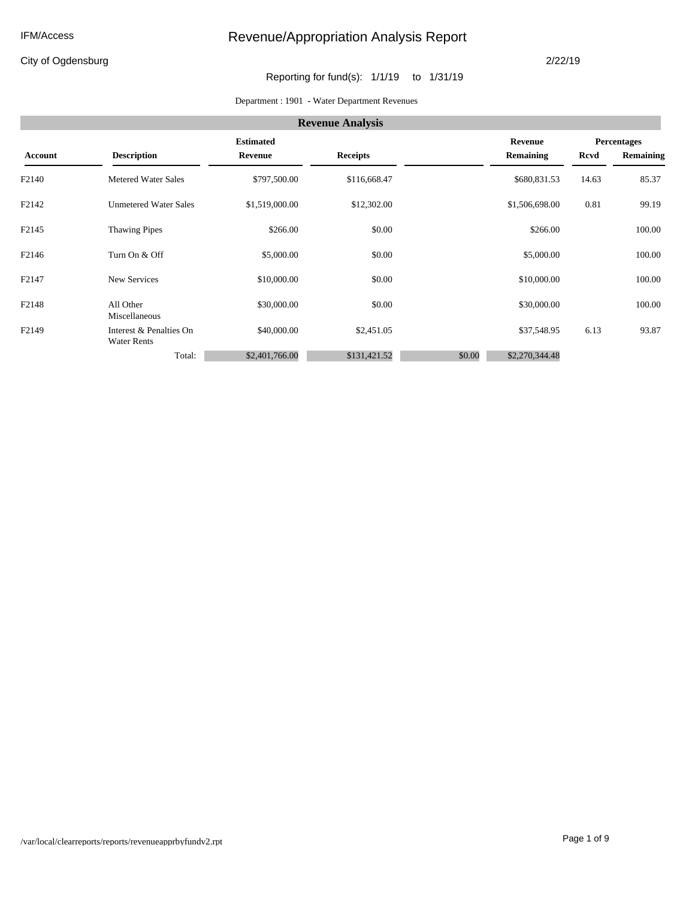IFM/Access

# Revenue/Appropriation Analysis Report

City of Ogdensburg

2/22/19

Reporting for fund(s): 1/1/19 to 1/31/19

Department : 1901 - Water Department Revenues

## Revenue Analysis

| Account | Description | Estimated Revenue | Receipts | | Revenue Remaining | Percentages Rcvd | Percentages Remaining |
|---|---|---|---|---|---|---|---|
| F2140 | Metered Water Sales | $797,500.00 | $116,668.47 | | $680,831.53 | 14.63 | 85.37 |
| F2142 | Unmetered Water Sales | $1,519,000.00 | $12,302.00 | | $1,506,698.00 | 0.81 | 99.19 |
| F2145 | Thawing Pipes | $266.00 | $0.00 | | $266.00 | | 100.00 |
| F2146 | Turn On & Off | $5,000.00 | $0.00 | | $5,000.00 | | 100.00 |
| F2147 | New Services | $10,000.00 | $0.00 | | $10,000.00 | | 100.00 |
| F2148 | All Other Miscellaneous | $30,000.00 | $0.00 | | $30,000.00 | | 100.00 |
| F2149 | Interest & Penalties On Water Rents | $40,000.00 | $2,451.05 | | $37,548.95 | 6.13 | 93.87 |
| | Total: | $2,401,766.00 | $131,421.52 | $0.00 | $2,270,344.48 | | |

/var/local/clearreports/reports/revenueapprbyfundv2.rpt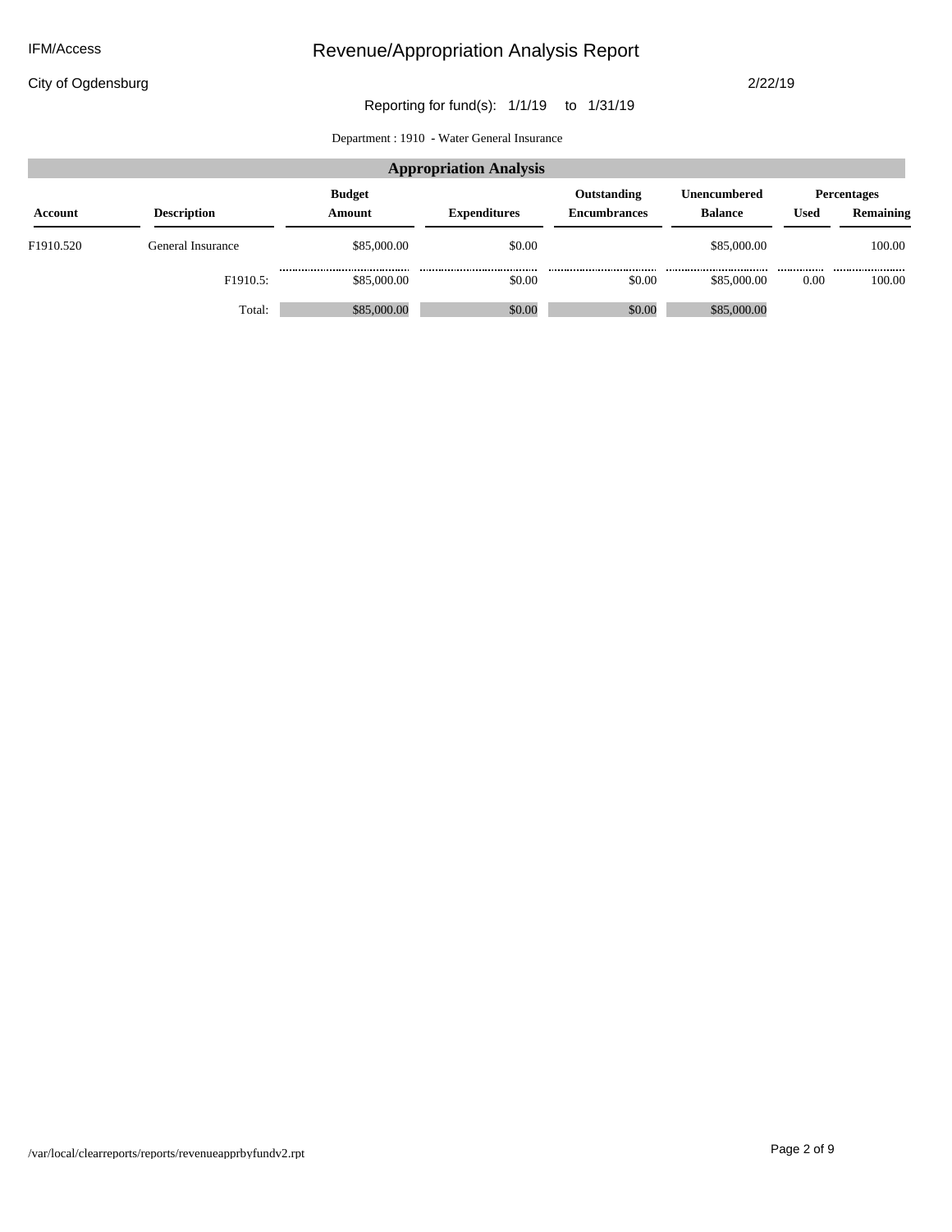IFM/Access

# Revenue/Appropriation Analysis Report

City of Ogdensburg

2/22/19

Reporting for fund(s): 1/1/19 to 1/31/19

Department : 1910 - Water General Insurance

## Appropriation Analysis

| Account | Description | Budget Amount | Expenditures | Outstanding Encumbrances | Unencumbered Balance | Percentages Used | Percentages Remaining |
|---|---|---|---|---|---|---|---|
| F1910.520 | General Insurance | $85,000.00 | $0.00 | | $85,000.00 | | 100.00 |
| | F1910.5: | $85,000.00 | $0.00 | $0.00 | $85,000.00 | 0.00 | 100.00 |
| | Total: | $85,000.00 | $0.00 | $0.00 | $85,000.00 | | |

/var/local/clearreports/reports/revenueapprbyfundv2.rpt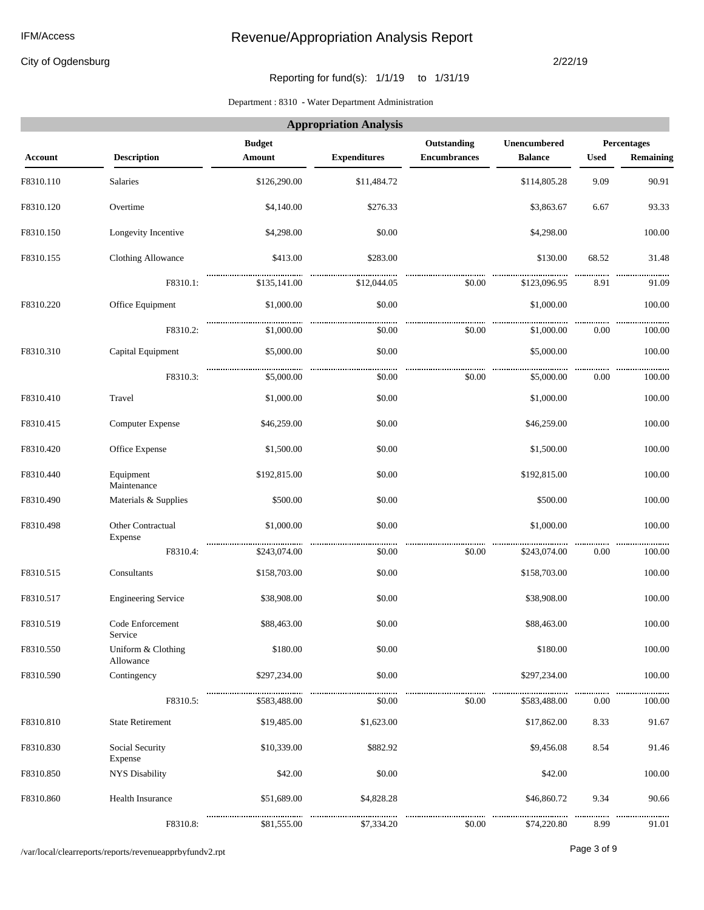IFM/Access

# Revenue/Appropriation Analysis Report

City of Ogdensburg

2/22/19

Reporting for fund(s): 1/1/19 to 1/31/19

Department : 8310 - Water Department Administration

## Appropriation Analysis

| Account | Description | Budget Amount | Expenditures | Outstanding Encumbrances | Unencumbered Balance | Percentages Used | Percentages Remaining |
|---|---|---|---|---|---|---|---|
| F8310.110 | Salaries | $126,290.00 | $11,484.72 | | $114,805.28 | 9.09 | 90.91 |
| F8310.120 | Overtime | $4,140.00 | $276.33 | | $3,863.67 | 6.67 | 93.33 |
| F8310.150 | Longevity Incentive | $4,298.00 | $0.00 | | $4,298.00 | | 100.00 |
| F8310.155 | Clothing Allowance | $413.00 | $283.00 | | $130.00 | 68.52 | 31.48 |
| | F8310.1: | $135,141.00 | $12,044.05 | $0.00 | $123,096.95 | 8.91 | 91.09 |
| F8310.220 | Office Equipment | $1,000.00 | $0.00 | | $1,000.00 | | 100.00 |
| | F8310.2: | $1,000.00 | $0.00 | $0.00 | $1,000.00 | 0.00 | 100.00 |
| F8310.310 | Capital Equipment | $5,000.00 | $0.00 | | $5,000.00 | | 100.00 |
| | F8310.3: | $5,000.00 | $0.00 | $0.00 | $5,000.00 | 0.00 | 100.00 |
| F8310.410 | Travel | $1,000.00 | $0.00 | | $1,000.00 | | 100.00 |
| F8310.415 | Computer Expense | $46,259.00 | $0.00 | | $46,259.00 | | 100.00 |
| F8310.420 | Office Expense | $1,500.00 | $0.00 | | $1,500.00 | | 100.00 |
| F8310.440 | Equipment Maintenance | $192,815.00 | $0.00 | | $192,815.00 | | 100.00 |
| F8310.490 | Materials & Supplies | $500.00 | $0.00 | | $500.00 | | 100.00 |
| F8310.498 | Other Contractual Expense | $1,000.00 | $0.00 | | $1,000.00 | | 100.00 |
| | F8310.4: | $243,074.00 | $0.00 | $0.00 | $243,074.00 | 0.00 | 100.00 |
| F8310.515 | Consultants | $158,703.00 | $0.00 | | $158,703.00 | | 100.00 |
| F8310.517 | Engineering Service | $38,908.00 | $0.00 | | $38,908.00 | | 100.00 |
| F8310.519 | Code Enforcement Service | $88,463.00 | $0.00 | | $88,463.00 | | 100.00 |
| F8310.550 | Uniform & Clothing Allowance | $180.00 | $0.00 | | $180.00 | | 100.00 |
| F8310.590 | Contingency | $297,234.00 | $0.00 | | $297,234.00 | | 100.00 |
| | F8310.5: | $583,488.00 | $0.00 | $0.00 | $583,488.00 | 0.00 | 100.00 |
| F8310.810 | State Retirement | $19,485.00 | $1,623.00 | | $17,862.00 | 8.33 | 91.67 |
| F8310.830 | Social Security Expense | $10,339.00 | $882.92 | | $9,456.08 | 8.54 | 91.46 |
| F8310.850 | NYS Disability | $42.00 | $0.00 | | $42.00 | | 100.00 |
| F8310.860 | Health Insurance | $51,689.00 | $4,828.28 | | $46,860.72 | 9.34 | 90.66 |
| | F8310.8: | $81,555.00 | $7,334.20 | $0.00 | $74,220.80 | 8.99 | 91.01 |

/var/local/clearreports/reports/revenueapprbyfundv2.rpt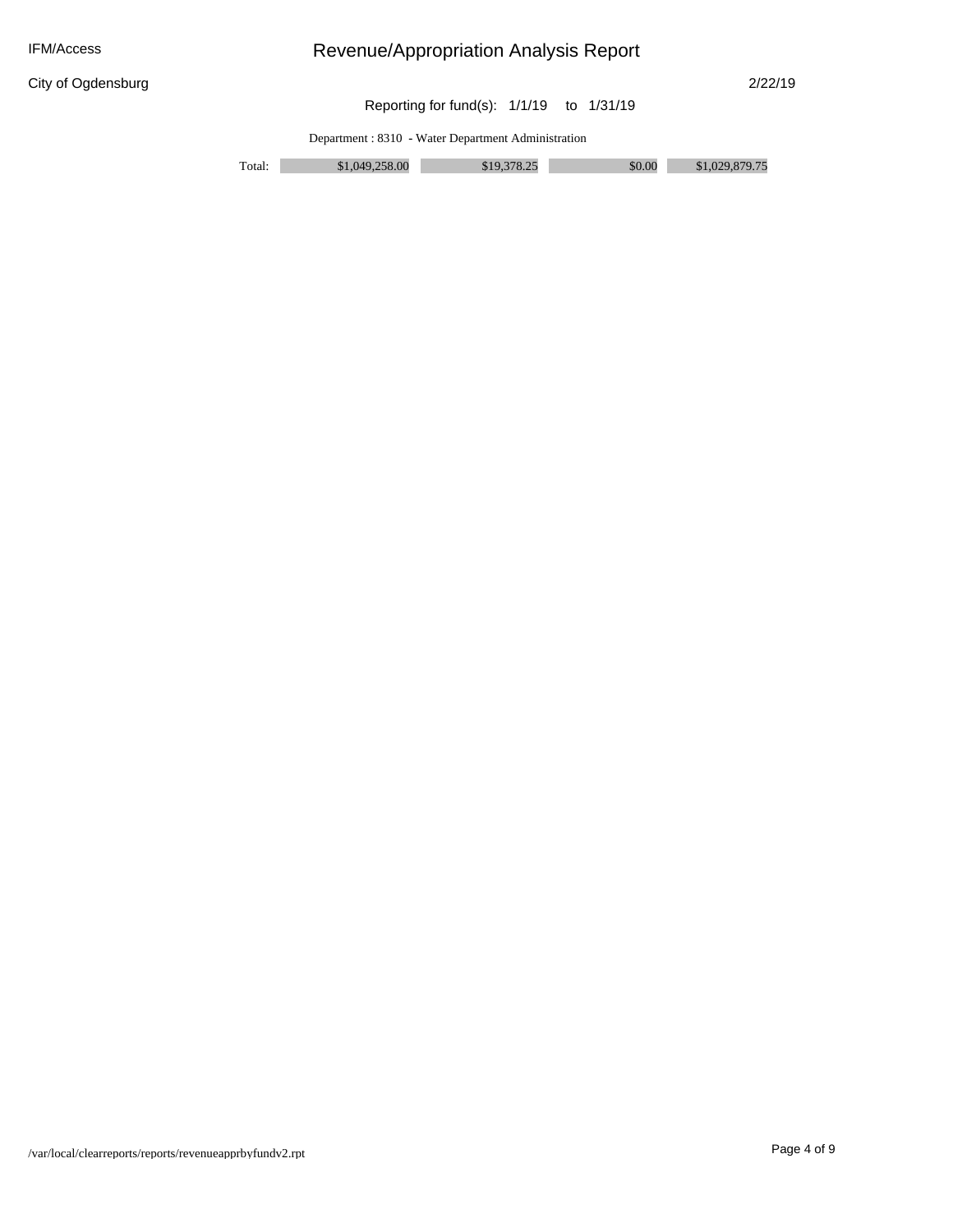# Revenue/Appropriation Analysis Report

IFM/Access

City of Ogdensburg

2/22/19

Reporting for fund(s): 1/1/19 to 1/31/19

Department : 8310 - Water Department Administration

| | | | | |
|---|---|---|---|---|
| Total: | $1,049,258.00 | $19,378.25 | $0.00 | $1,029,879.75 |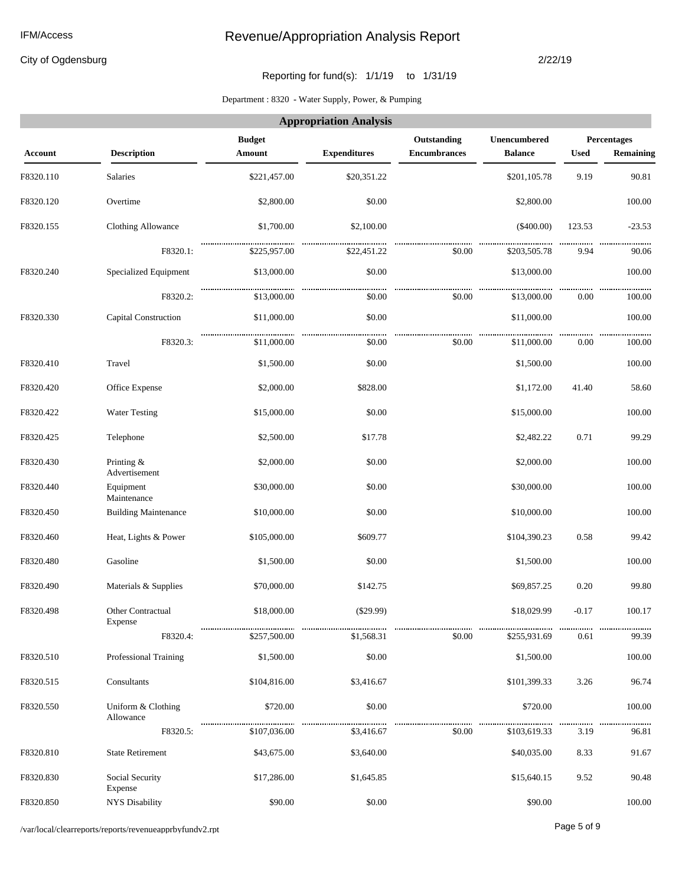IFM/Access

# Revenue/Appropriation Analysis Report

City of Ogdensburg

2/22/19

Reporting for fund(s): 1/1/19 to 1/31/19

Department : 8320 - Water Supply, Power, & Pumping

## Appropriation Analysis

| Account | Description | Budget Amount | Expenditures | Outstanding Encumbrances | Unencumbered Balance | Percentages Used | Percentages Remaining |
|---|---|---|---|---|---|---|---|
| F8320.110 | Salaries | $221,457.00 | $20,351.22 | | $201,105.78 | 9.19 | 90.81 |
| F8320.120 | Overtime | $2,800.00 | $0.00 | | $2,800.00 | | 100.00 |
| F8320.155 | Clothing Allowance | $1,700.00 | $2,100.00 | | ($400.00) | 123.53 | -23.53 |
| | F8320.1: | $225,957.00 | $22,451.22 | $0.00 | $203,505.78 | 9.94 | 90.06 |
| F8320.240 | Specialized Equipment | $13,000.00 | $0.00 | | $13,000.00 | | 100.00 |
| | F8320.2: | $13,000.00 | $0.00 | $0.00 | $13,000.00 | 0.00 | 100.00 |
| F8320.330 | Capital Construction | $11,000.00 | $0.00 | | $11,000.00 | | 100.00 |
| | F8320.3: | $11,000.00 | $0.00 | $0.00 | $11,000.00 | 0.00 | 100.00 |
| F8320.410 | Travel | $1,500.00 | $0.00 | | $1,500.00 | | 100.00 |
| F8320.420 | Office Expense | $2,000.00 | $828.00 | | $1,172.00 | 41.40 | 58.60 |
| F8320.422 | Water Testing | $15,000.00 | $0.00 | | $15,000.00 | | 100.00 |
| F8320.425 | Telephone | $2,500.00 | $17.78 | | $2,482.22 | 0.71 | 99.29 |
| F8320.430 | Printing & Advertisement | $2,000.00 | $0.00 | | $2,000.00 | | 100.00 |
| F8320.440 | Equipment Maintenance | $30,000.00 | $0.00 | | $30,000.00 | | 100.00 |
| F8320.450 | Building Maintenance | $10,000.00 | $0.00 | | $10,000.00 | | 100.00 |
| F8320.460 | Heat, Lights & Power | $105,000.00 | $609.77 | | $104,390.23 | 0.58 | 99.42 |
| F8320.480 | Gasoline | $1,500.00 | $0.00 | | $1,500.00 | | 100.00 |
| F8320.490 | Materials & Supplies | $70,000.00 | $142.75 | | $69,857.25 | 0.20 | 99.80 |
| F8320.498 | Other Contractual Expense | $18,000.00 | ($29.99) | | $18,029.99 | -0.17 | 100.17 |
| | F8320.4: | $257,500.00 | $1,568.31 | $0.00 | $255,931.69 | 0.61 | 99.39 |
| F8320.510 | Professional Training | $1,500.00 | $0.00 | | $1,500.00 | | 100.00 |
| F8320.515 | Consultants | $104,816.00 | $3,416.67 | | $101,399.33 | 3.26 | 96.74 |
| F8320.550 | Uniform & Clothing Allowance | $720.00 | $0.00 | | $720.00 | | 100.00 |
| | F8320.5: | $107,036.00 | $3,416.67 | $0.00 | $103,619.33 | 3.19 | 96.81 |
| F8320.810 | State Retirement | $43,675.00 | $3,640.00 | | $40,035.00 | 8.33 | 91.67 |
| F8320.830 | Social Security Expense | $17,286.00 | $1,645.85 | | $15,640.15 | 9.52 | 90.48 |
| F8320.850 | NYS Disability | $90.00 | $0.00 | | $90.00 | | 100.00 |

/var/local/clearreports/reports/revenueapprbyfundv2.rpt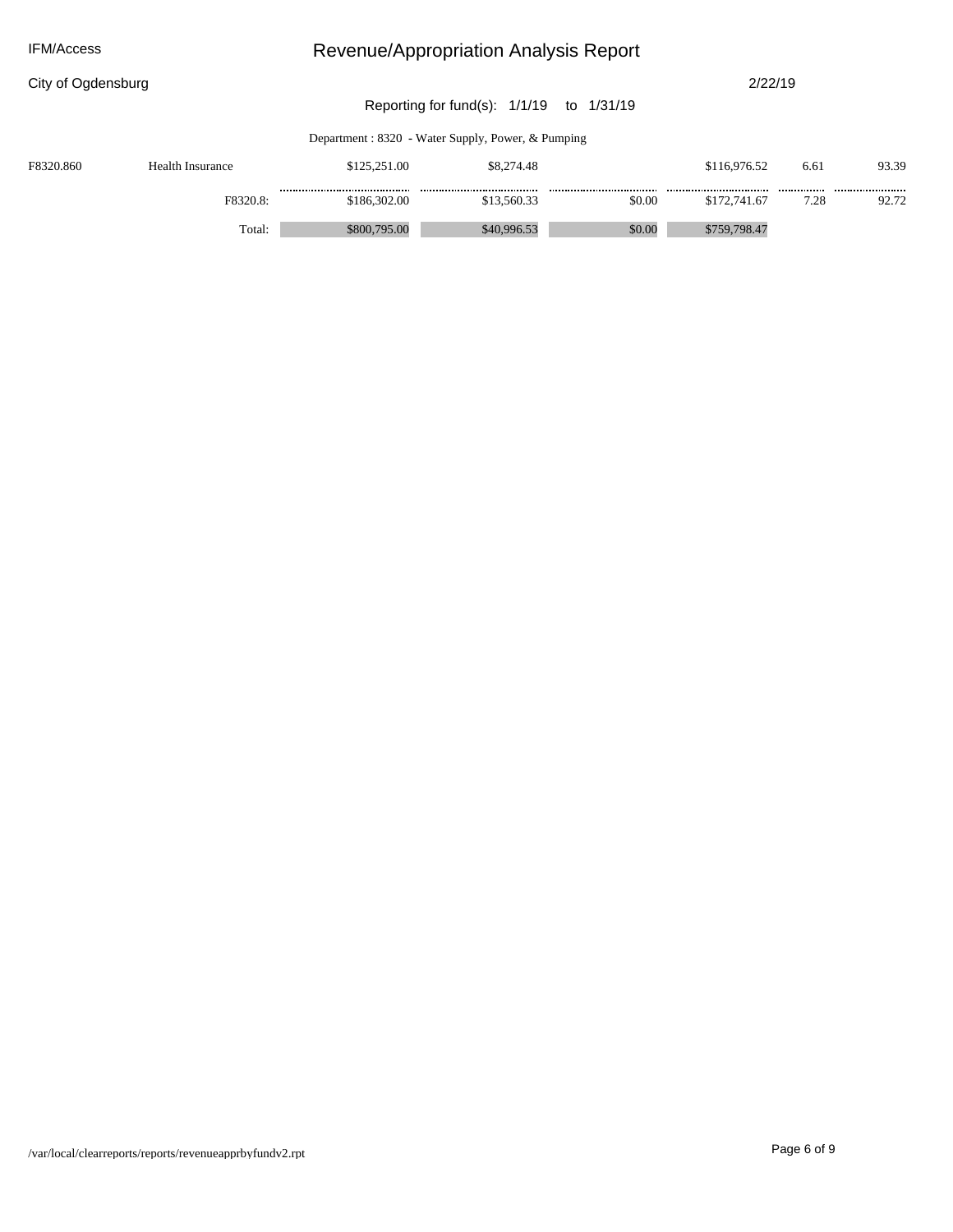Department : 8320 - Water Supply, Power, & Pumping

| | | | | | | | |
|---|---|---|---|---|---|---|---|
| F8320.860 | Health Insurance | $125,251.00 | $8,274.48 | | $116,976.52 | 6.61 | 93.39 |
| | F8320.8: | $186,302.00 | $13,560.33 | $0.00 | $172,741.67 | 7.28 | 92.72 |
| | Total: | $800,795.00 | $40,996.53 | $0.00 | $759,798.47 | | |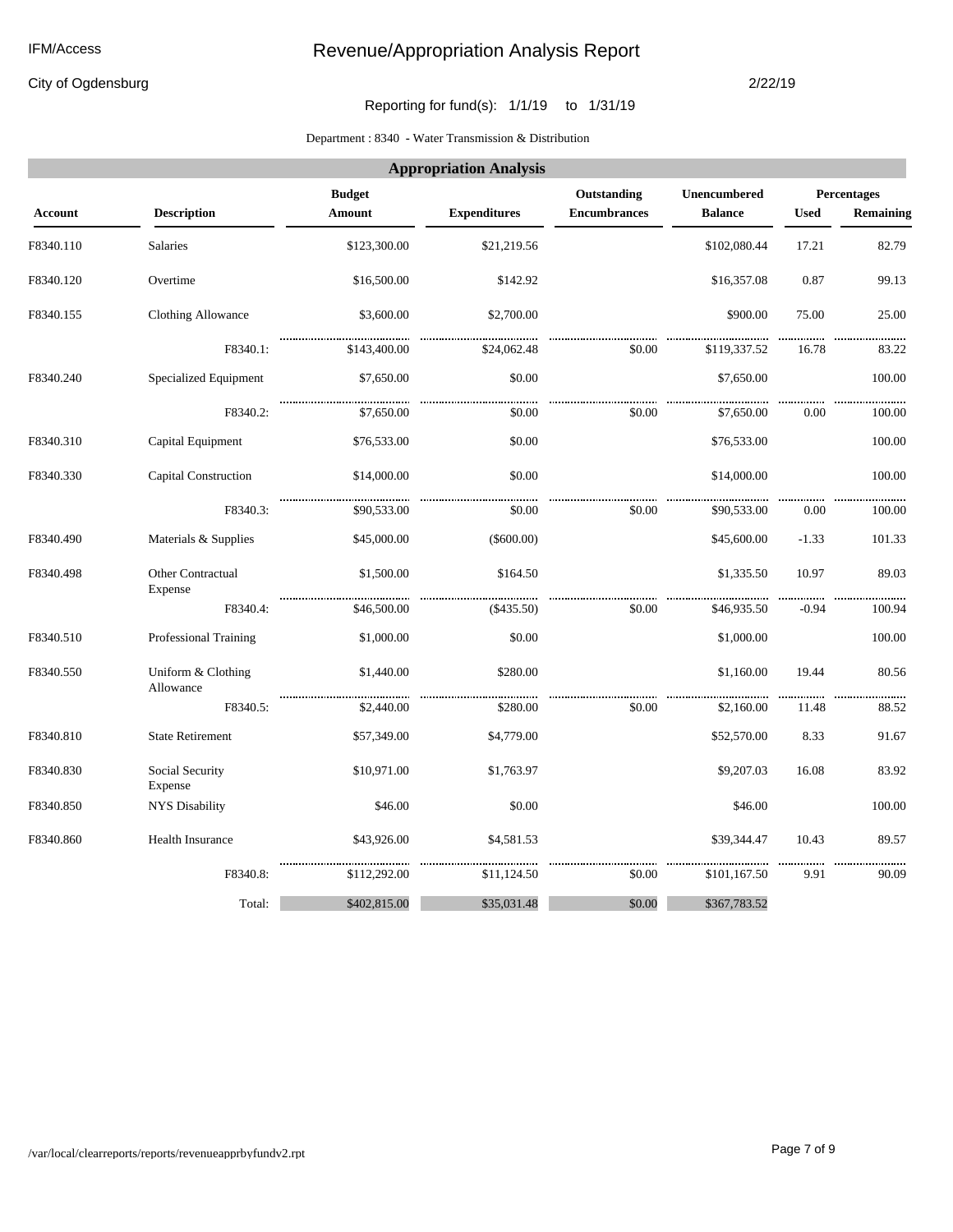IFM/Access

# Revenue/Appropriation Analysis Report

City of Ogdensburg

2/22/19

Reporting for fund(s): 1/1/19 to 1/31/19

Department : 8340 - Water Transmission & Distribution

## Appropriation Analysis

| Account | Description | Budget Amount | Expenditures | Outstanding Encumbrances | Unencumbered Balance | Percentages Used | Percentages Remaining |
|---|---|---|---|---|---|---|---|
| F8340.110 | Salaries | $123,300.00 | $21,219.56 | | $102,080.44 | 17.21 | 82.79 |
| F8340.120 | Overtime | $16,500.00 | $142.92 | | $16,357.08 | 0.87 | 99.13 |
| F8340.155 | Clothing Allowance | $3,600.00 | $2,700.00 | | $900.00 | 75.00 | 25.00 |
| | F8340.1: | $143,400.00 | $24,062.48 | $0.00 | $119,337.52 | 16.78 | 83.22 |
| F8340.240 | Specialized Equipment | $7,650.00 | $0.00 | | $7,650.00 | | 100.00 |
| | F8340.2: | $7,650.00 | $0.00 | $0.00 | $7,650.00 | 0.00 | 100.00 |
| F8340.310 | Capital Equipment | $76,533.00 | $0.00 | | $76,533.00 | | 100.00 |
| F8340.330 | Capital Construction | $14,000.00 | $0.00 | | $14,000.00 | | 100.00 |
| | F8340.3: | $90,533.00 | $0.00 | $0.00 | $90,533.00 | 0.00 | 100.00 |
| F8340.490 | Materials & Supplies | $45,000.00 | ($600.00) | | $45,600.00 | -1.33 | 101.33 |
| F8340.498 | Other Contractual Expense | $1,500.00 | $164.50 | | $1,335.50 | 10.97 | 89.03 |
| | F8340.4: | $46,500.00 | ($435.50) | $0.00 | $46,935.50 | -0.94 | 100.94 |
| F8340.510 | Professional Training | $1,000.00 | $0.00 | | $1,000.00 | | 100.00 |
| F8340.550 | Uniform & Clothing Allowance | $1,440.00 | $280.00 | | $1,160.00 | 19.44 | 80.56 |
| | F8340.5: | $2,440.00 | $280.00 | $0.00 | $2,160.00 | 11.48 | 88.52 |
| F8340.810 | State Retirement | $57,349.00 | $4,779.00 | | $52,570.00 | 8.33 | 91.67 |
| F8340.830 | Social Security Expense | $10,971.00 | $1,763.97 | | $9,207.03 | 16.08 | 83.92 |
| F8340.850 | NYS Disability | $46.00 | $0.00 | | $46.00 | | 100.00 |
| F8340.860 | Health Insurance | $43,926.00 | $4,581.53 | | $39,344.47 | 10.43 | 89.57 |
| | F8340.8: | $112,292.00 | $11,124.50 | $0.00 | $101,167.50 | 9.91 | 90.09 |
| | Total: | $402,815.00 | $35,031.48 | $0.00 | $367,783.52 | | |

/var/local/clearreports/reports/revenueapprbyfundv2.rpt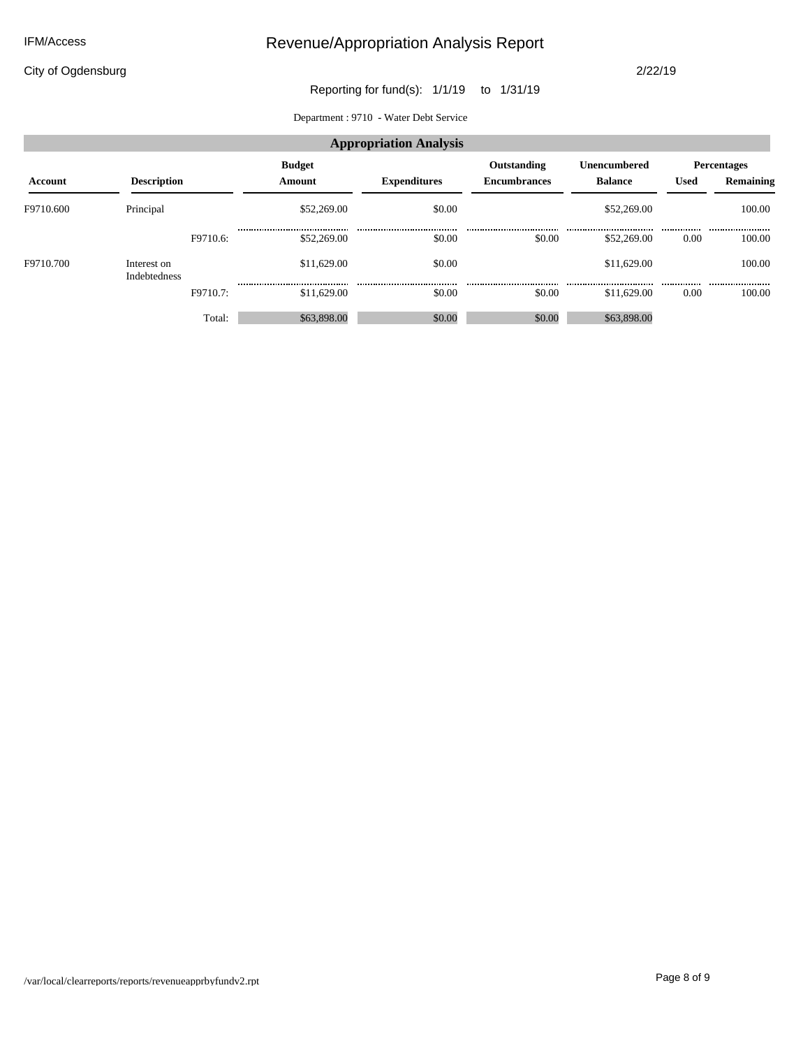# Revenue/Appropriation Analysis Report

City of Ogdensburg

2/22/19

Reporting for fund(s): 1/1/19 to 1/31/19

Department : 9710 - Water Debt Service

## Appropriation Analysis

| Account | Description | Budget Amount | Expenditures | Outstanding Encumbrances | Unencumbered Balance | Percentages Used | Percentages Remaining |
|---|---|---|---|---|---|---|---|
| F9710.600 | Principal | $52,269.00 | $0.00 | | $52,269.00 | | 100.00 |
| | F9710.6: | $52,269.00 | $0.00 | $0.00 | $52,269.00 | 0.00 | 100.00 |
| F9710.700 | Interest on Indebtedness | $11,629.00 | $0.00 | | $11,629.00 | | 100.00 |
| | F9710.7: | $11,629.00 | $0.00 | $0.00 | $11,629.00 | 0.00 | 100.00 |
| | Total: | $63,898.00 | $0.00 | $0.00 | $63,898.00 | | |

/var/local/clearreports/reports/revenueapprbyfundv2.rpt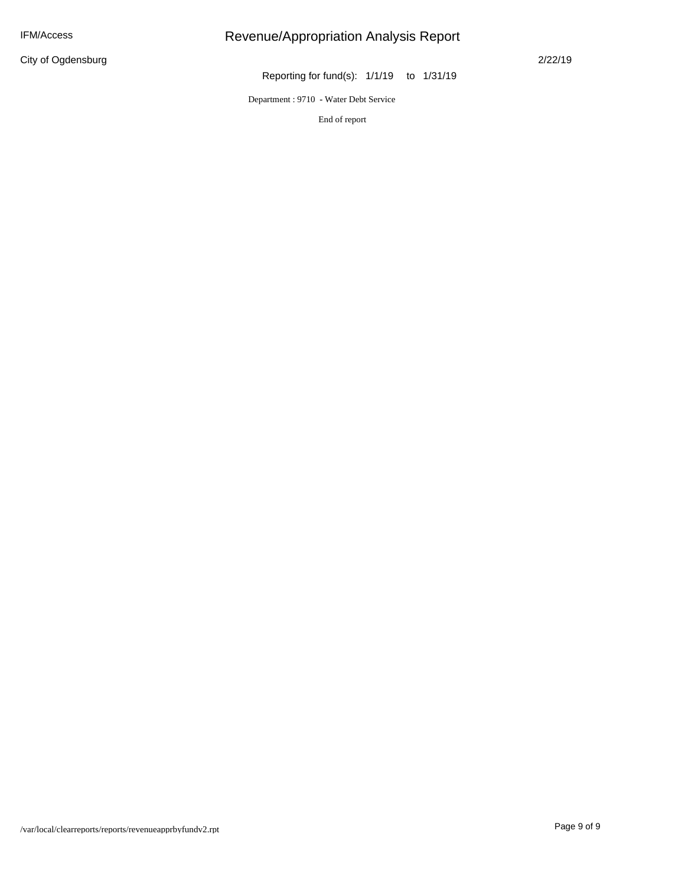# Revenue/Appropriation Analysis Report

IFM/Access

City of Ogdensburg

2/22/19

Reporting for fund(s): 1/1/19 to 1/31/19

Department : 9710 - Water Debt Service

End of report

/var/local/clearreports/reports/revenueapprbyfundv2.rpt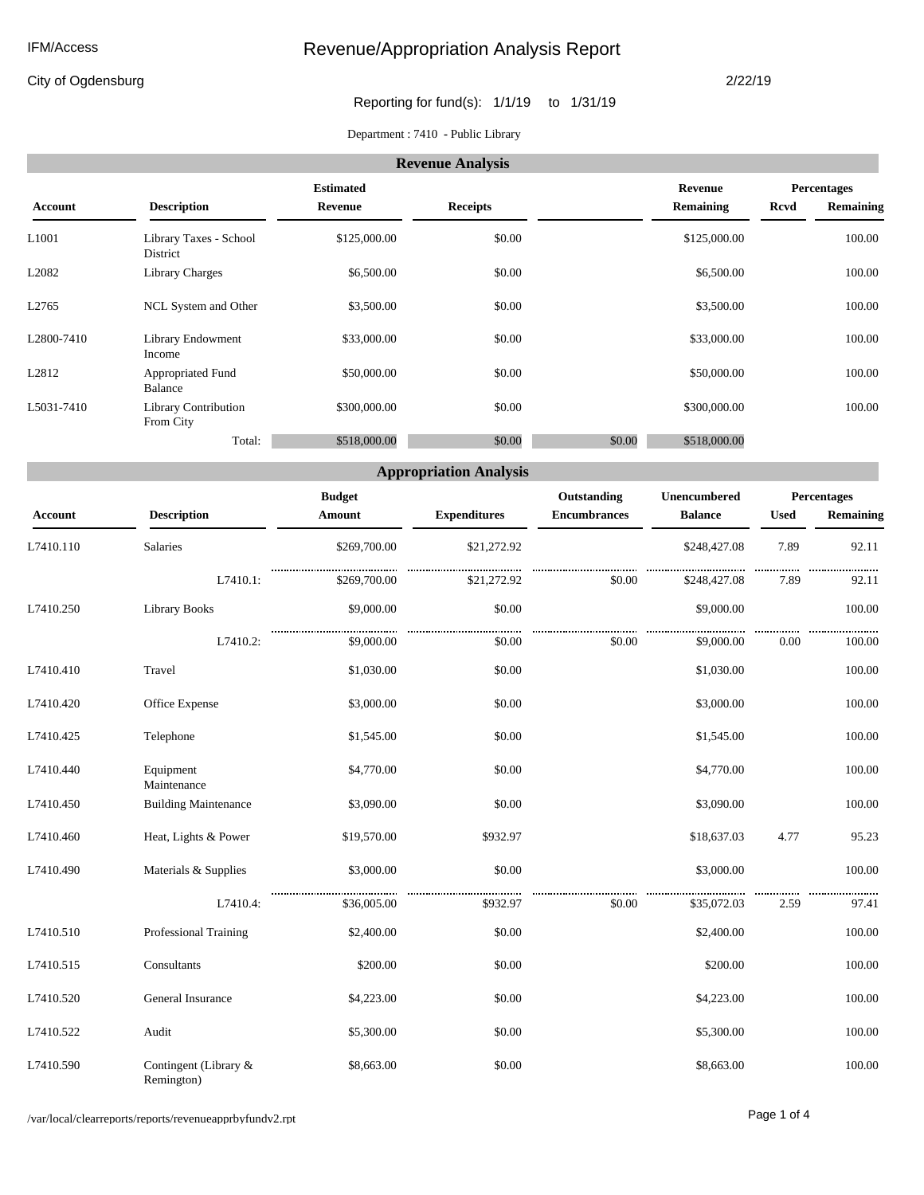IFM/Access

# Revenue/Appropriation Analysis Report

City of Ogdensburg

2/22/19

Reporting for fund(s): 1/1/19 to 1/31/19

Department : 7410 - Public Library

## Revenue Analysis

| Account | Description | Estimated Revenue | Receipts | | Revenue Remaining | Percentages Rcvd | Percentages Remaining |
|---|---|---|---|---|---|---|---|
| L1001 | Library Taxes - School District | $125,000.00 | $0.00 | | $125,000.00 | | 100.00 |
| L2082 | Library Charges | $6,500.00 | $0.00 | | $6,500.00 | | 100.00 |
| L2765 | NCL System and Other | $3,500.00 | $0.00 | | $3,500.00 | | 100.00 |
| L2800-7410 | Library Endowment Income | $33,000.00 | $0.00 | | $33,000.00 | | 100.00 |
| L2812 | Appropriated Fund Balance | $50,000.00 | $0.00 | | $50,000.00 | | 100.00 |
| L5031-7410 | Library Contribution From City | $300,000.00 | $0.00 | | $300,000.00 | | 100.00 |
| | Total: | $518,000.00 | $0.00 | $0.00 | $518,000.00 | | |

## Appropriation Analysis

| Account | Description | Budget Amount | Expenditures | Outstanding Encumbrances | Unencumbered Balance | Percentages Used | Percentages Remaining |
|---|---|---|---|---|---|---|---|
| L7410.110 | Salaries | $269,700.00 | $21,272.92 | | $248,427.08 | 7.89 | 92.11 |
| | L7410.1: | $269,700.00 | $21,272.92 | $0.00 | $248,427.08 | 7.89 | 92.11 |
| L7410.250 | Library Books | $9,000.00 | $0.00 | | $9,000.00 | | 100.00 |
| | L7410.2: | $9,000.00 | $0.00 | $0.00 | $9,000.00 | 0.00 | 100.00 |
| L7410.410 | Travel | $1,030.00 | $0.00 | | $1,030.00 | | 100.00 |
| L7410.420 | Office Expense | $3,000.00 | $0.00 | | $3,000.00 | | 100.00 |
| L7410.425 | Telephone | $1,545.00 | $0.00 | | $1,545.00 | | 100.00 |
| L7410.440 | Equipment Maintenance | $4,770.00 | $0.00 | | $4,770.00 | | 100.00 |
| L7410.450 | Building Maintenance | $3,090.00 | $0.00 | | $3,090.00 | | 100.00 |
| L7410.460 | Heat, Lights & Power | $19,570.00 | $932.97 | | $18,637.03 | 4.77 | 95.23 |
| L7410.490 | Materials & Supplies | $3,000.00 | $0.00 | | $3,000.00 | | 100.00 |
| | L7410.4: | $36,005.00 | $932.97 | $0.00 | $35,072.03 | 2.59 | 97.41 |
| L7410.510 | Professional Training | $2,400.00 | $0.00 | | $2,400.00 | | 100.00 |
| L7410.515 | Consultants | $200.00 | $0.00 | | $200.00 | | 100.00 |
| L7410.520 | General Insurance | $4,223.00 | $0.00 | | $4,223.00 | | 100.00 |
| L7410.522 | Audit | $5,300.00 | $0.00 | | $5,300.00 | | 100.00 |
| L7410.590 | Contingent (Library & Remington) | $8,663.00 | $0.00 | | $8,663.00 | | 100.00 |

/var/local/clearreports/reports/revenueapprbyfundv2.rpt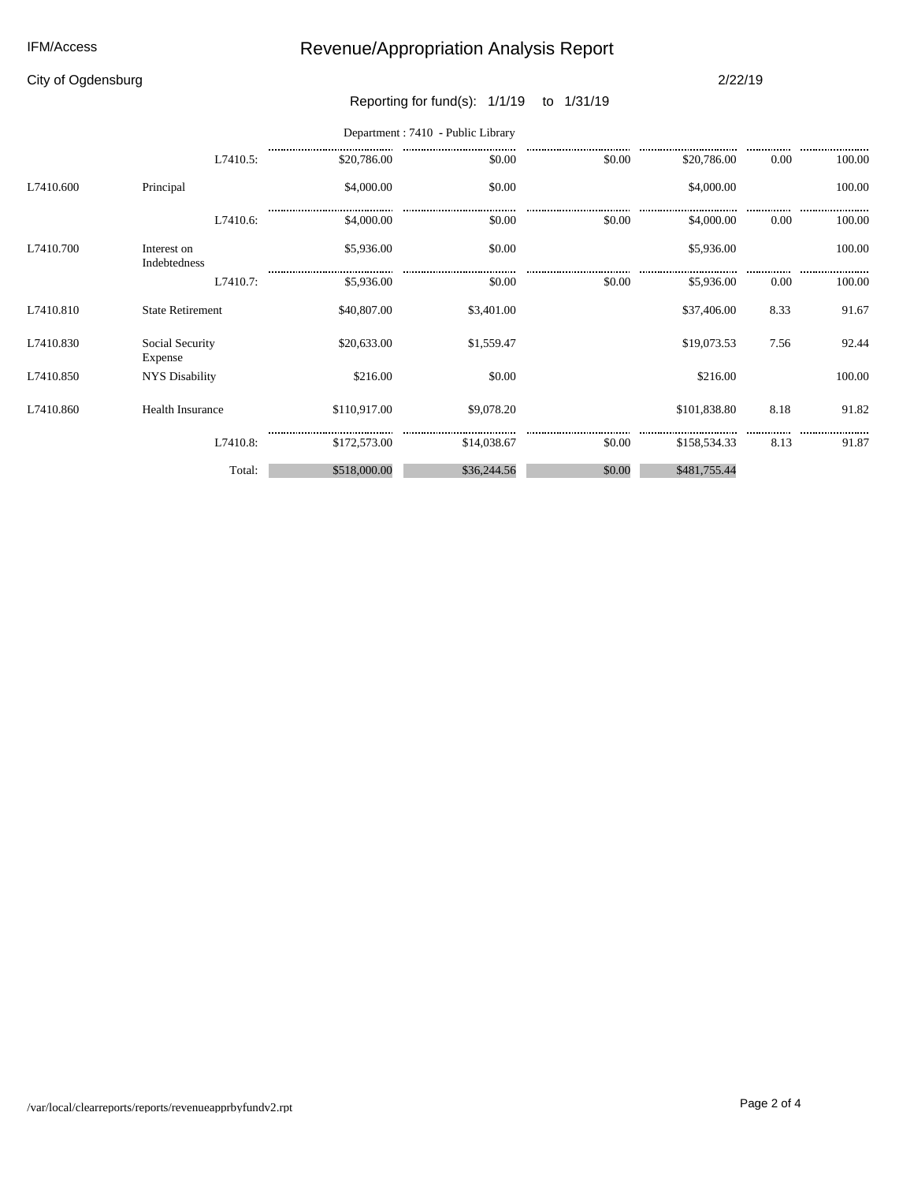# Revenue/Appropriation Analysis Report

IFM/Access

City of Ogdensburg

2/22/19

Reporting for fund(s): 1/1/19 to 1/31/19

Department : 7410 - Public Library

| | | | | | | | |
|---|---|---|---|---|---|---|---|
| | L7410.5: | $20,786.00 | $0.00 | $0.00 | $20,786.00 | 0.00 | 100.00 |
| L7410.600 | Principal | $4,000.00 | $0.00 | | $4,000.00 | | 100.00 |
| | L7410.6: | $4,000.00 | $0.00 | $0.00 | $4,000.00 | 0.00 | 100.00 |
| L7410.700 | Interest on Indebtedness | $5,936.00 | $0.00 | | $5,936.00 | | 100.00 |
| | L7410.7: | $5,936.00 | $0.00 | $0.00 | $5,936.00 | 0.00 | 100.00 |
| L7410.810 | State Retirement | $40,807.00 | $3,401.00 | | $37,406.00 | 8.33 | 91.67 |
| L7410.830 | Social Security Expense | $20,633.00 | $1,559.47 | | $19,073.53 | 7.56 | 92.44 |
| L7410.850 | NYS Disability | $216.00 | $0.00 | | $216.00 | | 100.00 |
| L7410.860 | Health Insurance | $110,917.00 | $9,078.20 | | $101,838.80 | 8.18 | 91.82 |
| | L7410.8: | $172,573.00 | $14,038.67 | $0.00 | $158,534.33 | 8.13 | 91.87 |
| | Total: | $518,000.00 | $36,244.56 | $0.00 | $481,755.44 | | |

/var/local/clearreports/reports/revenueapprbyfundv2.rpt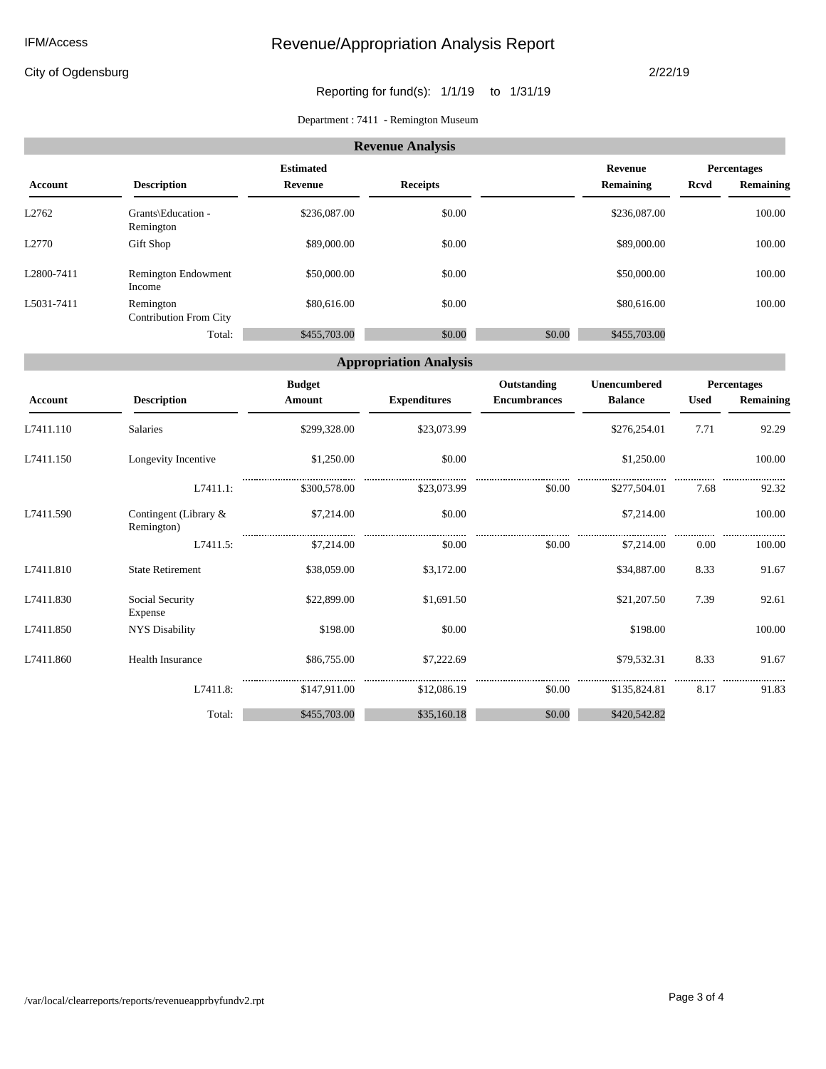IFM/Access

# Revenue/Appropriation Analysis Report

City of Ogdensburg 2/22/19

Reporting for fund(s): 1/1/19 to 1/31/19

Department : 7411 - Remington Museum

## Revenue Analysis

| Account | Description | Estimated Revenue | Receipts | | Revenue Remaining | Percentages Rcvd | Percentages Remaining |
|---|---|---|---|---|---|---|---|
| L2762 | Grants\Education - Remington | $236,087.00 | $0.00 | | $236,087.00 | | 100.00 |
| L2770 | Gift Shop | $89,000.00 | $0.00 | | $89,000.00 | | 100.00 |
| L2800-7411 | Remington Endowment Income | $50,000.00 | $0.00 | | $50,000.00 | | 100.00 |
| L5031-7411 | Remington Contribution From City | $80,616.00 | $0.00 | | $80,616.00 | | 100.00 |
| | Total: | $455,703.00 | $0.00 | $0.00 | $455,703.00 | | |

## Appropriation Analysis

| Account | Description | Budget Amount | Expenditures | Outstanding Encumbrances | Unencumbered Balance | Percentages Used | Percentages Remaining |
|---|---|---|---|---|---|---|---|
| L7411.110 | Salaries | $299,328.00 | $23,073.99 | | $276,254.01 | 7.71 | 92.29 |
| L7411.150 | Longevity Incentive | $1,250.00 | $0.00 | | $1,250.00 | | 100.00 |
| | L7411.1: | $300,578.00 | $23,073.99 | $0.00 | $277,504.01 | 7.68 | 92.32 |
| L7411.590 | Contingent (Library & Remington) | $7,214.00 | $0.00 | | $7,214.00 | | 100.00 |
| | L7411.5: | $7,214.00 | $0.00 | $0.00 | $7,214.00 | 0.00 | 100.00 |
| L7411.810 | State Retirement | $38,059.00 | $3,172.00 | | $34,887.00 | 8.33 | 91.67 |
| L7411.830 | Social Security Expense | $22,899.00 | $1,691.50 | | $21,207.50 | 7.39 | 92.61 |
| L7411.850 | NYS Disability | $198.00 | $0.00 | | $198.00 | | 100.00 |
| L7411.860 | Health Insurance | $86,755.00 | $7,222.69 | | $79,532.31 | 8.33 | 91.67 |
| | L7411.8: | $147,911.00 | $12,086.19 | $0.00 | $135,824.81 | 8.17 | 91.83 |
| | Total: | $455,703.00 | $35,160.18 | $0.00 | $420,542.82 | | |

/var/local/clearreports/reports/revenueapprbyfundv2.rpt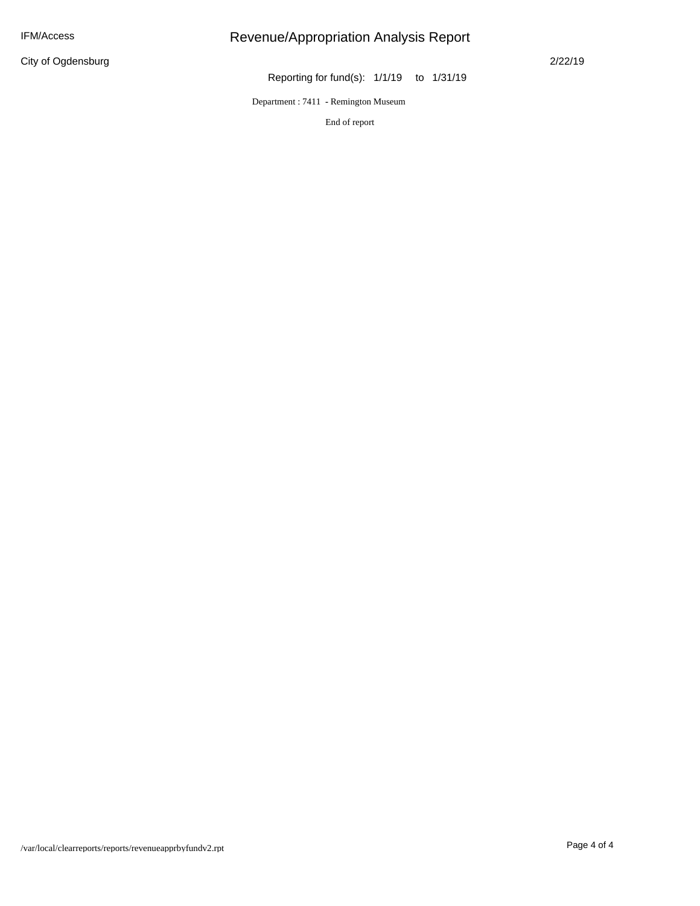IFM/Access

# Revenue/Appropriation Analysis Report

City of Ogdensburg

2/22/19

Reporting for fund(s): 1/1/19 to 1/31/19

Department : 7411 - Remington Museum

End of report

/var/local/clearreports/reports/revenueapprbyfundv2.rpt